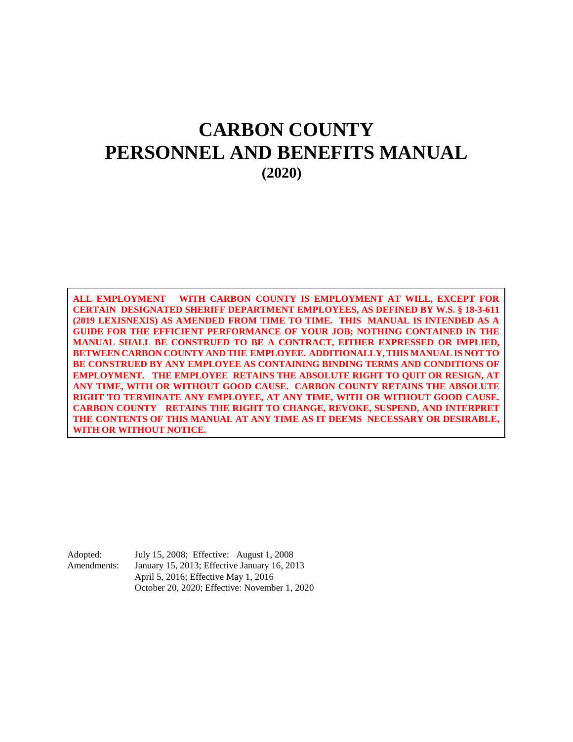# CARBON COUNTY
# PERSONNEL AND BENEFITS MANUAL
## (2020)

**ALL EMPLOYMENT WITH CARBON COUNTY IS EMPLOYMENT AT WILL, EXCEPT FOR CERTAIN DESIGNATED SHERIFF DEPARTMENT EMPLOYEES, AS DEFINED BY W.S. § 18-3-611 (2019 LEXISNEXIS) AS AMENDED FROM TIME TO TIME. THIS MANUAL IS INTENDED AS A GUIDE FOR THE EFFICIENT PERFORMANCE OF YOUR JOB; NOTHING CONTAINED IN THE MANUAL SHALL BE CONSTRUED TO BE A CONTRACT, EITHER EXPRESSED OR IMPLIED, BETWEEN CARBON COUNTY AND THE EMPLOYEE. ADDITIONALLY, THIS MANUAL IS NOT TO BE CONSTRUED BY ANY EMPLOYEE AS CONTAINING BINDING TERMS AND CONDITIONS OF EMPLOYMENT. THE EMPLOYEE RETAINS THE ABSOLUTE RIGHT TO QUIT OR RESIGN, AT ANY TIME, WITH OR WITHOUT GOOD CAUSE. CARBON COUNTY RETAINS THE ABSOLUTE RIGHT TO TERMINATE ANY EMPLOYEE, AT ANY TIME, WITH OR WITHOUT GOOD CAUSE. CARBON COUNTY RETAINS THE RIGHT TO CHANGE, REVOKE, SUSPEND, AND INTERPRET THE CONTENTS OF THIS MANUAL AT ANY TIME AS IT DEEMS NECESSARY OR DESIRABLE, WITH OR WITHOUT NOTICE.**

Adopted: July 15, 2008; Effective: August 1, 2008
Amendments: January 15, 2013; Effective January 16, 2013
April 5, 2016; Effective May 1, 2016
October 20, 2020; Effective: November 1, 2020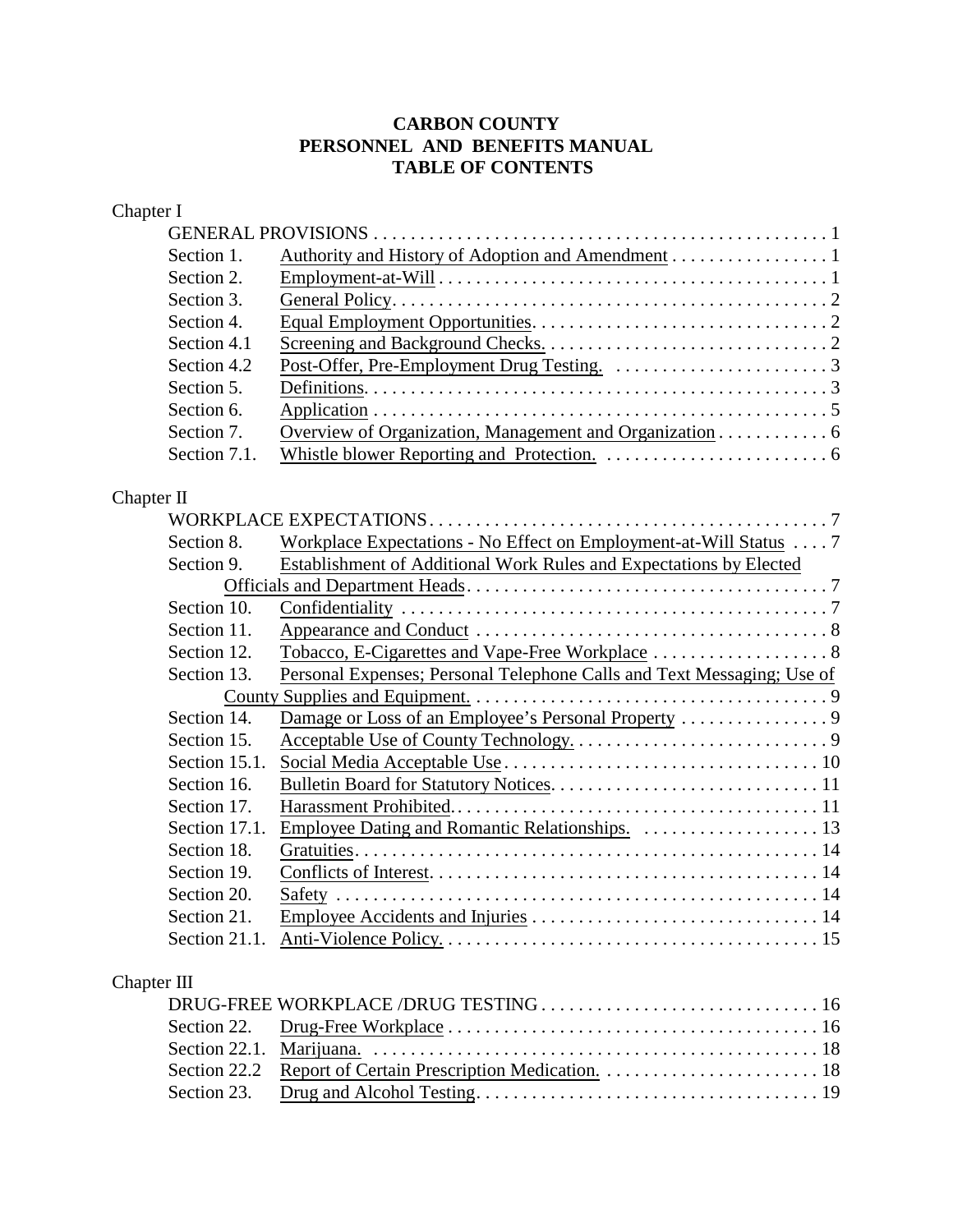**CARBON COUNTY**
**PERSONNEL AND BENEFITS MANUAL**
**TABLE OF CONTENTS**

Chapter I

GENERAL PROVISIONS . . . . . . . . . . 1

- Section 1. Authority and History of Adoption and Amendment . . . . . . . . . . 1
- Section 2. Employment-at-Will . . . . . . . . . . 1
- Section 3. General Policy. . . . . . . . . . 2
- Section 4. Equal Employment Opportunities. . . . . . . . . . 2
- Section 4.1 Screening and Background Checks. . . . . . . . . . 2
- Section 4.2 Post-Offer, Pre-Employment Drug Testing. . . . . . . . . . 3
- Section 5. Definitions. . . . . . . . . . 3
- Section 6. Application . . . . . . . . . . 5
- Section 7. Overview of Organization, Management and Organization . . . . . . . . . . 6
- Section 7.1. Whistle blower Reporting and Protection. . . . . . . . . . 6

Chapter II

WORKPLACE EXPECTATIONS . . . . . . . . . . 7

- Section 8. Workplace Expectations - No Effect on Employment-at-Will Status . . . . 7
- Section 9. Establishment of Additional Work Rules and Expectations by Elected Officials and Department Heads . . . . . . . . . . 7
- Section 10. Confidentiality . . . . . . . . . . 7
- Section 11. Appearance and Conduct . . . . . . . . . . 8
- Section 12. Tobacco, E-Cigarettes and Vape-Free Workplace . . . . . . . . . . 8
- Section 13. Personal Expenses; Personal Telephone Calls and Text Messaging; Use of County Supplies and Equipment. . . . . . . . . . 9
- Section 14. Damage or Loss of an Employee's Personal Property . . . . . . . . . . 9
- Section 15. Acceptable Use of County Technology. . . . . . . . . . 9
- Section 15.1. Social Media Acceptable Use . . . . . . . . . . 10
- Section 16. Bulletin Board for Statutory Notices. . . . . . . . . . 11
- Section 17. Harassment Prohibited. . . . . . . . . . 11
- Section 17.1. Employee Dating and Romantic Relationships. . . . . . . . . . 13
- Section 18. Gratuities. . . . . . . . . . 14
- Section 19. Conflicts of Interest. . . . . . . . . . 14
- Section 20. Safety . . . . . . . . . . 14
- Section 21. Employee Accidents and Injuries . . . . . . . . . . 14
- Section 21.1. Anti-Violence Policy. . . . . . . . . . 15

Chapter III

DRUG-FREE WORKPLACE /DRUG TESTING . . . . . . . . . . 16

- Section 22. Drug-Free Workplace . . . . . . . . . . 16
- Section 22.1. Marijuana. . . . . . . . . . 18
- Section 22.2 Report of Certain Prescription Medication. . . . . . . . . . 18
- Section 23. Drug and Alcohol Testing. . . . . . . . . . 19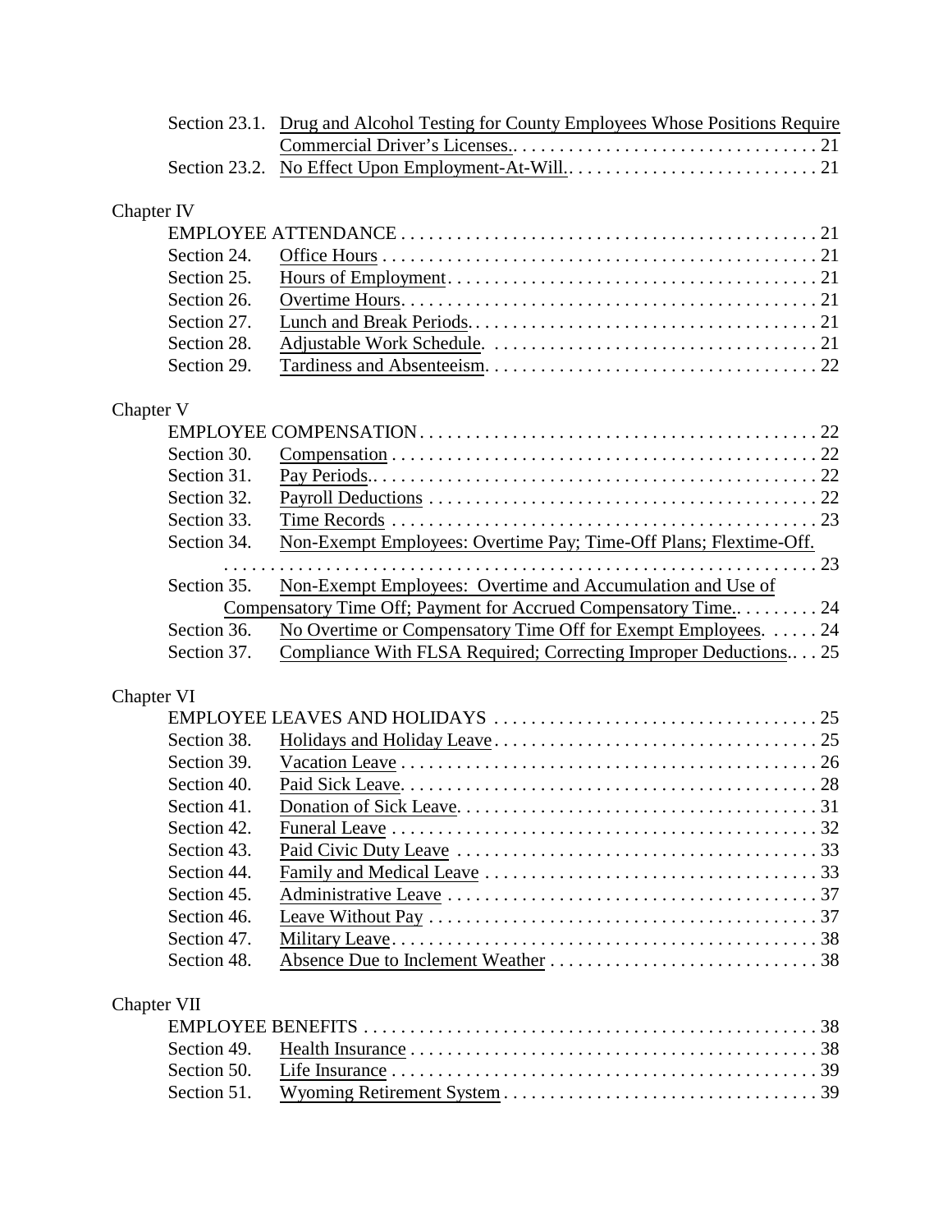Section 23.1. Drug and Alcohol Testing for County Employees Whose Positions Require Commercial Driver's Licenses.. . . . . . . . . . . . . . . . . . . . . . . . . . . . . . . . . 21
Section 23.2. No Effect Upon Employment-At-Will.. . . . . . . . . . . . . . . . . . . . . . . . . . . . 21

Chapter IV

EMPLOYEE ATTENDANCE . . . . . . . . . . . . . . . . . . . . . . . . . . . . . . . . . . . . . . . . . . . . . 21
Section 24. Office Hours . . . . . . . . . . . . . . . . . . . . . . . . . . . . . . . . . . . . . . . . . . . . . . 21
Section 25. Hours of Employment. . . . . . . . . . . . . . . . . . . . . . . . . . . . . . . . . . . . . . . . 21
Section 26. Overtime Hours. . . . . . . . . . . . . . . . . . . . . . . . . . . . . . . . . . . . . . . . . . . . . 21
Section 27. Lunch and Break Periods. . . . . . . . . . . . . . . . . . . . . . . . . . . . . . . . . . . . . . 21
Section 28. Adjustable Work Schedule. . . . . . . . . . . . . . . . . . . . . . . . . . . . . . . . . . . . 21
Section 29. Tardiness and Absenteeism. . . . . . . . . . . . . . . . . . . . . . . . . . . . . . . . . . . . 22

Chapter V

EMPLOYEE COMPENSATION . . . . . . . . . . . . . . . . . . . . . . . . . . . . . . . . . . . . . . . . . . . 22
Section 30. Compensation . . . . . . . . . . . . . . . . . . . . . . . . . . . . . . . . . . . . . . . . . . . . . . 22
Section 31. Pay Periods.. . . . . . . . . . . . . . . . . . . . . . . . . . . . . . . . . . . . . . . . . . . . . . . . 22
Section 32. Payroll Deductions . . . . . . . . . . . . . . . . . . . . . . . . . . . . . . . . . . . . . . . . . . 22
Section 33. Time Records . . . . . . . . . . . . . . . . . . . . . . . . . . . . . . . . . . . . . . . . . . . . . . 23
Section 34. Non-Exempt Employees: Overtime Pay; Time-Off Plans; Flextime-Off. . . . . . . . . . . . . . . . . . . . . . . . . . . . . . . . . . . . . . . . . . . . . . . . . . . . . . . . . . . . . . 23
Section 35. Non-Exempt Employees: Overtime and Accumulation and Use of Compensatory Time Off; Payment for Accrued Compensatory Time.. . . . . . . . . 24
Section 36. No Overtime or Compensatory Time Off for Exempt Employees. . . . . . 24
Section 37. Compliance With FLSA Required; Correcting Improper Deductions.. . . 25

Chapter VI

EMPLOYEE LEAVES AND HOLIDAYS . . . . . . . . . . . . . . . . . . . . . . . . . . . . . . . . . . . 25
Section 38. Holidays and Holiday Leave . . . . . . . . . . . . . . . . . . . . . . . . . . . . . . . . . . . 25
Section 39. Vacation Leave . . . . . . . . . . . . . . . . . . . . . . . . . . . . . . . . . . . . . . . . . . . . . 26
Section 40. Paid Sick Leave. . . . . . . . . . . . . . . . . . . . . . . . . . . . . . . . . . . . . . . . . . . . . 28
Section 41. Donation of Sick Leave. . . . . . . . . . . . . . . . . . . . . . . . . . . . . . . . . . . . . . . 31
Section 42. Funeral Leave . . . . . . . . . . . . . . . . . . . . . . . . . . . . . . . . . . . . . . . . . . . . . . 32
Section 43. Paid Civic Duty Leave . . . . . . . . . . . . . . . . . . . . . . . . . . . . . . . . . . . . . . . 33
Section 44. Family and Medical Leave . . . . . . . . . . . . . . . . . . . . . . . . . . . . . . . . . . . . 33
Section 45. Administrative Leave . . . . . . . . . . . . . . . . . . . . . . . . . . . . . . . . . . . . . . . . 37
Section 46. Leave Without Pay . . . . . . . . . . . . . . . . . . . . . . . . . . . . . . . . . . . . . . . . . . 37
Section 47. Military Leave. . . . . . . . . . . . . . . . . . . . . . . . . . . . . . . . . . . . . . . . . . . . . . 38
Section 48. Absence Due to Inclement Weather . . . . . . . . . . . . . . . . . . . . . . . . . . . . . 38

Chapter VII

EMPLOYEE BENEFITS . . . . . . . . . . . . . . . . . . . . . . . . . . . . . . . . . . . . . . . . . . . . . . . . . 38
Section 49. Health Insurance . . . . . . . . . . . . . . . . . . . . . . . . . . . . . . . . . . . . . . . . . . . . 38
Section 50. Life Insurance . . . . . . . . . . . . . . . . . . . . . . . . . . . . . . . . . . . . . . . . . . . . . . 39
Section 51. Wyoming Retirement System . . . . . . . . . . . . . . . . . . . . . . . . . . . . . . . . . . 39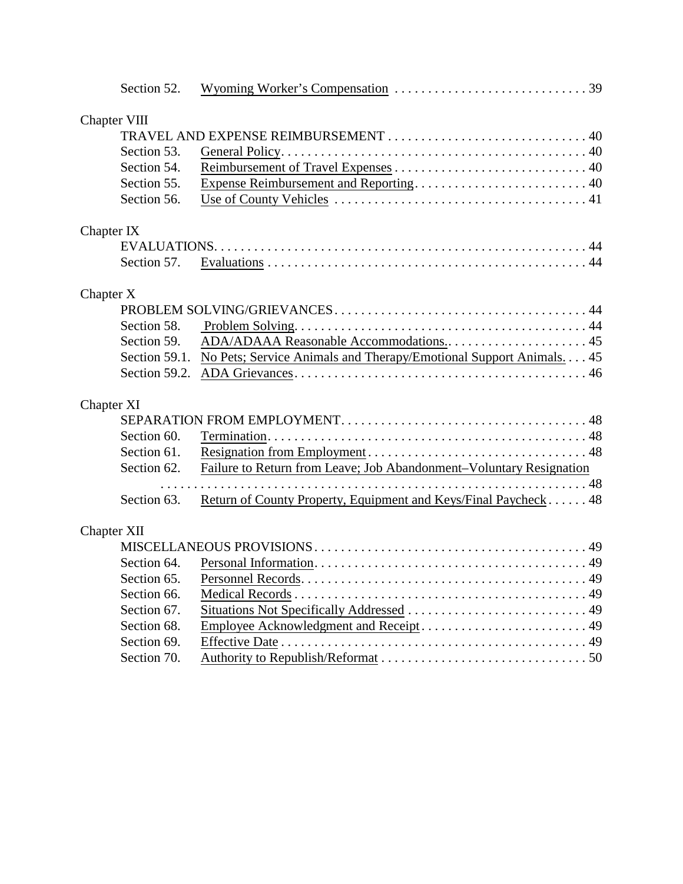Section 52. Wyoming Worker's Compensation . . . . . . . . . . . . . . . . . . . . . . . . . . . . . 39

Chapter VIII

TRAVEL AND EXPENSE REIMBURSEMENT . . . . . . . . . . . . . . . . . . . . . . . . . . . . . . 40

Section 53. General Policy. . . . . . . . . . . . . . . . . . . . . . . . . . . . . . . . . . . . . . . . . . . . . 40

Section 54. Reimbursement of Travel Expenses . . . . . . . . . . . . . . . . . . . . . . . . . . . . . 40

Section 55. Expense Reimbursement and Reporting. . . . . . . . . . . . . . . . . . . . . . . . . . 40

Section 56. Use of County Vehicles . . . . . . . . . . . . . . . . . . . . . . . . . . . . . . . . . . . . . . 41

Chapter IX

EVALUATIONS. . . . . . . . . . . . . . . . . . . . . . . . . . . . . . . . . . . . . . . . . . . . . . . . . . . . . . . 44

Section 57. Evaluations . . . . . . . . . . . . . . . . . . . . . . . . . . . . . . . . . . . . . . . . . . . . . . . . 44

Chapter X

PROBLEM SOLVING/GRIEVANCES . . . . . . . . . . . . . . . . . . . . . . . . . . . . . . . . . . . . . . 44

Section 58. Problem Solving. . . . . . . . . . . . . . . . . . . . . . . . . . . . . . . . . . . . . . . . . . . . 44

Section 59. ADA/ADAAA Reasonable Accommodations.. . . . . . . . . . . . . . . . . . . . . . 45

Section 59.1. No Pets; Service Animals and Therapy/Emotional Support Animals. . . . 45

Section 59.2. ADA Grievances . . . . . . . . . . . . . . . . . . . . . . . . . . . . . . . . . . . . . . . . . . . 46

Chapter XI

SEPARATION FROM EMPLOYMENT. . . . . . . . . . . . . . . . . . . . . . . . . . . . . . . . . . . . . 48

Section 60. Termination. . . . . . . . . . . . . . . . . . . . . . . . . . . . . . . . . . . . . . . . . . . . . . . . 48

Section 61. Resignation from Employment . . . . . . . . . . . . . . . . . . . . . . . . . . . . . . . . . 48

Section 62. Failure to Return from Leave; Job Abandonment–Voluntary Resignation . . . . . . . . . . . . . . . . . . . . . . . . . . . . . . . . . . . . . . . . . . . . . . . . . . . . . . . . . . . 48

Section 63. Return of County Property, Equipment and Keys/Final Paycheck . . . . . . 48

Chapter XII

MISCELLANEOUS PROVISIONS . . . . . . . . . . . . . . . . . . . . . . . . . . . . . . . . . . . . . . . . . 49

Section 64. Personal Information. . . . . . . . . . . . . . . . . . . . . . . . . . . . . . . . . . . . . . . . . 49

Section 65. Personnel Records. . . . . . . . . . . . . . . . . . . . . . . . . . . . . . . . . . . . . . . . . . . 49

Section 66. Medical Records . . . . . . . . . . . . . . . . . . . . . . . . . . . . . . . . . . . . . . . . . . . . 49

Section 67. Situations Not Specifically Addressed . . . . . . . . . . . . . . . . . . . . . . . . . . . 49

Section 68. Employee Acknowledgment and Receipt . . . . . . . . . . . . . . . . . . . . . . . . . 49

Section 69. Effective Date . . . . . . . . . . . . . . . . . . . . . . . . . . . . . . . . . . . . . . . . . . . . . . 49

Section 70. Authority to Republish/Reformat . . . . . . . . . . . . . . . . . . . . . . . . . . . . . . . 50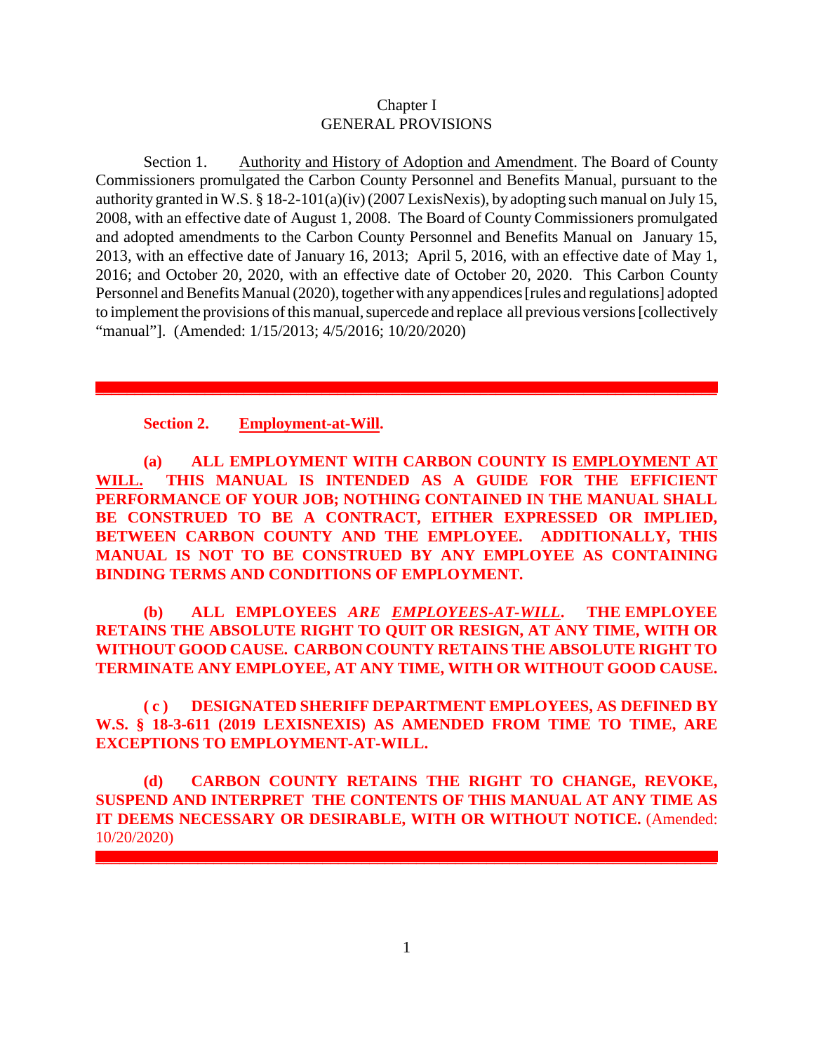# Chapter I
# GENERAL PROVISIONS

Section 1. Authority and History of Adoption and Amendment. The Board of County Commissioners promulgated the Carbon County Personnel and Benefits Manual, pursuant to the authority granted in W.S. § 18-2-101(a)(iv) (2007 LexisNexis), by adopting such manual on July 15, 2008, with an effective date of August 1, 2008. The Board of County Commissioners promulgated and adopted amendments to the Carbon County Personnel and Benefits Manual on January 15, 2013, with an effective date of January 16, 2013; April 5, 2016, with an effective date of May 1, 2016; and October 20, 2020, with an effective date of October 20, 2020. This Carbon County Personnel and Benefits Manual (2020), together with any appendices [rules and regulations] adopted to implement the provisions of this manual, supercede and replace all previous versions [collectively "manual"]. (Amended: 1/15/2013; 4/5/2016; 10/20/2020)

---

**Section 2. Employment-at-Will.**

**(a) ALL EMPLOYMENT WITH CARBON COUNTY IS EMPLOYMENT AT WILL. THIS MANUAL IS INTENDED AS A GUIDE FOR THE EFFICIENT PERFORMANCE OF YOUR JOB; NOTHING CONTAINED IN THE MANUAL SHALL BE CONSTRUED TO BE A CONTRACT, EITHER EXPRESSED OR IMPLIED, BETWEEN CARBON COUNTY AND THE EMPLOYEE. ADDITIONALLY, THIS MANUAL IS NOT TO BE CONSTRUED BY ANY EMPLOYEE AS CONTAINING BINDING TERMS AND CONDITIONS OF EMPLOYMENT.**

**(b) ALL EMPLOYEES *ARE EMPLOYEES-AT-WILL*. THE EMPLOYEE RETAINS THE ABSOLUTE RIGHT TO QUIT OR RESIGN, AT ANY TIME, WITH OR WITHOUT GOOD CAUSE. CARBON COUNTY RETAINS THE ABSOLUTE RIGHT TO TERMINATE ANY EMPLOYEE, AT ANY TIME, WITH OR WITHOUT GOOD CAUSE.**

**( c ) DESIGNATED SHERIFF DEPARTMENT EMPLOYEES, AS DEFINED BY W.S. § 18-3-611 (2019 LEXISNEXIS) AS AMENDED FROM TIME TO TIME, ARE EXCEPTIONS TO EMPLOYMENT-AT-WILL.**

**(d) CARBON COUNTY RETAINS THE RIGHT TO CHANGE, REVOKE, SUSPEND AND INTERPRET THE CONTENTS OF THIS MANUAL AT ANY TIME AS IT DEEMS NECESSARY OR DESIRABLE, WITH OR WITHOUT NOTICE.** (Amended: 10/20/2020)

---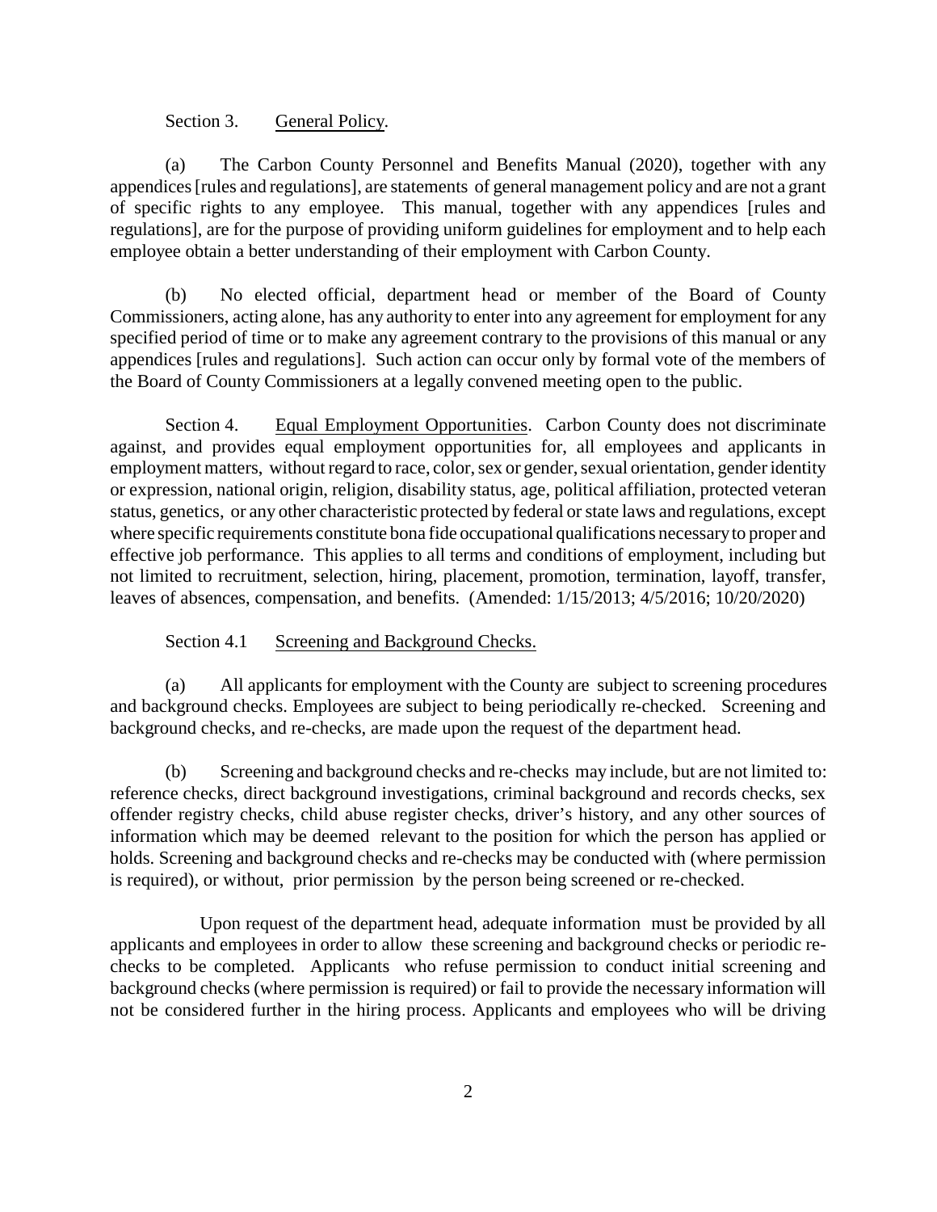Section 3. General Policy.

(a) The Carbon County Personnel and Benefits Manual (2020), together with any appendices [rules and regulations], are statements of general management policy and are not a grant of specific rights to any employee. This manual, together with any appendices [rules and regulations], are for the purpose of providing uniform guidelines for employment and to help each employee obtain a better understanding of their employment with Carbon County.

(b) No elected official, department head or member of the Board of County Commissioners, acting alone, has any authority to enter into any agreement for employment for any specified period of time or to make any agreement contrary to the provisions of this manual or any appendices [rules and regulations]. Such action can occur only by formal vote of the members of the Board of County Commissioners at a legally convened meeting open to the public.

Section 4. Equal Employment Opportunities. Carbon County does not discriminate against, and provides equal employment opportunities for, all employees and applicants in employment matters, without regard to race, color, sex or gender, sexual orientation, gender identity or expression, national origin, religion, disability status, age, political affiliation, protected veteran status, genetics, or any other characteristic protected by federal or state laws and regulations, except where specific requirements constitute bona fide occupational qualifications necessary to proper and effective job performance. This applies to all terms and conditions of employment, including but not limited to recruitment, selection, hiring, placement, promotion, termination, layoff, transfer, leaves of absences, compensation, and benefits. (Amended: 1/15/2013; 4/5/2016; 10/20/2020)

Section 4.1 Screening and Background Checks.

(a) All applicants for employment with the County are subject to screening procedures and background checks. Employees are subject to being periodically re-checked. Screening and background checks, and re-checks, are made upon the request of the department head.

(b) Screening and background checks and re-checks may include, but are not limited to: reference checks, direct background investigations, criminal background and records checks, sex offender registry checks, child abuse register checks, driver's history, and any other sources of information which may be deemed relevant to the position for which the person has applied or holds. Screening and background checks and re-checks may be conducted with (where permission is required), or without, prior permission by the person being screened or re-checked.

Upon request of the department head, adequate information must be provided by all applicants and employees in order to allow these screening and background checks or periodic re-checks to be completed. Applicants who refuse permission to conduct initial screening and background checks (where permission is required) or fail to provide the necessary information will not be considered further in the hiring process. Applicants and employees who will be driving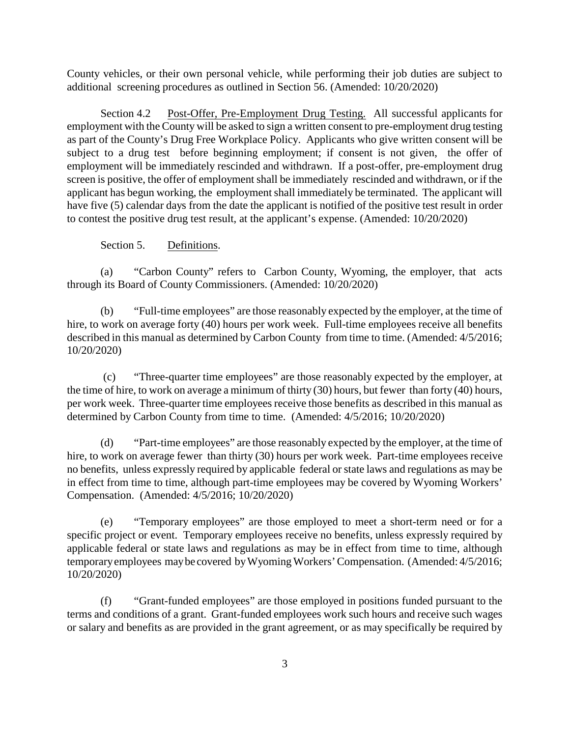County vehicles, or their own personal vehicle, while performing their job duties are subject to additional screening procedures as outlined in Section 56. (Amended: 10/20/2020)

Section 4.2 Post-Offer, Pre-Employment Drug Testing. All successful applicants for employment with the County will be asked to sign a written consent to pre-employment drug testing as part of the County's Drug Free Workplace Policy. Applicants who give written consent will be subject to a drug test before beginning employment; if consent is not given, the offer of employment will be immediately rescinded and withdrawn. If a post-offer, pre-employment drug screen is positive, the offer of employment shall be immediately rescinded and withdrawn, or if the applicant has begun working, the employment shall immediately be terminated. The applicant will have five (5) calendar days from the date the applicant is notified of the positive test result in order to contest the positive drug test result, at the applicant's expense. (Amended: 10/20/2020)

Section 5. Definitions.

(a) "Carbon County" refers to Carbon County, Wyoming, the employer, that acts through its Board of County Commissioners. (Amended: 10/20/2020)

(b) "Full-time employees" are those reasonably expected by the employer, at the time of hire, to work on average forty (40) hours per work week. Full-time employees receive all benefits described in this manual as determined by Carbon County from time to time. (Amended: 4/5/2016; 10/20/2020)

(c) "Three-quarter time employees" are those reasonably expected by the employer, at the time of hire, to work on average a minimum of thirty (30) hours, but fewer than forty (40) hours, per work week. Three-quarter time employees receive those benefits as described in this manual as determined by Carbon County from time to time. (Amended: 4/5/2016; 10/20/2020)

(d) "Part-time employees" are those reasonably expected by the employer, at the time of hire, to work on average fewer than thirty (30) hours per work week. Part-time employees receive no benefits, unless expressly required by applicable federal or state laws and regulations as may be in effect from time to time, although part-time employees may be covered by Wyoming Workers' Compensation. (Amended: 4/5/2016; 10/20/2020)

(e) "Temporary employees" are those employed to meet a short-term need or for a specific project or event. Temporary employees receive no benefits, unless expressly required by applicable federal or state laws and regulations as may be in effect from time to time, although temporary employees may be covered by Wyoming Workers' Compensation. (Amended: 4/5/2016; 10/20/2020)

(f) "Grant-funded employees" are those employed in positions funded pursuant to the terms and conditions of a grant. Grant-funded employees work such hours and receive such wages or salary and benefits as are provided in the grant agreement, or as may specifically be required by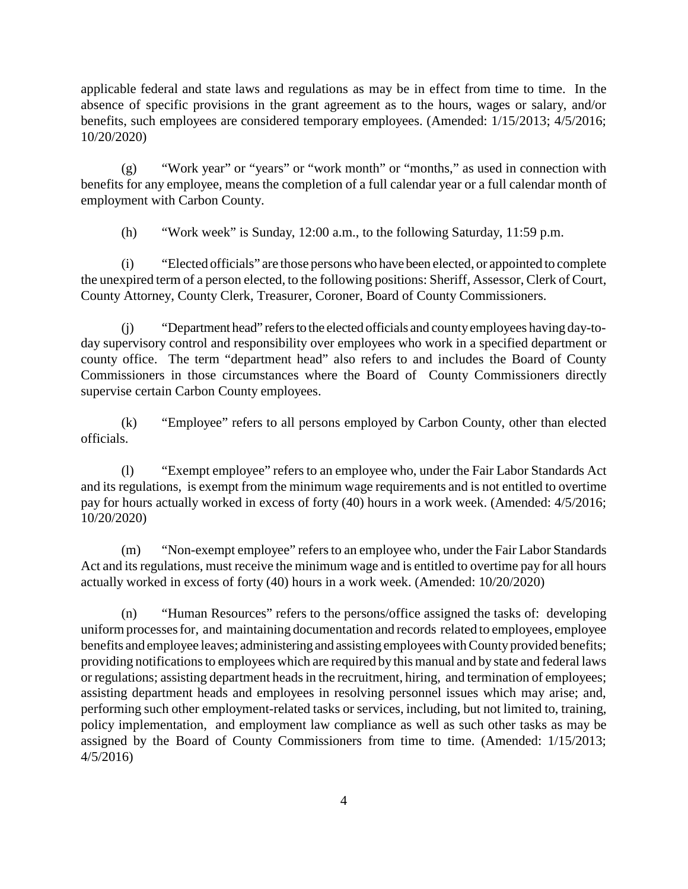applicable federal and state laws and regulations as may be in effect from time to time. In the absence of specific provisions in the grant agreement as to the hours, wages or salary, and/or benefits, such employees are considered temporary employees. (Amended: 1/15/2013; 4/5/2016; 10/20/2020)

(g) "Work year" or "years" or "work month" or "months," as used in connection with benefits for any employee, means the completion of a full calendar year or a full calendar month of employment with Carbon County.

(h) "Work week" is Sunday, 12:00 a.m., to the following Saturday, 11:59 p.m.

(i) "Elected officials" are those persons who have been elected, or appointed to complete the unexpired term of a person elected, to the following positions: Sheriff, Assessor, Clerk of Court, County Attorney, County Clerk, Treasurer, Coroner, Board of County Commissioners.

(j) "Department head" refers to the elected officials and county employees having day-to-day supervisory control and responsibility over employees who work in a specified department or county office. The term "department head" also refers to and includes the Board of County Commissioners in those circumstances where the Board of County Commissioners directly supervise certain Carbon County employees.

(k) "Employee" refers to all persons employed by Carbon County, other than elected officials.

(l) "Exempt employee" refers to an employee who, under the Fair Labor Standards Act and its regulations, is exempt from the minimum wage requirements and is not entitled to overtime pay for hours actually worked in excess of forty (40) hours in a work week. (Amended: 4/5/2016; 10/20/2020)

(m) "Non-exempt employee" refers to an employee who, under the Fair Labor Standards Act and its regulations, must receive the minimum wage and is entitled to overtime pay for all hours actually worked in excess of forty (40) hours in a work week. (Amended: 10/20/2020)

(n) "Human Resources" refers to the persons/office assigned the tasks of: developing uniform processes for, and maintaining documentation and records related to employees, employee benefits and employee leaves; administering and assisting employees with County provided benefits; providing notifications to employees which are required by this manual and by state and federal laws or regulations; assisting department heads in the recruitment, hiring, and termination of employees; assisting department heads and employees in resolving personnel issues which may arise; and, performing such other employment-related tasks or services, including, but not limited to, training, policy implementation, and employment law compliance as well as such other tasks as may be assigned by the Board of County Commissioners from time to time. (Amended: 1/15/2013; 4/5/2016)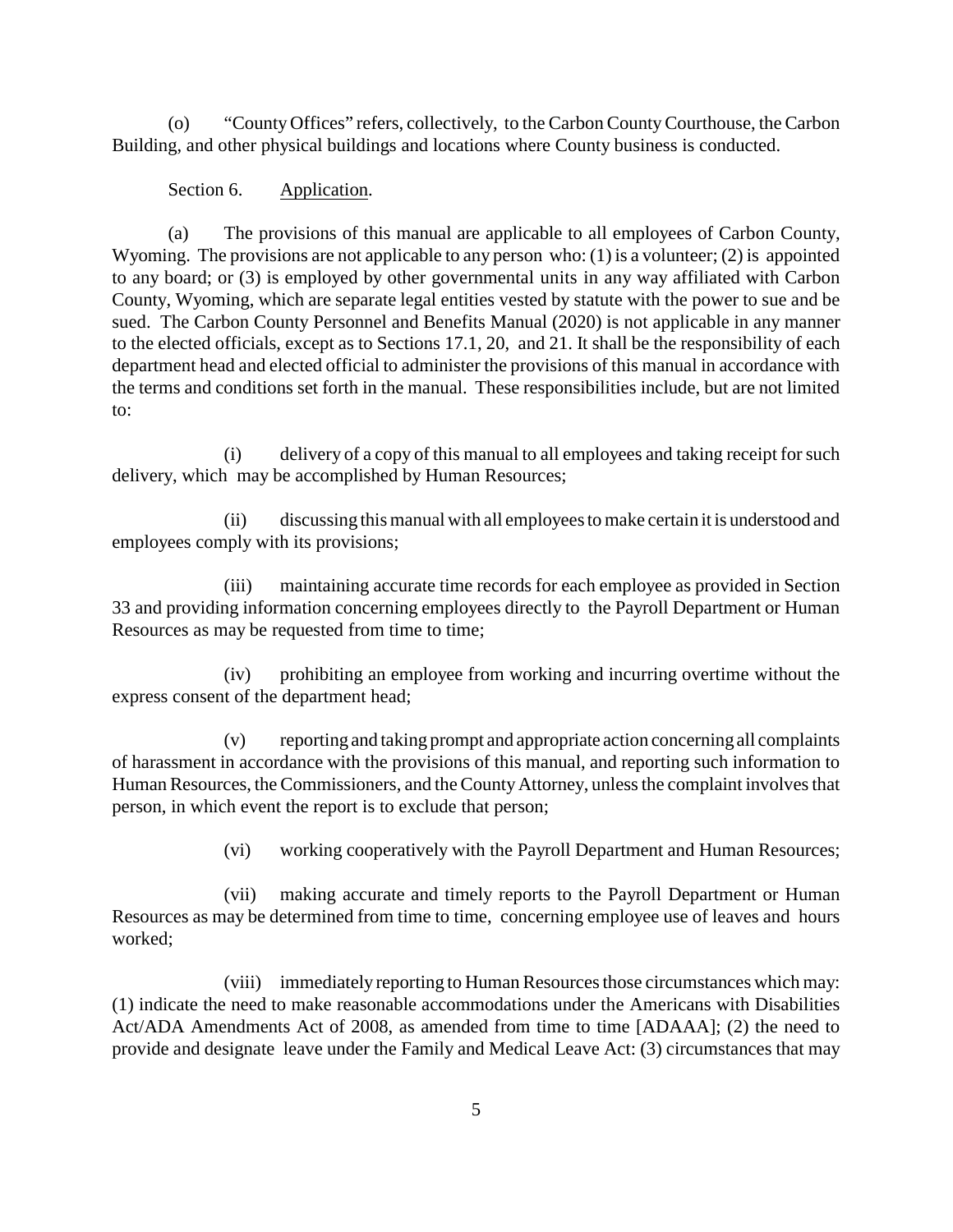(o) "County Offices" refers, collectively, to the Carbon County Courthouse, the Carbon Building, and other physical buildings and locations where County business is conducted.

Section 6. Application.

(a) The provisions of this manual are applicable to all employees of Carbon County, Wyoming. The provisions are not applicable to any person who: (1) is a volunteer; (2) is appointed to any board; or (3) is employed by other governmental units in any way affiliated with Carbon County, Wyoming, which are separate legal entities vested by statute with the power to sue and be sued. The Carbon County Personnel and Benefits Manual (2020) is not applicable in any manner to the elected officials, except as to Sections 17.1, 20, and 21. It shall be the responsibility of each department head and elected official to administer the provisions of this manual in accordance with the terms and conditions set forth in the manual. These responsibilities include, but are not limited to:

(i) delivery of a copy of this manual to all employees and taking receipt for such delivery, which may be accomplished by Human Resources;

(ii) discussing this manual with all employees to make certain it is understood and employees comply with its provisions;

(iii) maintaining accurate time records for each employee as provided in Section 33 and providing information concerning employees directly to the Payroll Department or Human Resources as may be requested from time to time;

(iv) prohibiting an employee from working and incurring overtime without the express consent of the department head;

(v) reporting and taking prompt and appropriate action concerning all complaints of harassment in accordance with the provisions of this manual, and reporting such information to Human Resources, the Commissioners, and the County Attorney, unless the complaint involves that person, in which event the report is to exclude that person;

(vi) working cooperatively with the Payroll Department and Human Resources;

(vii) making accurate and timely reports to the Payroll Department or Human Resources as may be determined from time to time, concerning employee use of leaves and hours worked;

(viii) immediately reporting to Human Resources those circumstances which may: (1) indicate the need to make reasonable accommodations under the Americans with Disabilities Act/ADA Amendments Act of 2008, as amended from time to time [ADAAA]; (2) the need to provide and designate leave under the Family and Medical Leave Act: (3) circumstances that may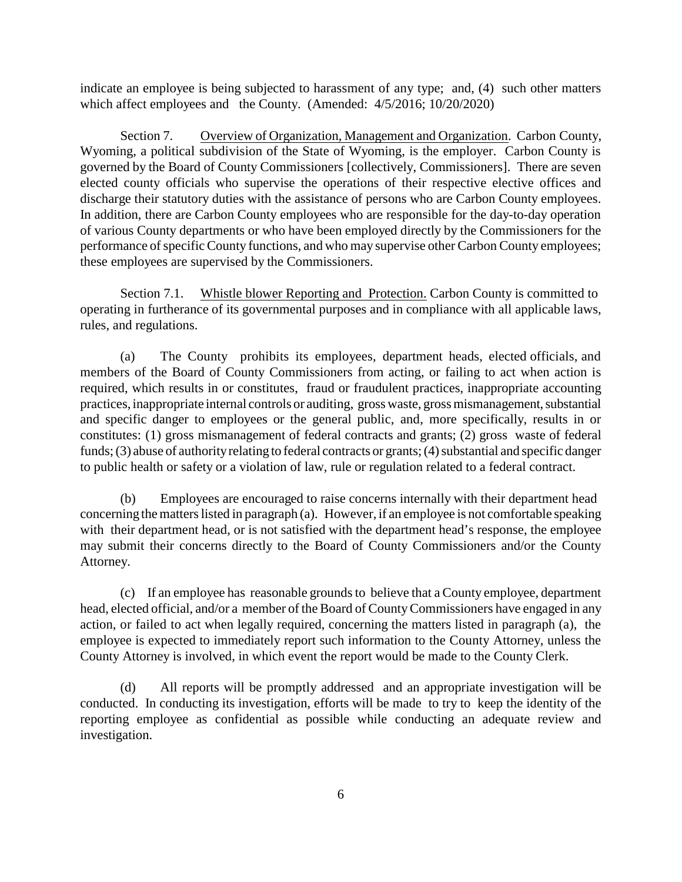indicate an employee is being subjected to harassment of any type; and, (4) such other matters which affect employees and the County. (Amended: 4/5/2016; 10/20/2020)

Section 7. Overview of Organization, Management and Organization. Carbon County, Wyoming, a political subdivision of the State of Wyoming, is the employer. Carbon County is governed by the Board of County Commissioners [collectively, Commissioners]. There are seven elected county officials who supervise the operations of their respective elective offices and discharge their statutory duties with the assistance of persons who are Carbon County employees. In addition, there are Carbon County employees who are responsible for the day-to-day operation of various County departments or who have been employed directly by the Commissioners for the performance of specific County functions, and who may supervise other Carbon County employees; these employees are supervised by the Commissioners.

Section 7.1. Whistle blower Reporting and Protection. Carbon County is committed to operating in furtherance of its governmental purposes and in compliance with all applicable laws, rules, and regulations.

(a) The County prohibits its employees, department heads, elected officials, and members of the Board of County Commissioners from acting, or failing to act when action is required, which results in or constitutes, fraud or fraudulent practices, inappropriate accounting practices, inappropriate internal controls or auditing, gross waste, gross mismanagement, substantial and specific danger to employees or the general public, and, more specifically, results in or constitutes: (1) gross mismanagement of federal contracts and grants; (2) gross waste of federal funds; (3) abuse of authority relating to federal contracts or grants; (4) substantial and specific danger to public health or safety or a violation of law, rule or regulation related to a federal contract.

(b) Employees are encouraged to raise concerns internally with their department head concerning the matters listed in paragraph (a). However, if an employee is not comfortable speaking with their department head, or is not satisfied with the department head's response, the employee may submit their concerns directly to the Board of County Commissioners and/or the County Attorney.

(c) If an employee has reasonable grounds to believe that a County employee, department head, elected official, and/or a member of the Board of County Commissioners have engaged in any action, or failed to act when legally required, concerning the matters listed in paragraph (a), the employee is expected to immediately report such information to the County Attorney, unless the County Attorney is involved, in which event the report would be made to the County Clerk.

(d) All reports will be promptly addressed and an appropriate investigation will be conducted. In conducting its investigation, efforts will be made to try to keep the identity of the reporting employee as confidential as possible while conducting an adequate review and investigation.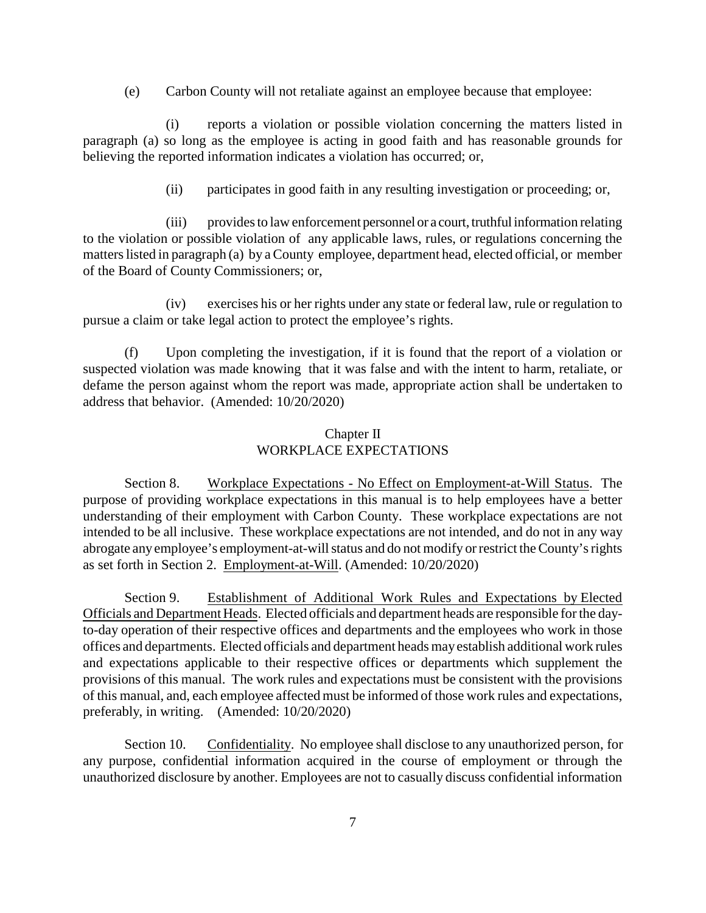(e) Carbon County will not retaliate against an employee because that employee:

(i) reports a violation or possible violation concerning the matters listed in paragraph (a) so long as the employee is acting in good faith and has reasonable grounds for believing the reported information indicates a violation has occurred; or,

(ii) participates in good faith in any resulting investigation or proceeding; or,

(iii) provides to law enforcement personnel or a court, truthful information relating to the violation or possible violation of any applicable laws, rules, or regulations concerning the matters listed in paragraph (a) by a County employee, department head, elected official, or member of the Board of County Commissioners; or,

(iv) exercises his or her rights under any state or federal law, rule or regulation to pursue a claim or take legal action to protect the employee's rights.

(f) Upon completing the investigation, if it is found that the report of a violation or suspected violation was made knowing that it was false and with the intent to harm, retaliate, or defame the person against whom the report was made, appropriate action shall be undertaken to address that behavior. (Amended: 10/20/2020)

## Chapter II
## WORKPLACE EXPECTATIONS

Section 8. Workplace Expectations - No Effect on Employment-at-Will Status. The purpose of providing workplace expectations in this manual is to help employees have a better understanding of their employment with Carbon County. These workplace expectations are not intended to be all inclusive. These workplace expectations are not intended, and do not in any way abrogate any employee's employment-at-will status and do not modify or restrict the County's rights as set forth in Section 2. Employment-at-Will. (Amended: 10/20/2020)

Section 9. Establishment of Additional Work Rules and Expectations by Elected Officials and Department Heads. Elected officials and department heads are responsible for the day-to-day operation of their respective offices and departments and the employees who work in those offices and departments. Elected officials and department heads may establish additional work rules and expectations applicable to their respective offices or departments which supplement the provisions of this manual. The work rules and expectations must be consistent with the provisions of this manual, and, each employee affected must be informed of those work rules and expectations, preferably, in writing. (Amended: 10/20/2020)

Section 10. Confidentiality. No employee shall disclose to any unauthorized person, for any purpose, confidential information acquired in the course of employment or through the unauthorized disclosure by another. Employees are not to casually discuss confidential information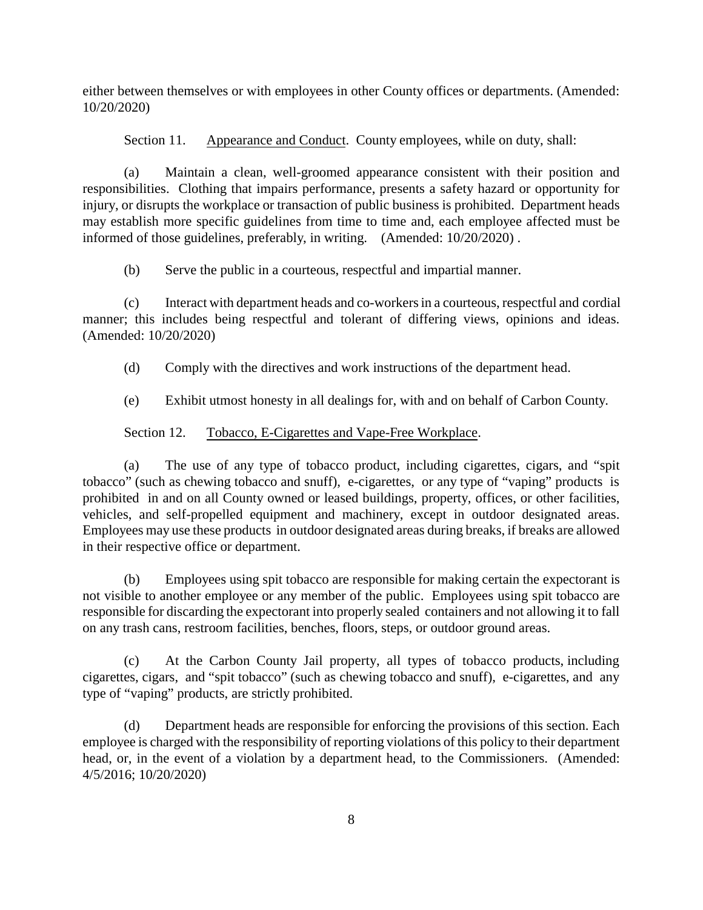either between themselves or with employees in other County offices or departments. (Amended: 10/20/2020)

Section 11. Appearance and Conduct. County employees, while on duty, shall:

(a) Maintain a clean, well-groomed appearance consistent with their position and responsibilities. Clothing that impairs performance, presents a safety hazard or opportunity for injury, or disrupts the workplace or transaction of public business is prohibited. Department heads may establish more specific guidelines from time to time and, each employee affected must be informed of those guidelines, preferably, in writing. (Amended: 10/20/2020) .

(b) Serve the public in a courteous, respectful and impartial manner.

(c) Interact with department heads and co-workers in a courteous, respectful and cordial manner; this includes being respectful and tolerant of differing views, opinions and ideas. (Amended: 10/20/2020)

(d) Comply with the directives and work instructions of the department head.

(e) Exhibit utmost honesty in all dealings for, with and on behalf of Carbon County.

Section 12. Tobacco, E-Cigarettes and Vape-Free Workplace.

(a) The use of any type of tobacco product, including cigarettes, cigars, and "spit tobacco" (such as chewing tobacco and snuff), e-cigarettes, or any type of "vaping" products is prohibited in and on all County owned or leased buildings, property, offices, or other facilities, vehicles, and self-propelled equipment and machinery, except in outdoor designated areas. Employees may use these products in outdoor designated areas during breaks, if breaks are allowed in their respective office or department.

(b) Employees using spit tobacco are responsible for making certain the expectorant is not visible to another employee or any member of the public. Employees using spit tobacco are responsible for discarding the expectorant into properly sealed containers and not allowing it to fall on any trash cans, restroom facilities, benches, floors, steps, or outdoor ground areas.

(c) At the Carbon County Jail property, all types of tobacco products, including cigarettes, cigars, and "spit tobacco" (such as chewing tobacco and snuff), e-cigarettes, and any type of "vaping" products, are strictly prohibited.

(d) Department heads are responsible for enforcing the provisions of this section. Each employee is charged with the responsibility of reporting violations of this policy to their department head, or, in the event of a violation by a department head, to the Commissioners. (Amended: 4/5/2016; 10/20/2020)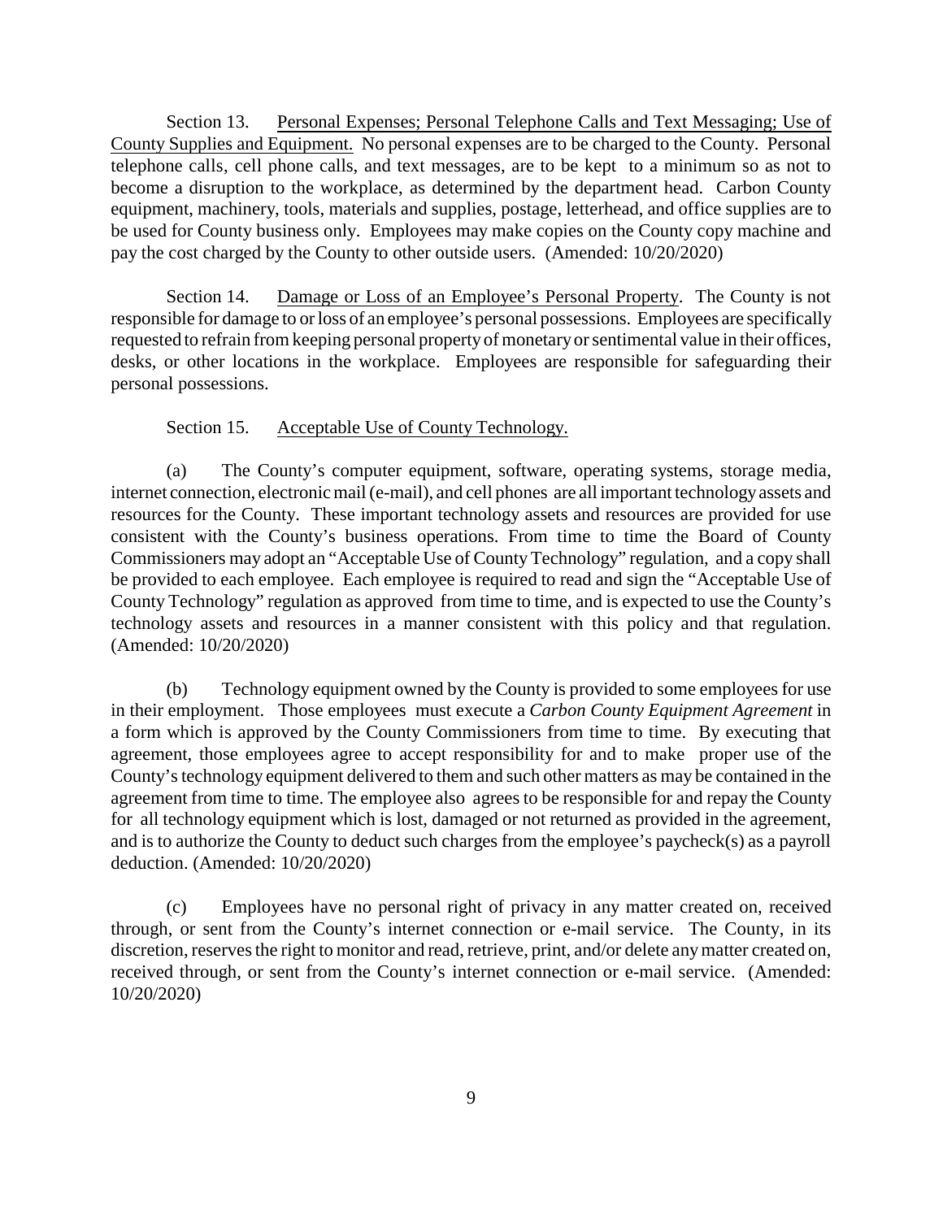Section 13. <u>Personal Expenses; Personal Telephone Calls and Text Messaging; Use of County Supplies and Equipment.</u> No personal expenses are to be charged to the County. Personal telephone calls, cell phone calls, and text messages, are to be kept to a minimum so as not to become a disruption to the workplace, as determined by the department head. Carbon County equipment, machinery, tools, materials and supplies, postage, letterhead, and office supplies are to be used for County business only. Employees may make copies on the County copy machine and pay the cost charged by the County to other outside users. (Amended: 10/20/2020)

Section 14. <u>Damage or Loss of an Employee's Personal Property</u>. The County is not responsible for damage to or loss of an employee's personal possessions. Employees are specifically requested to refrain from keeping personal property of monetary or sentimental value in their offices, desks, or other locations in the workplace. Employees are responsible for safeguarding their personal possessions.

Section 15. <u>Acceptable Use of County Technology.</u>

(a) The County's computer equipment, software, operating systems, storage media, internet connection, electronic mail (e-mail), and cell phones are all important technology assets and resources for the County. These important technology assets and resources are provided for use consistent with the County's business operations. From time to time the Board of County Commissioners may adopt an "Acceptable Use of County Technology" regulation, and a copy shall be provided to each employee. Each employee is required to read and sign the "Acceptable Use of County Technology" regulation as approved from time to time, and is expected to use the County's technology assets and resources in a manner consistent with this policy and that regulation. (Amended: 10/20/2020)

(b) Technology equipment owned by the County is provided to some employees for use in their employment. Those employees must execute a *Carbon County Equipment Agreement* in a form which is approved by the County Commissioners from time to time. By executing that agreement, those employees agree to accept responsibility for and to make proper use of the County's technology equipment delivered to them and such other matters as may be contained in the agreement from time to time. The employee also agrees to be responsible for and repay the County for all technology equipment which is lost, damaged or not returned as provided in the agreement, and is to authorize the County to deduct such charges from the employee's paycheck(s) as a payroll deduction. (Amended: 10/20/2020)

(c) Employees have no personal right of privacy in any matter created on, received through, or sent from the County's internet connection or e-mail service. The County, in its discretion, reserves the right to monitor and read, retrieve, print, and/or delete any matter created on, received through, or sent from the County's internet connection or e-mail service. (Amended: 10/20/2020)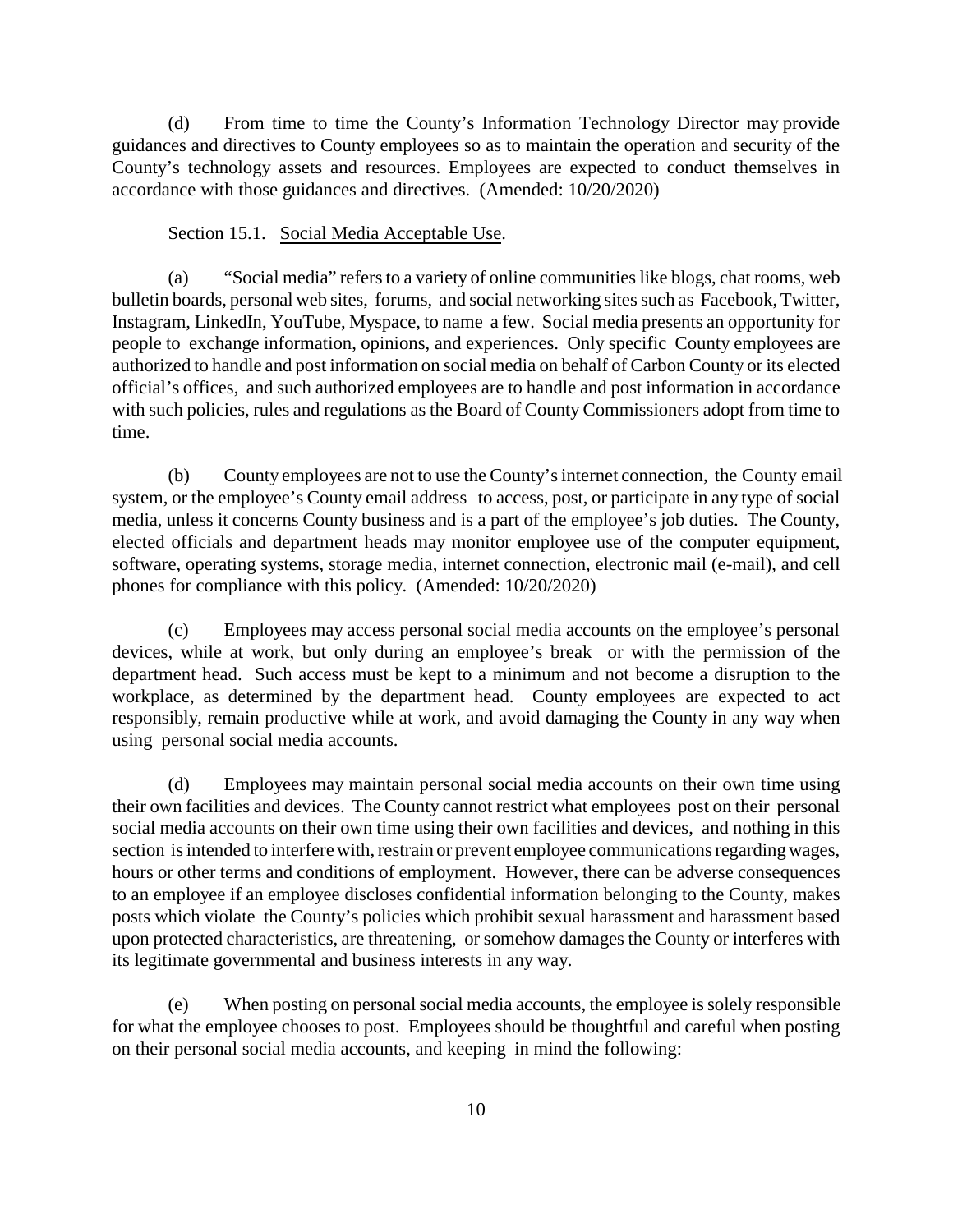(d) From time to time the County's Information Technology Director may provide guidances and directives to County employees so as to maintain the operation and security of the County's technology assets and resources. Employees are expected to conduct themselves in accordance with those guidances and directives. (Amended: 10/20/2020)

Section 15.1. Social Media Acceptable Use.

(a) "Social media" refers to a variety of online communities like blogs, chat rooms, web bulletin boards, personal web sites, forums, and social networking sites such as Facebook, Twitter, Instagram, LinkedIn, YouTube, Myspace, to name a few. Social media presents an opportunity for people to exchange information, opinions, and experiences. Only specific County employees are authorized to handle and post information on social media on behalf of Carbon County or its elected official's offices, and such authorized employees are to handle and post information in accordance with such policies, rules and regulations as the Board of County Commissioners adopt from time to time.

(b) County employees are not to use the County's internet connection, the County email system, or the employee's County email address to access, post, or participate in any type of social media, unless it concerns County business and is a part of the employee's job duties. The County, elected officials and department heads may monitor employee use of the computer equipment, software, operating systems, storage media, internet connection, electronic mail (e-mail), and cell phones for compliance with this policy. (Amended: 10/20/2020)

(c) Employees may access personal social media accounts on the employee's personal devices, while at work, but only during an employee's break or with the permission of the department head. Such access must be kept to a minimum and not become a disruption to the workplace, as determined by the department head. County employees are expected to act responsibly, remain productive while at work, and avoid damaging the County in any way when using personal social media accounts.

(d) Employees may maintain personal social media accounts on their own time using their own facilities and devices. The County cannot restrict what employees post on their personal social media accounts on their own time using their own facilities and devices, and nothing in this section is intended to interfere with, restrain or prevent employee communications regarding wages, hours or other terms and conditions of employment. However, there can be adverse consequences to an employee if an employee discloses confidential information belonging to the County, makes posts which violate the County's policies which prohibit sexual harassment and harassment based upon protected characteristics, are threatening, or somehow damages the County or interferes with its legitimate governmental and business interests in any way.

(e) When posting on personal social media accounts, the employee is solely responsible for what the employee chooses to post. Employees should be thoughtful and careful when posting on their personal social media accounts, and keeping in mind the following: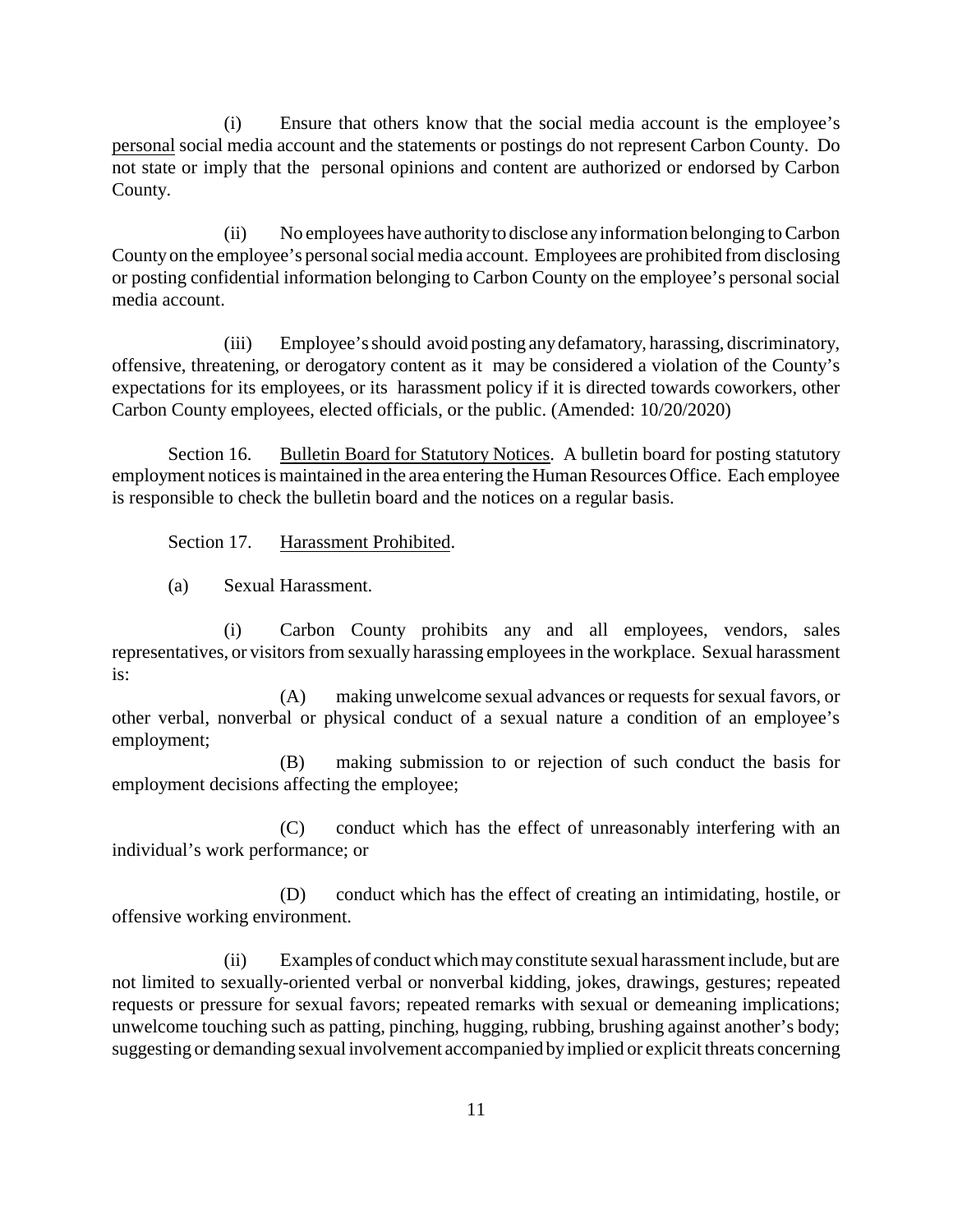(i) Ensure that others know that the social media account is the employee's personal social media account and the statements or postings do not represent Carbon County. Do not state or imply that the personal opinions and content are authorized or endorsed by Carbon County.

(ii) No employees have authority to disclose any information belonging to Carbon County on the employee's personal social media account. Employees are prohibited from disclosing or posting confidential information belonging to Carbon County on the employee's personal social media account.

(iii) Employee's should avoid posting any defamatory, harassing, discriminatory, offensive, threatening, or derogatory content as it may be considered a violation of the County's expectations for its employees, or its harassment policy if it is directed towards coworkers, other Carbon County employees, elected officials, or the public. (Amended: 10/20/2020)

Section 16. Bulletin Board for Statutory Notices. A bulletin board for posting statutory employment notices is maintained in the area entering the Human Resources Office. Each employee is responsible to check the bulletin board and the notices on a regular basis.

Section 17. Harassment Prohibited.

(a) Sexual Harassment.

(i) Carbon County prohibits any and all employees, vendors, sales representatives, or visitors from sexually harassing employees in the workplace. Sexual harassment is:

(A) making unwelcome sexual advances or requests for sexual favors, or other verbal, nonverbal or physical conduct of a sexual nature a condition of an employee's employment;

(B) making submission to or rejection of such conduct the basis for employment decisions affecting the employee;

(C) conduct which has the effect of unreasonably interfering with an individual's work performance; or

(D) conduct which has the effect of creating an intimidating, hostile, or offensive working environment.

(ii) Examples of conduct which may constitute sexual harassment include, but are not limited to sexually-oriented verbal or nonverbal kidding, jokes, drawings, gestures; repeated requests or pressure for sexual favors; repeated remarks with sexual or demeaning implications; unwelcome touching such as patting, pinching, hugging, rubbing, brushing against another's body; suggesting or demanding sexual involvement accompanied by implied or explicit threats concerning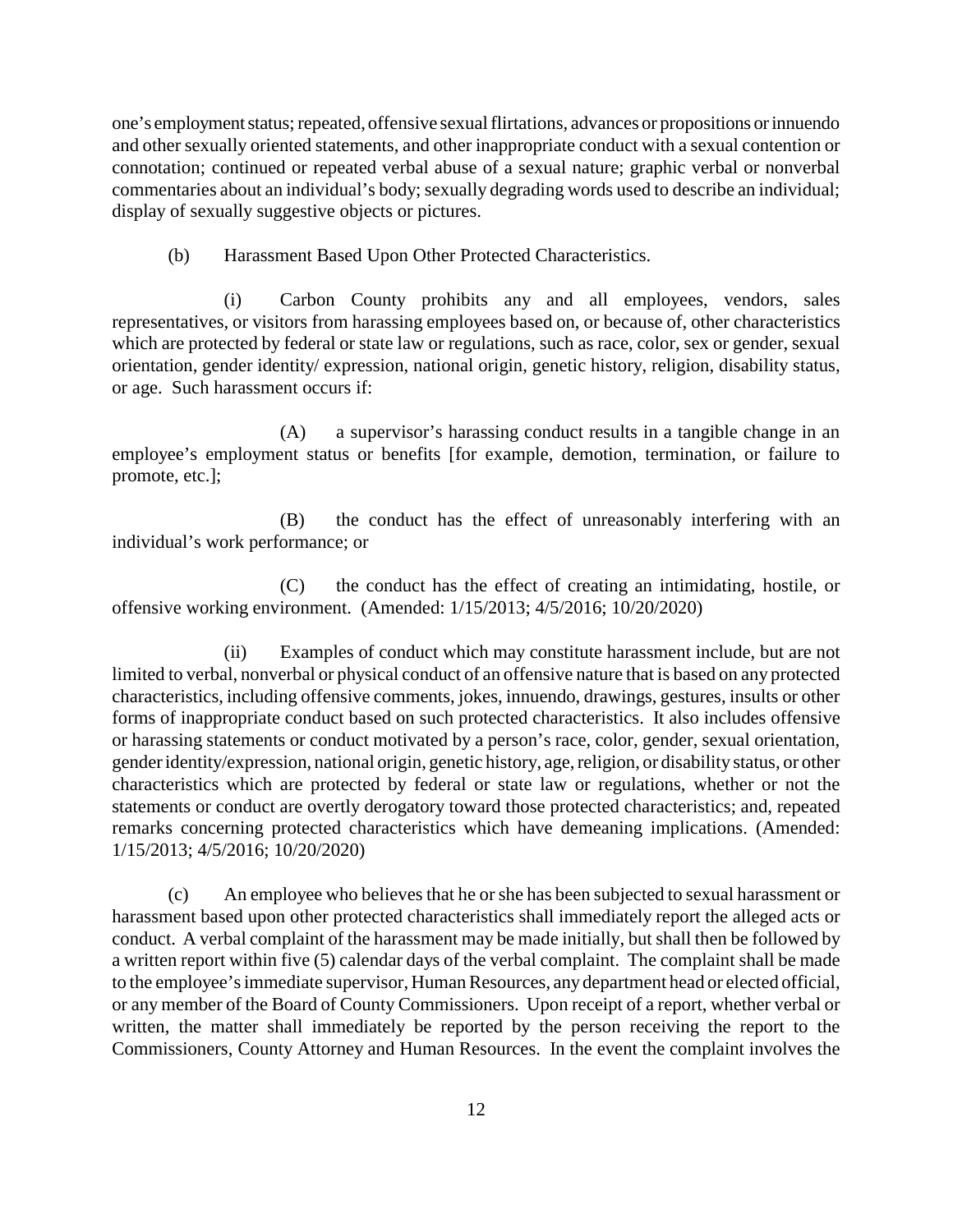one's employment status; repeated, offensive sexual flirtations, advances or propositions or innuendo and other sexually oriented statements, and other inappropriate conduct with a sexual contention or connotation; continued or repeated verbal abuse of a sexual nature; graphic verbal or nonverbal commentaries about an individual's body; sexually degrading words used to describe an individual; display of sexually suggestive objects or pictures.

(b) Harassment Based Upon Other Protected Characteristics.

(i) Carbon County prohibits any and all employees, vendors, sales representatives, or visitors from harassing employees based on, or because of, other characteristics which are protected by federal or state law or regulations, such as race, color, sex or gender, sexual orientation, gender identity/ expression, national origin, genetic history, religion, disability status, or age. Such harassment occurs if:

(A) a supervisor's harassing conduct results in a tangible change in an employee's employment status or benefits [for example, demotion, termination, or failure to promote, etc.];

(B) the conduct has the effect of unreasonably interfering with an individual's work performance; or

(C) the conduct has the effect of creating an intimidating, hostile, or offensive working environment. (Amended: 1/15/2013; 4/5/2016; 10/20/2020)

(ii) Examples of conduct which may constitute harassment include, but are not limited to verbal, nonverbal or physical conduct of an offensive nature that is based on any protected characteristics, including offensive comments, jokes, innuendo, drawings, gestures, insults or other forms of inappropriate conduct based on such protected characteristics. It also includes offensive or harassing statements or conduct motivated by a person's race, color, gender, sexual orientation, gender identity/expression, national origin, genetic history, age, religion, or disability status, or other characteristics which are protected by federal or state law or regulations, whether or not the statements or conduct are overtly derogatory toward those protected characteristics; and, repeated remarks concerning protected characteristics which have demeaning implications. (Amended: 1/15/2013; 4/5/2016; 10/20/2020)

(c) An employee who believes that he or she has been subjected to sexual harassment or harassment based upon other protected characteristics shall immediately report the alleged acts or conduct. A verbal complaint of the harassment may be made initially, but shall then be followed by a written report within five (5) calendar days of the verbal complaint. The complaint shall be made to the employee's immediate supervisor, Human Resources, any department head or elected official, or any member of the Board of County Commissioners. Upon receipt of a report, whether verbal or written, the matter shall immediately be reported by the person receiving the report to the Commissioners, County Attorney and Human Resources. In the event the complaint involves the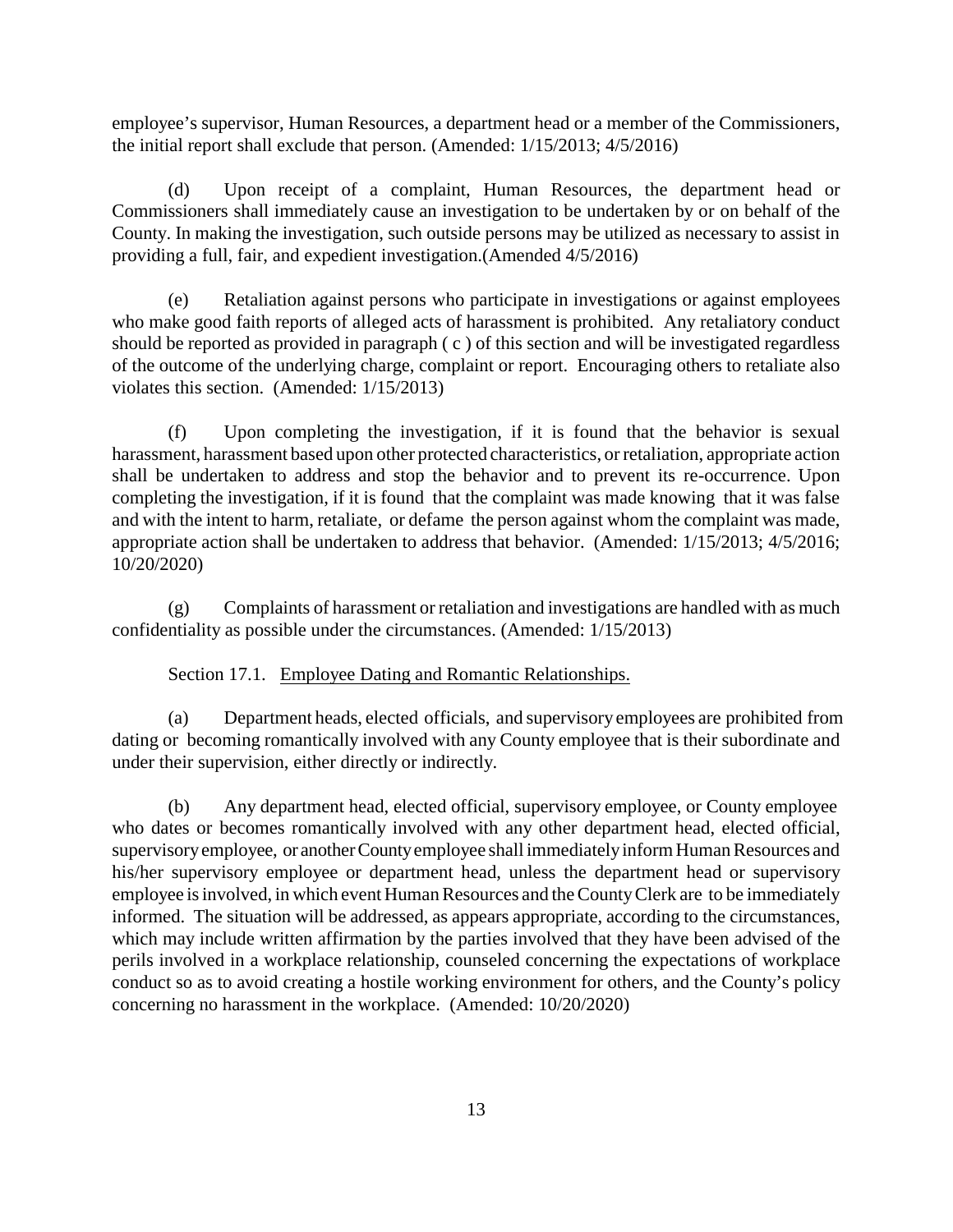employee's supervisor, Human Resources, a department head or a member of the Commissioners, the initial report shall exclude that person. (Amended: 1/15/2013; 4/5/2016)

(d) Upon receipt of a complaint, Human Resources, the department head or Commissioners shall immediately cause an investigation to be undertaken by or on behalf of the County. In making the investigation, such outside persons may be utilized as necessary to assist in providing a full, fair, and expedient investigation.(Amended 4/5/2016)

(e) Retaliation against persons who participate in investigations or against employees who make good faith reports of alleged acts of harassment is prohibited. Any retaliatory conduct should be reported as provided in paragraph ( c ) of this section and will be investigated regardless of the outcome of the underlying charge, complaint or report. Encouraging others to retaliate also violates this section. (Amended: 1/15/2013)

(f) Upon completing the investigation, if it is found that the behavior is sexual harassment, harassment based upon other protected characteristics, or retaliation, appropriate action shall be undertaken to address and stop the behavior and to prevent its re-occurrence. Upon completing the investigation, if it is found that the complaint was made knowing that it was false and with the intent to harm, retaliate, or defame the person against whom the complaint was made, appropriate action shall be undertaken to address that behavior. (Amended: 1/15/2013; 4/5/2016; 10/20/2020)

(g) Complaints of harassment or retaliation and investigations are handled with as much confidentiality as possible under the circumstances. (Amended: 1/15/2013)

Section 17.1. <u>Employee Dating and Romantic Relationships.</u>

(a) Department heads, elected officials, and supervisory employees are prohibited from dating or becoming romantically involved with any County employee that is their subordinate and under their supervision, either directly or indirectly.

(b) Any department head, elected official, supervisory employee, or County employee who dates or becomes romantically involved with any other department head, elected official, supervisory employee, or another County employee shall immediately inform Human Resources and his/her supervisory employee or department head, unless the department head or supervisory employee is involved, in which event Human Resources and the County Clerk are to be immediately informed. The situation will be addressed, as appears appropriate, according to the circumstances, which may include written affirmation by the parties involved that they have been advised of the perils involved in a workplace relationship, counseled concerning the expectations of workplace conduct so as to avoid creating a hostile working environment for others, and the County's policy concerning no harassment in the workplace. (Amended: 10/20/2020)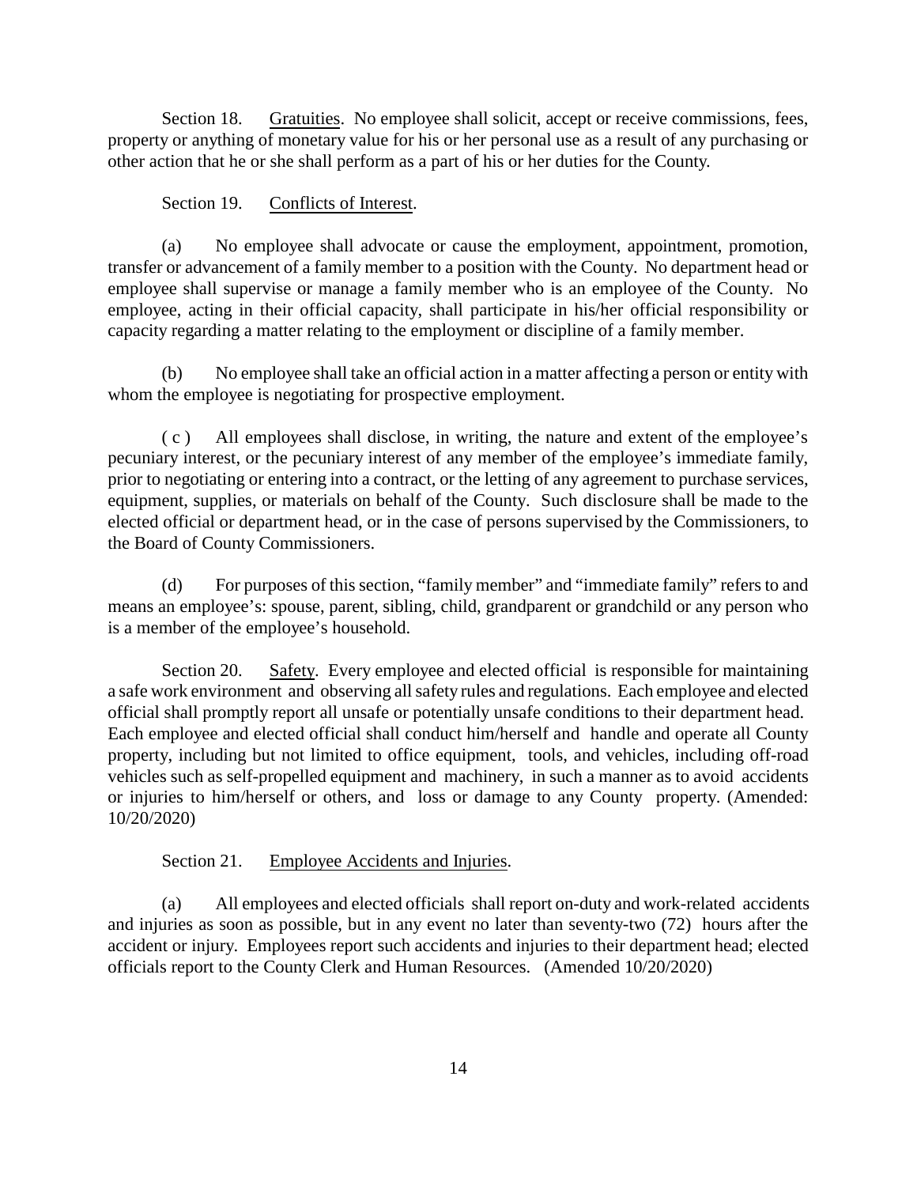Section 18. Gratuities. No employee shall solicit, accept or receive commissions, fees, property or anything of monetary value for his or her personal use as a result of any purchasing or other action that he or she shall perform as a part of his or her duties for the County.

Section 19. Conflicts of Interest.

(a) No employee shall advocate or cause the employment, appointment, promotion, transfer or advancement of a family member to a position with the County. No department head or employee shall supervise or manage a family member who is an employee of the County. No employee, acting in their official capacity, shall participate in his/her official responsibility or capacity regarding a matter relating to the employment or discipline of a family member.

(b) No employee shall take an official action in a matter affecting a person or entity with whom the employee is negotiating for prospective employment.

( c ) All employees shall disclose, in writing, the nature and extent of the employee's pecuniary interest, or the pecuniary interest of any member of the employee's immediate family, prior to negotiating or entering into a contract, or the letting of any agreement to purchase services, equipment, supplies, or materials on behalf of the County. Such disclosure shall be made to the elected official or department head, or in the case of persons supervised by the Commissioners, to the Board of County Commissioners.

(d) For purposes of this section, "family member" and "immediate family" refers to and means an employee's: spouse, parent, sibling, child, grandparent or grandchild or any person who is a member of the employee's household.

Section 20. Safety. Every employee and elected official is responsible for maintaining a safe work environment and observing all safety rules and regulations. Each employee and elected official shall promptly report all unsafe or potentially unsafe conditions to their department head. Each employee and elected official shall conduct him/herself and handle and operate all County property, including but not limited to office equipment, tools, and vehicles, including off-road vehicles such as self-propelled equipment and machinery, in such a manner as to avoid accidents or injuries to him/herself or others, and loss or damage to any County property. (Amended: 10/20/2020)

Section 21. Employee Accidents and Injuries.

(a) All employees and elected officials shall report on-duty and work-related accidents and injuries as soon as possible, but in any event no later than seventy-two (72) hours after the accident or injury. Employees report such accidents and injuries to their department head; elected officials report to the County Clerk and Human Resources. (Amended 10/20/2020)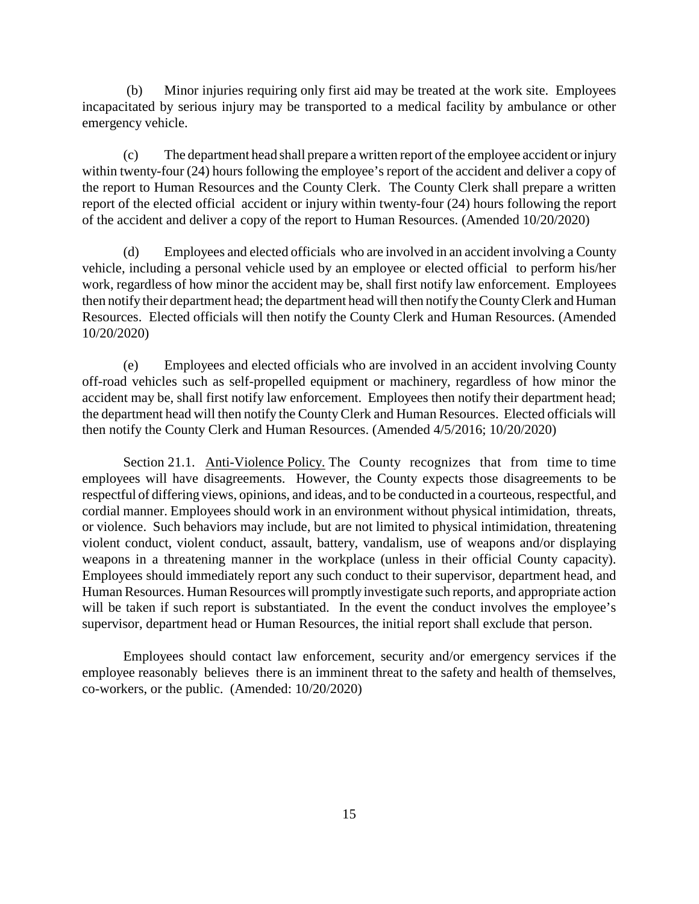(b) Minor injuries requiring only first aid may be treated at the work site. Employees incapacitated by serious injury may be transported to a medical facility by ambulance or other emergency vehicle.

(c) The department head shall prepare a written report of the employee accident or injury within twenty-four (24) hours following the employee's report of the accident and deliver a copy of the report to Human Resources and the County Clerk. The County Clerk shall prepare a written report of the elected official accident or injury within twenty-four (24) hours following the report of the accident and deliver a copy of the report to Human Resources. (Amended 10/20/2020)

(d) Employees and elected officials who are involved in an accident involving a County vehicle, including a personal vehicle used by an employee or elected official to perform his/her work, regardless of how minor the accident may be, shall first notify law enforcement. Employees then notify their department head; the department head will then notify the County Clerk and Human Resources. Elected officials will then notify the County Clerk and Human Resources. (Amended 10/20/2020)

(e) Employees and elected officials who are involved in an accident involving County off-road vehicles such as self-propelled equipment or machinery, regardless of how minor the accident may be, shall first notify law enforcement. Employees then notify their department head; the department head will then notify the County Clerk and Human Resources. Elected officials will then notify the County Clerk and Human Resources. (Amended 4/5/2016; 10/20/2020)

Section 21.1. Anti-Violence Policy. The County recognizes that from time to time employees will have disagreements. However, the County expects those disagreements to be respectful of differing views, opinions, and ideas, and to be conducted in a courteous, respectful, and cordial manner. Employees should work in an environment without physical intimidation, threats, or violence. Such behaviors may include, but are not limited to physical intimidation, threatening violent conduct, violent conduct, assault, battery, vandalism, use of weapons and/or displaying weapons in a threatening manner in the workplace (unless in their official County capacity). Employees should immediately report any such conduct to their supervisor, department head, and Human Resources. Human Resources will promptly investigate such reports, and appropriate action will be taken if such report is substantiated. In the event the conduct involves the employee's supervisor, department head or Human Resources, the initial report shall exclude that person.

Employees should contact law enforcement, security and/or emergency services if the employee reasonably believes there is an imminent threat to the safety and health of themselves, co-workers, or the public. (Amended: 10/20/2020)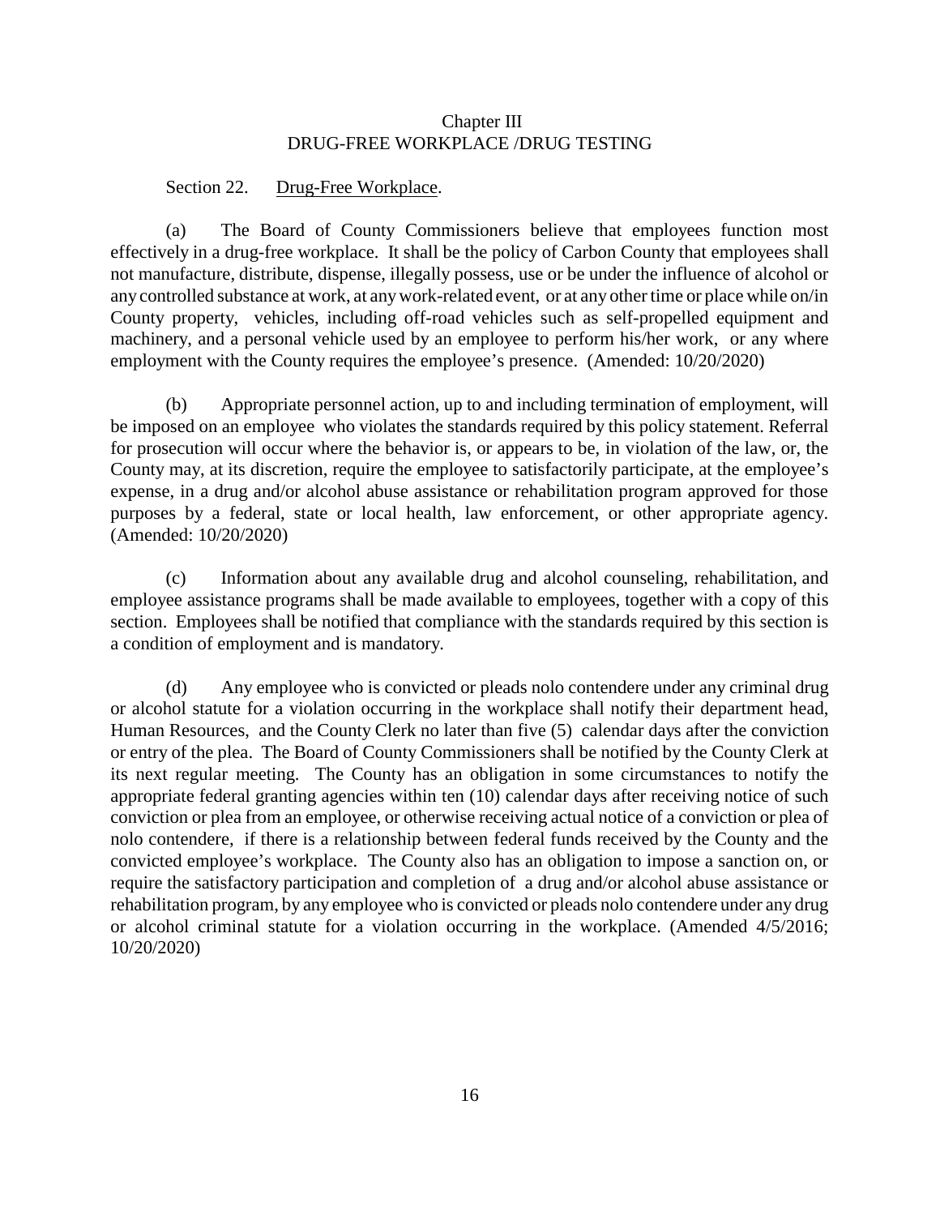# Chapter III
# DRUG-FREE WORKPLACE /DRUG TESTING

Section 22. Drug-Free Workplace.

(a) The Board of County Commissioners believe that employees function most effectively in a drug-free workplace. It shall be the policy of Carbon County that employees shall not manufacture, distribute, dispense, illegally possess, use or be under the influence of alcohol or any controlled substance at work, at any work-related event, or at any other time or place while on/in County property, vehicles, including off-road vehicles such as self-propelled equipment and machinery, and a personal vehicle used by an employee to perform his/her work, or any where employment with the County requires the employee's presence. (Amended: 10/20/2020)

(b) Appropriate personnel action, up to and including termination of employment, will be imposed on an employee who violates the standards required by this policy statement. Referral for prosecution will occur where the behavior is, or appears to be, in violation of the law, or, the County may, at its discretion, require the employee to satisfactorily participate, at the employee's expense, in a drug and/or alcohol abuse assistance or rehabilitation program approved for those purposes by a federal, state or local health, law enforcement, or other appropriate agency. (Amended: 10/20/2020)

(c) Information about any available drug and alcohol counseling, rehabilitation, and employee assistance programs shall be made available to employees, together with a copy of this section. Employees shall be notified that compliance with the standards required by this section is a condition of employment and is mandatory.

(d) Any employee who is convicted or pleads nolo contendere under any criminal drug or alcohol statute for a violation occurring in the workplace shall notify their department head, Human Resources, and the County Clerk no later than five (5) calendar days after the conviction or entry of the plea. The Board of County Commissioners shall be notified by the County Clerk at its next regular meeting. The County has an obligation in some circumstances to notify the appropriate federal granting agencies within ten (10) calendar days after receiving notice of such conviction or plea from an employee, or otherwise receiving actual notice of a conviction or plea of nolo contendere, if there is a relationship between federal funds received by the County and the convicted employee's workplace. The County also has an obligation to impose a sanction on, or require the satisfactory participation and completion of a drug and/or alcohol abuse assistance or rehabilitation program, by any employee who is convicted or pleads nolo contendere under any drug or alcohol criminal statute for a violation occurring in the workplace. (Amended 4/5/2016; 10/20/2020)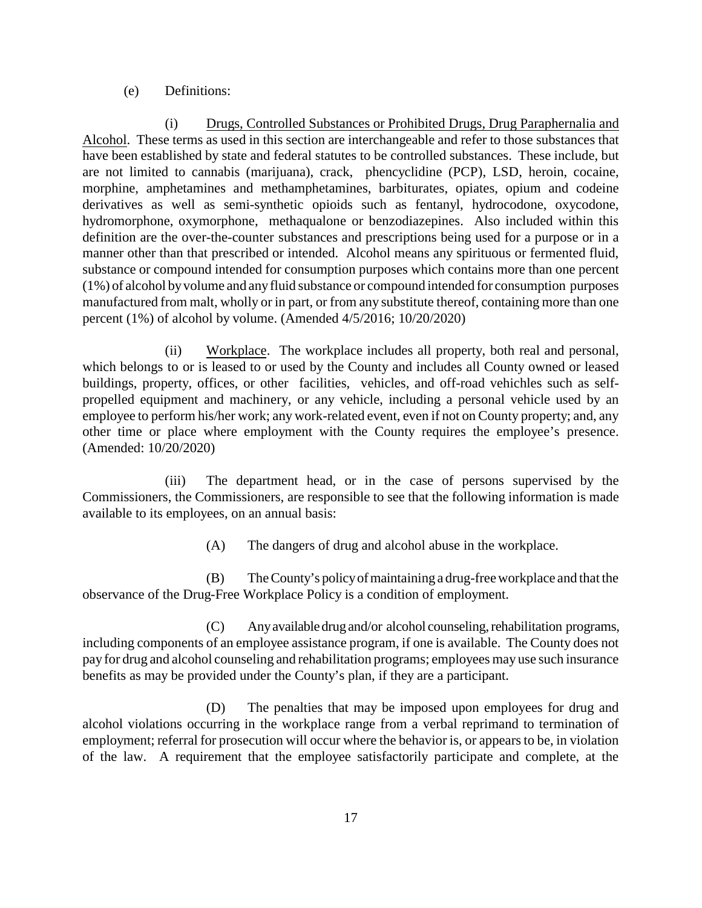(e) Definitions:

(i) Drugs, Controlled Substances or Prohibited Drugs, Drug Paraphernalia and Alcohol. These terms as used in this section are interchangeable and refer to those substances that have been established by state and federal statutes to be controlled substances. These include, but are not limited to cannabis (marijuana), crack, phencyclidine (PCP), LSD, heroin, cocaine, morphine, amphetamines and methamphetamines, barbiturates, opiates, opium and codeine derivatives as well as semi-synthetic opioids such as fentanyl, hydrocodone, oxycodone, hydromorphone, oxymorphone, methaqualone or benzodiazepines. Also included within this definition are the over-the-counter substances and prescriptions being used for a purpose or in a manner other than that prescribed or intended. Alcohol means any spirituous or fermented fluid, substance or compound intended for consumption purposes which contains more than one percent (1%) of alcohol by volume and any fluid substance or compound intended for consumption purposes manufactured from malt, wholly or in part, or from any substitute thereof, containing more than one percent (1%) of alcohol by volume. (Amended 4/5/2016; 10/20/2020)

(ii) Workplace. The workplace includes all property, both real and personal, which belongs to or is leased to or used by the County and includes all County owned or leased buildings, property, offices, or other facilities, vehicles, and off-road vehichles such as self-propelled equipment and machinery, or any vehicle, including a personal vehicle used by an employee to perform his/her work; any work-related event, even if not on County property; and, any other time or place where employment with the County requires the employee's presence. (Amended: 10/20/2020)

(iii) The department head, or in the case of persons supervised by the Commissioners, the Commissioners, are responsible to see that the following information is made available to its employees, on an annual basis:

(A) The dangers of drug and alcohol abuse in the workplace.

(B) The County's policy of maintaining a drug-free workplace and that the observance of the Drug-Free Workplace Policy is a condition of employment.

(C) Any available drug and/or alcohol counseling, rehabilitation programs, including components of an employee assistance program, if one is available. The County does not pay for drug and alcohol counseling and rehabilitation programs; employees may use such insurance benefits as may be provided under the County's plan, if they are a participant.

(D) The penalties that may be imposed upon employees for drug and alcohol violations occurring in the workplace range from a verbal reprimand to termination of employment; referral for prosecution will occur where the behavior is, or appears to be, in violation of the law. A requirement that the employee satisfactorily participate and complete, at the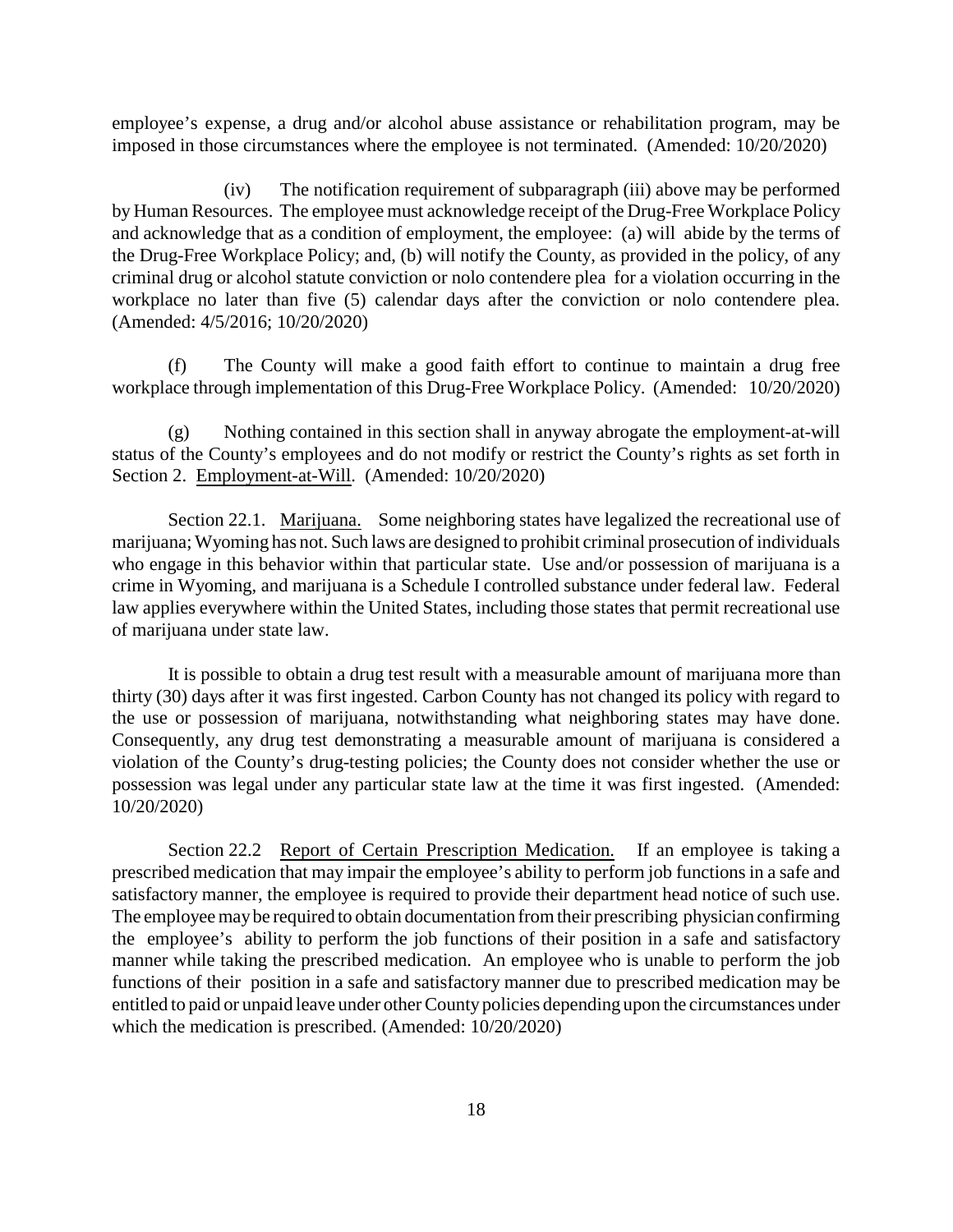employee's expense, a drug and/or alcohol abuse assistance or rehabilitation program, may be imposed in those circumstances where the employee is not terminated. (Amended: 10/20/2020)

(iv) The notification requirement of subparagraph (iii) above may be performed by Human Resources. The employee must acknowledge receipt of the Drug-Free Workplace Policy and acknowledge that as a condition of employment, the employee: (a) will abide by the terms of the Drug-Free Workplace Policy; and, (b) will notify the County, as provided in the policy, of any criminal drug or alcohol statute conviction or nolo contendere plea for a violation occurring in the workplace no later than five (5) calendar days after the conviction or nolo contendere plea. (Amended: 4/5/2016; 10/20/2020)

(f) The County will make a good faith effort to continue to maintain a drug free workplace through implementation of this Drug-Free Workplace Policy. (Amended: 10/20/2020)

(g) Nothing contained in this section shall in anyway abrogate the employment-at-will status of the County's employees and do not modify or restrict the County's rights as set forth in Section 2. Employment-at-Will. (Amended: 10/20/2020)

Section 22.1. Marijuana. Some neighboring states have legalized the recreational use of marijuana; Wyoming has not. Such laws are designed to prohibit criminal prosecution of individuals who engage in this behavior within that particular state. Use and/or possession of marijuana is a crime in Wyoming, and marijuana is a Schedule I controlled substance under federal law. Federal law applies everywhere within the United States, including those states that permit recreational use of marijuana under state law.

It is possible to obtain a drug test result with a measurable amount of marijuana more than thirty (30) days after it was first ingested. Carbon County has not changed its policy with regard to the use or possession of marijuana, notwithstanding what neighboring states may have done. Consequently, any drug test demonstrating a measurable amount of marijuana is considered a violation of the County's drug-testing policies; the County does not consider whether the use or possession was legal under any particular state law at the time it was first ingested. (Amended: 10/20/2020)

Section 22.2 Report of Certain Prescription Medication. If an employee is taking a prescribed medication that may impair the employee's ability to perform job functions in a safe and satisfactory manner, the employee is required to provide their department head notice of such use. The employee may be required to obtain documentation from their prescribing physician confirming the employee's ability to perform the job functions of their position in a safe and satisfactory manner while taking the prescribed medication. An employee who is unable to perform the job functions of their position in a safe and satisfactory manner due to prescribed medication may be entitled to paid or unpaid leave under other County policies depending upon the circumstances under which the medication is prescribed. (Amended: 10/20/2020)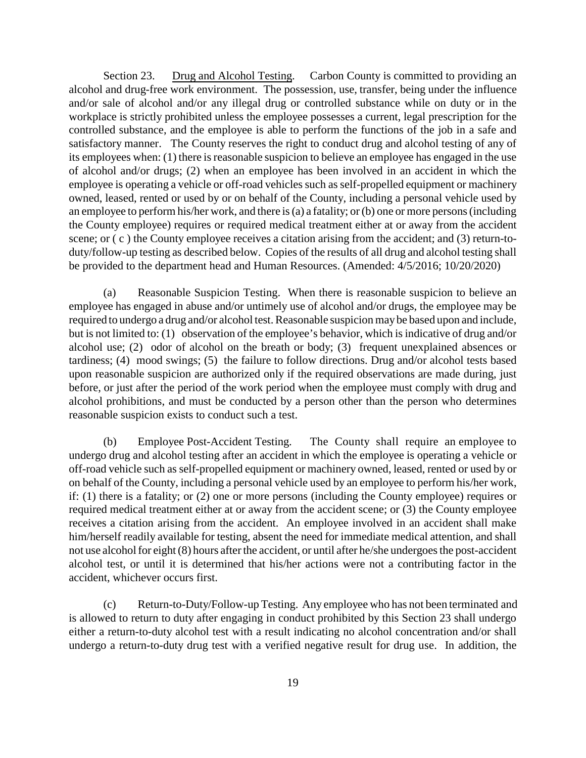Section 23. Drug and Alcohol Testing. Carbon County is committed to providing an alcohol and drug-free work environment. The possession, use, transfer, being under the influence and/or sale of alcohol and/or any illegal drug or controlled substance while on duty or in the workplace is strictly prohibited unless the employee possesses a current, legal prescription for the controlled substance, and the employee is able to perform the functions of the job in a safe and satisfactory manner. The County reserves the right to conduct drug and alcohol testing of any of its employees when: (1) there is reasonable suspicion to believe an employee has engaged in the use of alcohol and/or drugs; (2) when an employee has been involved in an accident in which the employee is operating a vehicle or off-road vehicles such as self-propelled equipment or machinery owned, leased, rented or used by or on behalf of the County, including a personal vehicle used by an employee to perform his/her work, and there is (a) a fatality; or (b) one or more persons (including the County employee) requires or required medical treatment either at or away from the accident scene; or ( c ) the County employee receives a citation arising from the accident; and (3) return-to-duty/follow-up testing as described below. Copies of the results of all drug and alcohol testing shall be provided to the department head and Human Resources. (Amended: 4/5/2016; 10/20/2020)

(a) Reasonable Suspicion Testing. When there is reasonable suspicion to believe an employee has engaged in abuse and/or untimely use of alcohol and/or drugs, the employee may be required to undergo a drug and/or alcohol test. Reasonable suspicion may be based upon and include, but is not limited to: (1) observation of the employee's behavior, which is indicative of drug and/or alcohol use; (2) odor of alcohol on the breath or body; (3) frequent unexplained absences or tardiness; (4) mood swings; (5) the failure to follow directions. Drug and/or alcohol tests based upon reasonable suspicion are authorized only if the required observations are made during, just before, or just after the period of the work period when the employee must comply with drug and alcohol prohibitions, and must be conducted by a person other than the person who determines reasonable suspicion exists to conduct such a test.

(b) Employee Post-Accident Testing. The County shall require an employee to undergo drug and alcohol testing after an accident in which the employee is operating a vehicle or off-road vehicle such as self-propelled equipment or machinery owned, leased, rented or used by or on behalf of the County, including a personal vehicle used by an employee to perform his/her work, if: (1) there is a fatality; or (2) one or more persons (including the County employee) requires or required medical treatment either at or away from the accident scene; or (3) the County employee receives a citation arising from the accident. An employee involved in an accident shall make him/herself readily available for testing, absent the need for immediate medical attention, and shall not use alcohol for eight (8) hours after the accident, or until after he/she undergoes the post-accident alcohol test, or until it is determined that his/her actions were not a contributing factor in the accident, whichever occurs first.

(c) Return-to-Duty/Follow-up Testing. Any employee who has not been terminated and is allowed to return to duty after engaging in conduct prohibited by this Section 23 shall undergo either a return-to-duty alcohol test with a result indicating no alcohol concentration and/or shall undergo a return-to-duty drug test with a verified negative result for drug use. In addition, the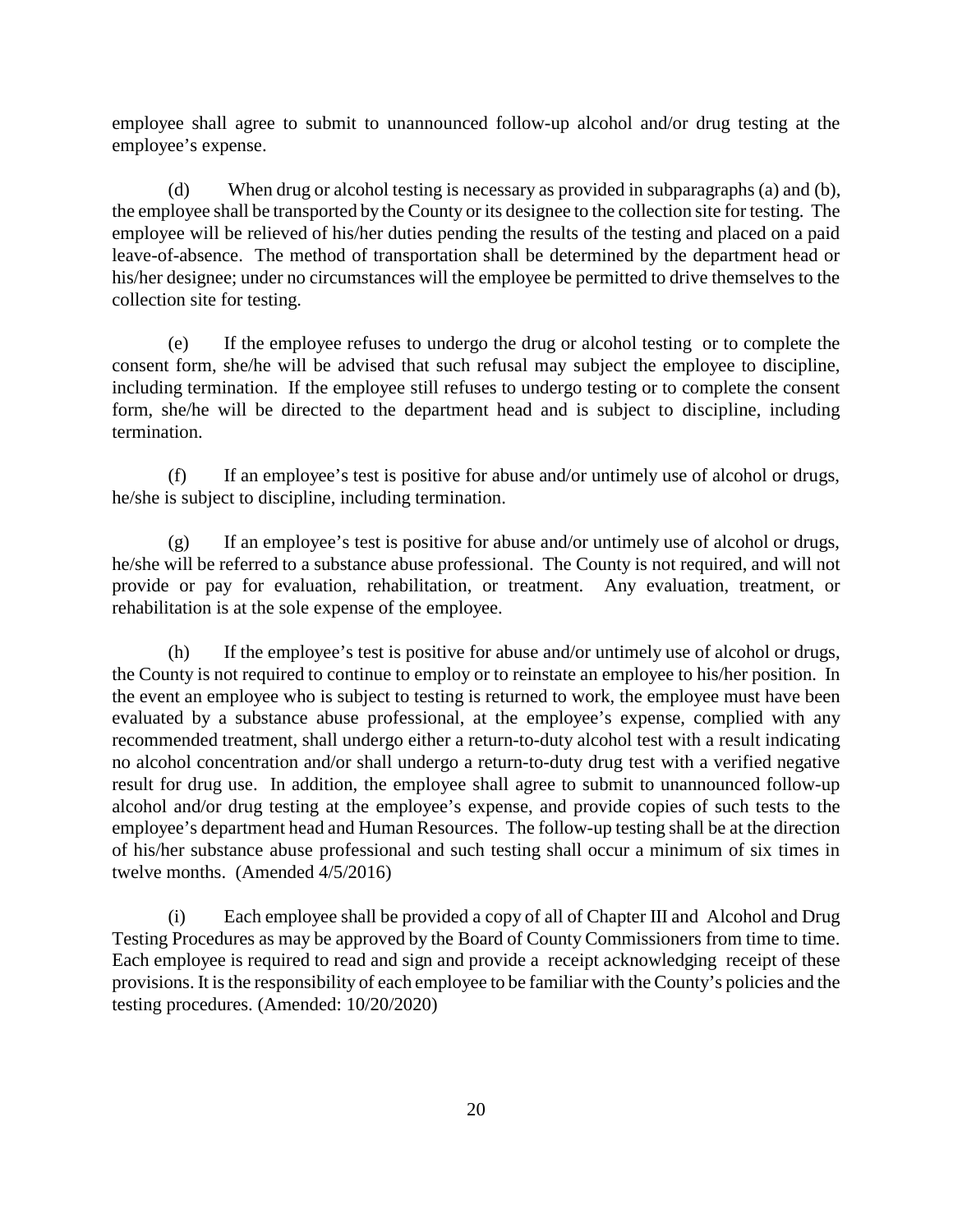employee shall agree to submit to unannounced follow-up alcohol and/or drug testing at the employee's expense.

(d) When drug or alcohol testing is necessary as provided in subparagraphs (a) and (b), the employee shall be transported by the County or its designee to the collection site for testing. The employee will be relieved of his/her duties pending the results of the testing and placed on a paid leave-of-absence. The method of transportation shall be determined by the department head or his/her designee; under no circumstances will the employee be permitted to drive themselves to the collection site for testing.

(e) If the employee refuses to undergo the drug or alcohol testing or to complete the consent form, she/he will be advised that such refusal may subject the employee to discipline, including termination. If the employee still refuses to undergo testing or to complete the consent form, she/he will be directed to the department head and is subject to discipline, including termination.

(f) If an employee's test is positive for abuse and/or untimely use of alcohol or drugs, he/she is subject to discipline, including termination.

(g) If an employee's test is positive for abuse and/or untimely use of alcohol or drugs, he/she will be referred to a substance abuse professional. The County is not required, and will not provide or pay for evaluation, rehabilitation, or treatment. Any evaluation, treatment, or rehabilitation is at the sole expense of the employee.

(h) If the employee's test is positive for abuse and/or untimely use of alcohol or drugs, the County is not required to continue to employ or to reinstate an employee to his/her position. In the event an employee who is subject to testing is returned to work, the employee must have been evaluated by a substance abuse professional, at the employee's expense, complied with any recommended treatment, shall undergo either a return-to-duty alcohol test with a result indicating no alcohol concentration and/or shall undergo a return-to-duty drug test with a verified negative result for drug use. In addition, the employee shall agree to submit to unannounced follow-up alcohol and/or drug testing at the employee's expense, and provide copies of such tests to the employee's department head and Human Resources. The follow-up testing shall be at the direction of his/her substance abuse professional and such testing shall occur a minimum of six times in twelve months. (Amended 4/5/2016)

(i) Each employee shall be provided a copy of all of Chapter III and Alcohol and Drug Testing Procedures as may be approved by the Board of County Commissioners from time to time. Each employee is required to read and sign and provide a receipt acknowledging receipt of these provisions. It is the responsibility of each employee to be familiar with the County's policies and the testing procedures. (Amended: 10/20/2020)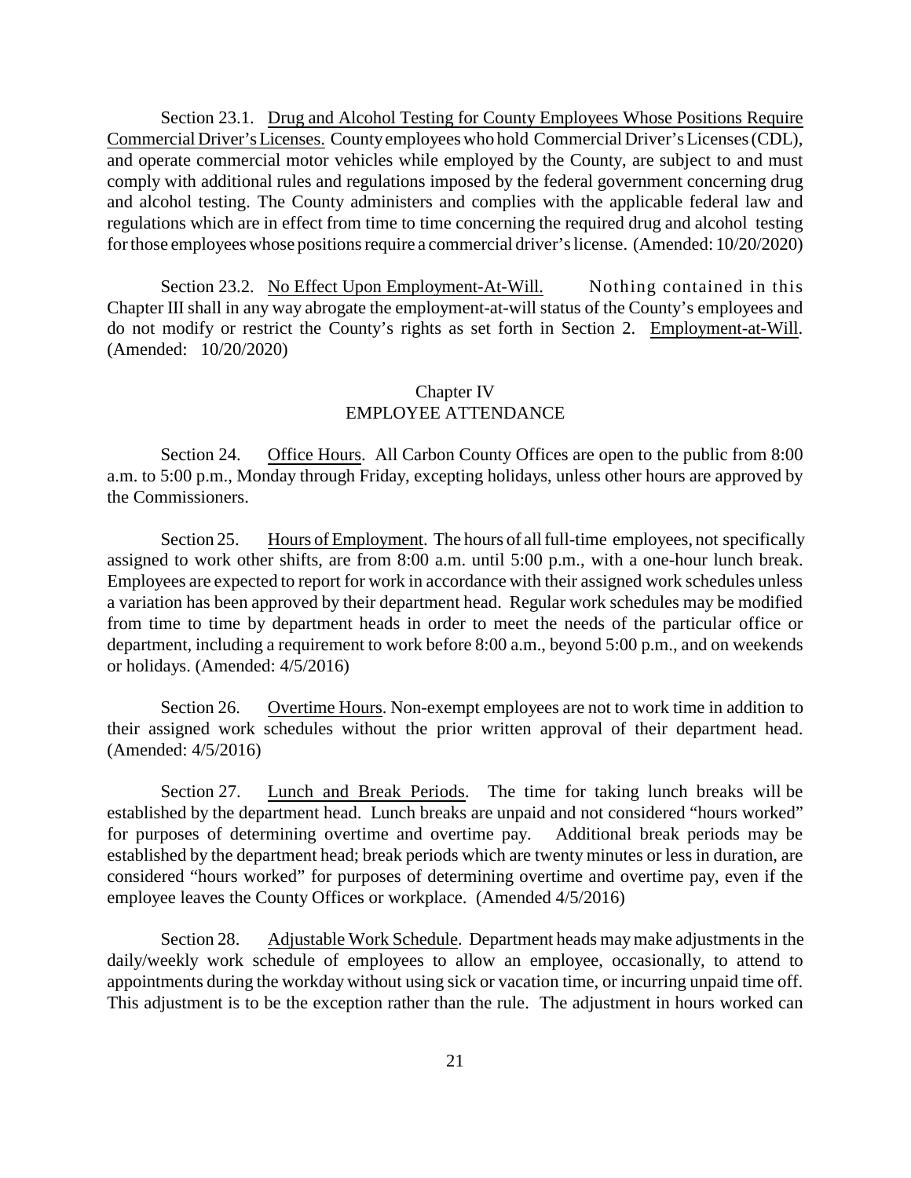Section 23.1. Drug and Alcohol Testing for County Employees Whose Positions Require Commercial Driver's Licenses. County employees who hold Commercial Driver's Licenses (CDL), and operate commercial motor vehicles while employed by the County, are subject to and must comply with additional rules and regulations imposed by the federal government concerning drug and alcohol testing. The County administers and complies with the applicable federal law and regulations which are in effect from time to time concerning the required drug and alcohol testing for those employees whose positions require a commercial driver's license. (Amended: 10/20/2020)

Section 23.2. No Effect Upon Employment-At-Will. Nothing contained in this Chapter III shall in any way abrogate the employment-at-will status of the County's employees and do not modify or restrict the County's rights as set forth in Section 2. Employment-at-Will. (Amended: 10/20/2020)

## Chapter IV
## EMPLOYEE ATTENDANCE

Section 24. Office Hours. All Carbon County Offices are open to the public from 8:00 a.m. to 5:00 p.m., Monday through Friday, excepting holidays, unless other hours are approved by the Commissioners.

Section 25. Hours of Employment. The hours of all full-time employees, not specifically assigned to work other shifts, are from 8:00 a.m. until 5:00 p.m., with a one-hour lunch break. Employees are expected to report for work in accordance with their assigned work schedules unless a variation has been approved by their department head. Regular work schedules may be modified from time to time by department heads in order to meet the needs of the particular office or department, including a requirement to work before 8:00 a.m., beyond 5:00 p.m., and on weekends or holidays. (Amended: 4/5/2016)

Section 26. Overtime Hours. Non-exempt employees are not to work time in addition to their assigned work schedules without the prior written approval of their department head. (Amended: 4/5/2016)

Section 27. Lunch and Break Periods. The time for taking lunch breaks will be established by the department head. Lunch breaks are unpaid and not considered "hours worked" for purposes of determining overtime and overtime pay. Additional break periods may be established by the department head; break periods which are twenty minutes or less in duration, are considered "hours worked" for purposes of determining overtime and overtime pay, even if the employee leaves the County Offices or workplace. (Amended 4/5/2016)

Section 28. Adjustable Work Schedule. Department heads may make adjustments in the daily/weekly work schedule of employees to allow an employee, occasionally, to attend to appointments during the workday without using sick or vacation time, or incurring unpaid time off. This adjustment is to be the exception rather than the rule. The adjustment in hours worked can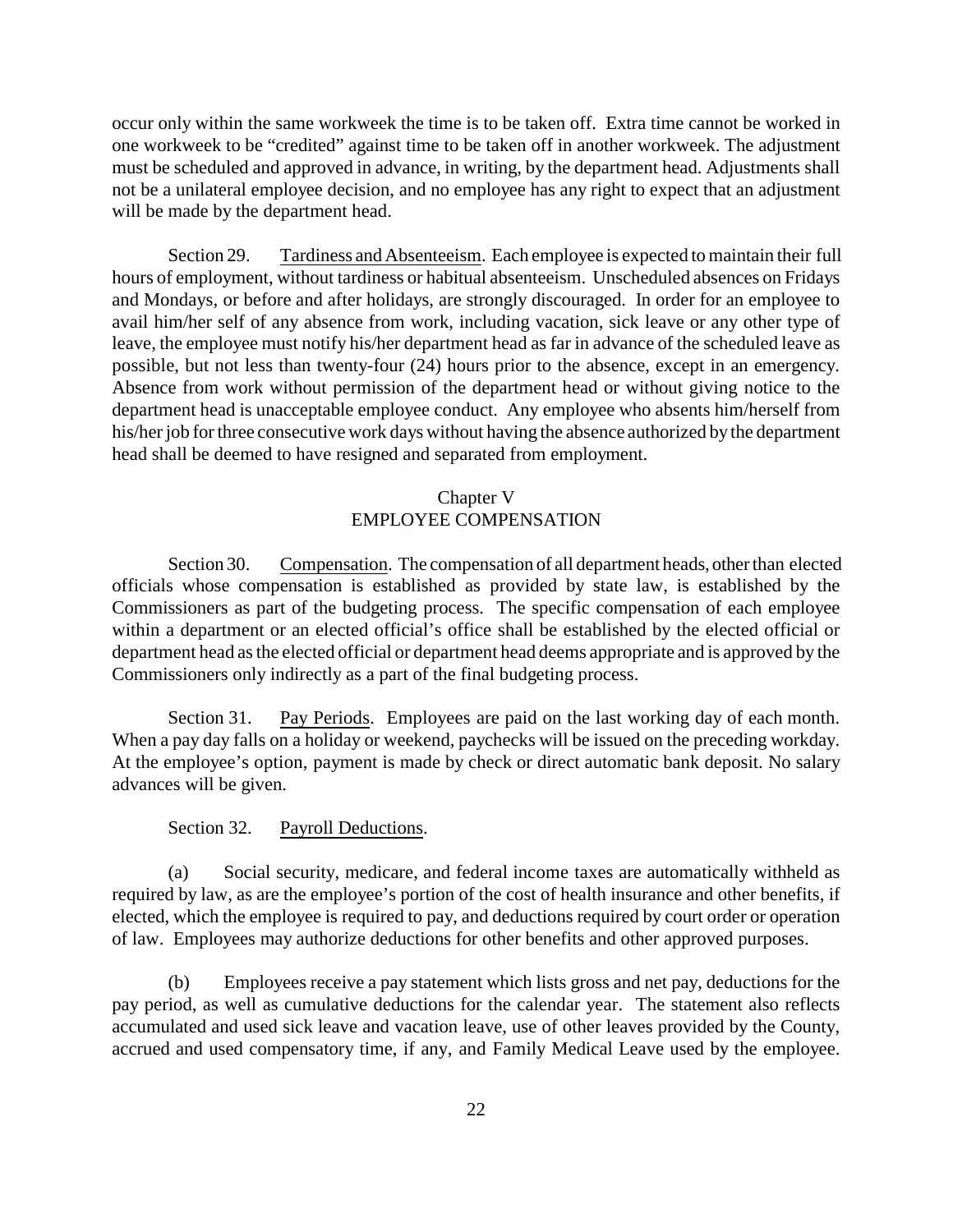occur only within the same workweek the time is to be taken off. Extra time cannot be worked in one workweek to be "credited" against time to be taken off in another workweek. The adjustment must be scheduled and approved in advance, in writing, by the department head. Adjustments shall not be a unilateral employee decision, and no employee has any right to expect that an adjustment will be made by the department head.

Section 29. Tardiness and Absenteeism. Each employee is expected to maintain their full hours of employment, without tardiness or habitual absenteeism. Unscheduled absences on Fridays and Mondays, or before and after holidays, are strongly discouraged. In order for an employee to avail him/her self of any absence from work, including vacation, sick leave or any other type of leave, the employee must notify his/her department head as far in advance of the scheduled leave as possible, but not less than twenty-four (24) hours prior to the absence, except in an emergency. Absence from work without permission of the department head or without giving notice to the department head is unacceptable employee conduct. Any employee who absents him/herself from his/her job for three consecutive work days without having the absence authorized by the department head shall be deemed to have resigned and separated from employment.

## Chapter V
## EMPLOYEE COMPENSATION

Section 30. Compensation. The compensation of all department heads, other than elected officials whose compensation is established as provided by state law, is established by the Commissioners as part of the budgeting process. The specific compensation of each employee within a department or an elected official's office shall be established by the elected official or department head as the elected official or department head deems appropriate and is approved by the Commissioners only indirectly as a part of the final budgeting process.

Section 31. Pay Periods. Employees are paid on the last working day of each month. When a pay day falls on a holiday or weekend, paychecks will be issued on the preceding workday. At the employee's option, payment is made by check or direct automatic bank deposit. No salary advances will be given.

Section 32. Payroll Deductions.

(a) Social security, medicare, and federal income taxes are automatically withheld as required by law, as are the employee's portion of the cost of health insurance and other benefits, if elected, which the employee is required to pay, and deductions required by court order or operation of law. Employees may authorize deductions for other benefits and other approved purposes.

(b) Employees receive a pay statement which lists gross and net pay, deductions for the pay period, as well as cumulative deductions for the calendar year. The statement also reflects accumulated and used sick leave and vacation leave, use of other leaves provided by the County, accrued and used compensatory time, if any, and Family Medical Leave used by the employee.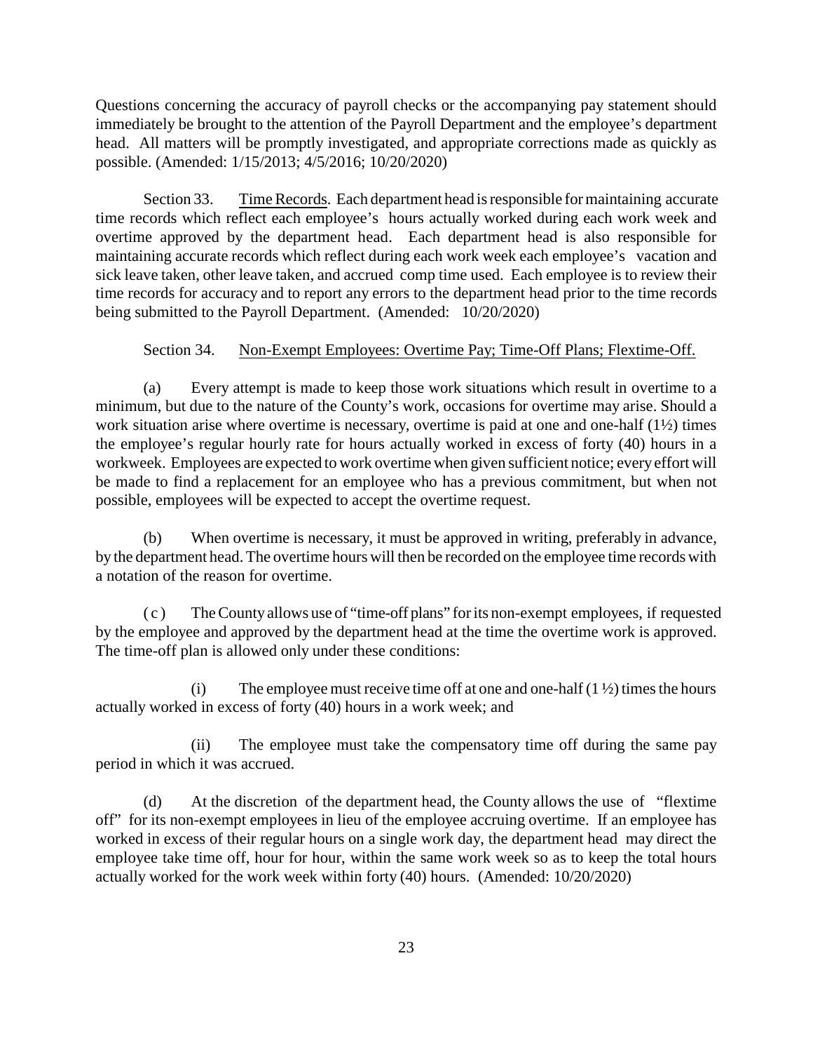Questions concerning the accuracy of payroll checks or the accompanying pay statement should immediately be brought to the attention of the Payroll Department and the employee's department head. All matters will be promptly investigated, and appropriate corrections made as quickly as possible. (Amended: 1/15/2013; 4/5/2016; 10/20/2020)

Section 33. Time Records. Each department head is responsible for maintaining accurate time records which reflect each employee's hours actually worked during each work week and overtime approved by the department head. Each department head is also responsible for maintaining accurate records which reflect during each work week each employee's vacation and sick leave taken, other leave taken, and accrued comp time used. Each employee is to review their time records for accuracy and to report any errors to the department head prior to the time records being submitted to the Payroll Department. (Amended: 10/20/2020)

Section 34. Non-Exempt Employees: Overtime Pay; Time-Off Plans; Flextime-Off.

(a) Every attempt is made to keep those work situations which result in overtime to a minimum, but due to the nature of the County's work, occasions for overtime may arise. Should a work situation arise where overtime is necessary, overtime is paid at one and one-half (1½) times the employee's regular hourly rate for hours actually worked in excess of forty (40) hours in a workweek. Employees are expected to work overtime when given sufficient notice; every effort will be made to find a replacement for an employee who has a previous commitment, but when not possible, employees will be expected to accept the overtime request.

(b) When overtime is necessary, it must be approved in writing, preferably in advance, by the department head. The overtime hours will then be recorded on the employee time records with a notation of the reason for overtime.

(c) The County allows use of "time-off plans" for its non-exempt employees, if requested by the employee and approved by the department head at the time the overtime work is approved. The time-off plan is allowed only under these conditions:

(i) The employee must receive time off at one and one-half (1 ½) times the hours actually worked in excess of forty (40) hours in a work week; and

(ii) The employee must take the compensatory time off during the same pay period in which it was accrued.

(d) At the discretion of the department head, the County allows the use of "flextime off" for its non-exempt employees in lieu of the employee accruing overtime. If an employee has worked in excess of their regular hours on a single work day, the department head may direct the employee take time off, hour for hour, within the same work week so as to keep the total hours actually worked for the work week within forty (40) hours. (Amended: 10/20/2020)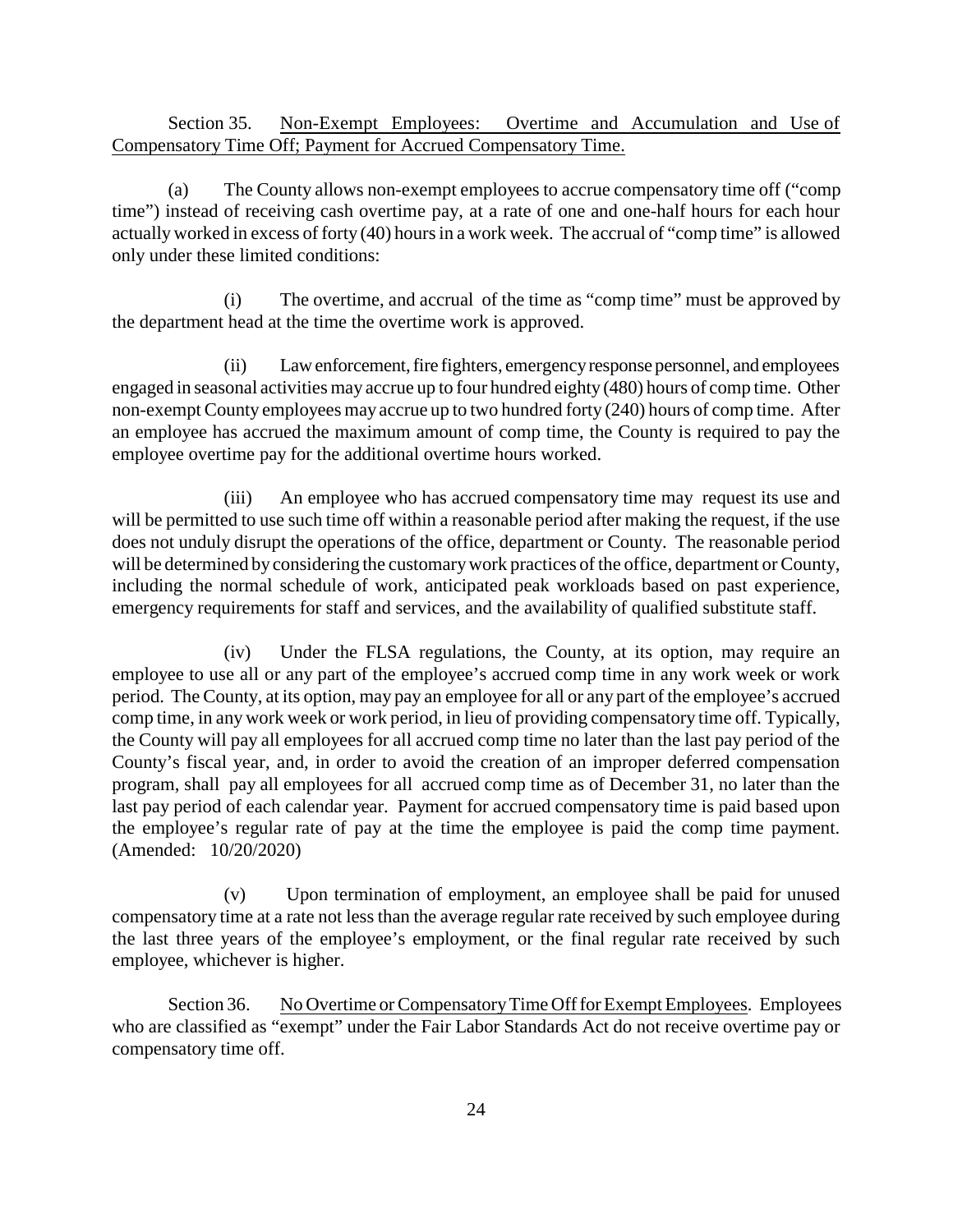Section 35. <u>Non-Exempt Employees: Overtime and Accumulation and Use of Compensatory Time Off; Payment for Accrued Compensatory Time.</u>

(a) The County allows non-exempt employees to accrue compensatory time off ("comp time") instead of receiving cash overtime pay, at a rate of one and one-half hours for each hour actually worked in excess of forty (40) hours in a work week. The accrual of "comp time" is allowed only under these limited conditions:

(i) The overtime, and accrual of the time as "comp time" must be approved by the department head at the time the overtime work is approved.

(ii) Law enforcement, fire fighters, emergency response personnel, and employees engaged in seasonal activities may accrue up to four hundred eighty (480) hours of comp time. Other non-exempt County employees may accrue up to two hundred forty (240) hours of comp time. After an employee has accrued the maximum amount of comp time, the County is required to pay the employee overtime pay for the additional overtime hours worked.

(iii) An employee who has accrued compensatory time may request its use and will be permitted to use such time off within a reasonable period after making the request, if the use does not unduly disrupt the operations of the office, department or County. The reasonable period will be determined by considering the customary work practices of the office, department or County, including the normal schedule of work, anticipated peak workloads based on past experience, emergency requirements for staff and services, and the availability of qualified substitute staff.

(iv) Under the FLSA regulations, the County, at its option, may require an employee to use all or any part of the employee's accrued comp time in any work week or work period. The County, at its option, may pay an employee for all or any part of the employee's accrued comp time, in any work week or work period, in lieu of providing compensatory time off. Typically, the County will pay all employees for all accrued comp time no later than the last pay period of the County's fiscal year, and, in order to avoid the creation of an improper deferred compensation program, shall pay all employees for all accrued comp time as of December 31, no later than the last pay period of each calendar year. Payment for accrued compensatory time is paid based upon the employee's regular rate of pay at the time the employee is paid the comp time payment. (Amended: 10/20/2020)

(v) Upon termination of employment, an employee shall be paid for unused compensatory time at a rate not less than the average regular rate received by such employee during the last three years of the employee's employment, or the final regular rate received by such employee, whichever is higher.

Section 36. <u>No Overtime or Compensatory Time Off for Exempt Employees</u>. Employees who are classified as "exempt" under the Fair Labor Standards Act do not receive overtime pay or compensatory time off.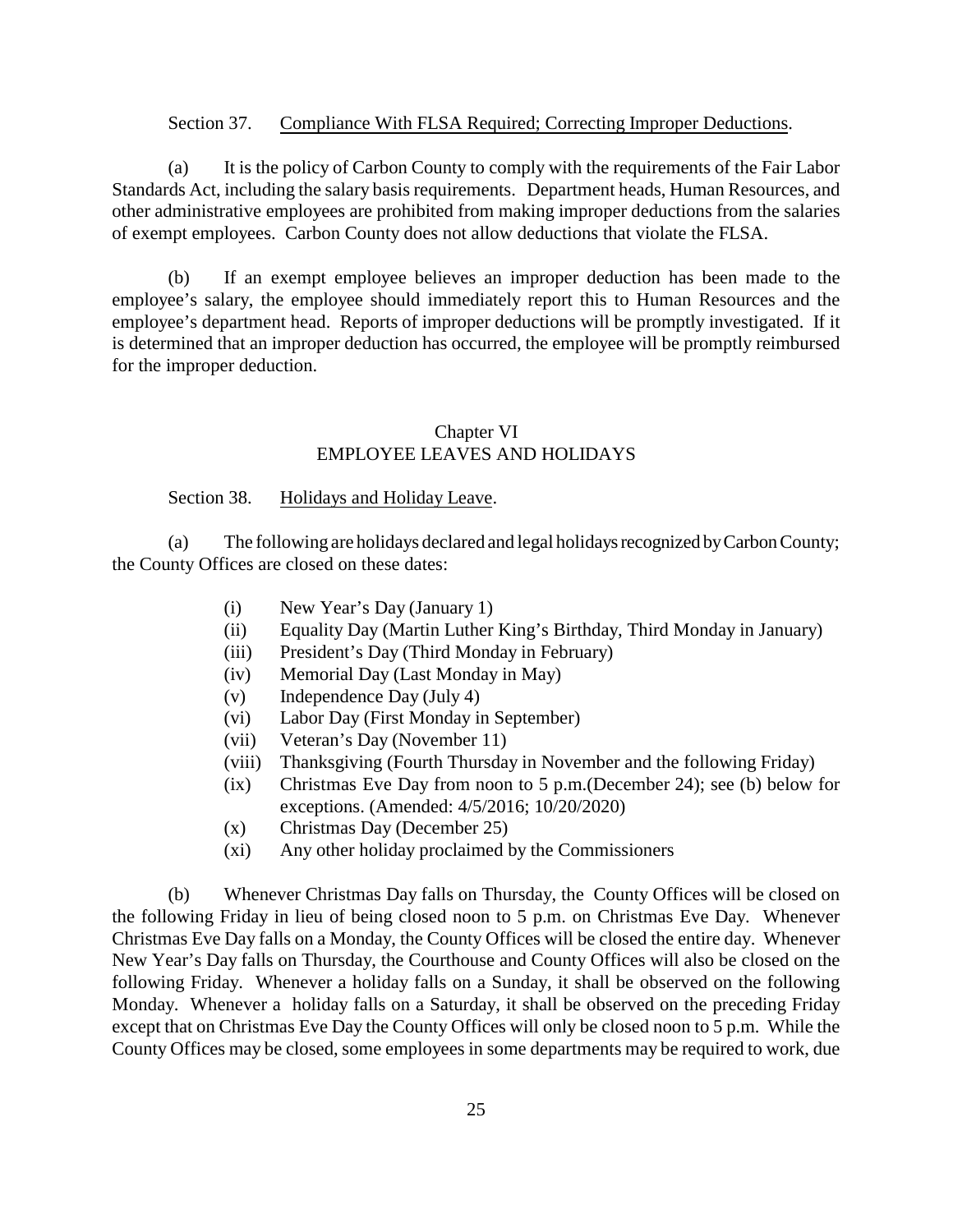Section 37. Compliance With FLSA Required; Correcting Improper Deductions.

(a) It is the policy of Carbon County to comply with the requirements of the Fair Labor Standards Act, including the salary basis requirements. Department heads, Human Resources, and other administrative employees are prohibited from making improper deductions from the salaries of exempt employees. Carbon County does not allow deductions that violate the FLSA.

(b) If an exempt employee believes an improper deduction has been made to the employee's salary, the employee should immediately report this to Human Resources and the employee's department head. Reports of improper deductions will be promptly investigated. If it is determined that an improper deduction has occurred, the employee will be promptly reimbursed for the improper deduction.

## Chapter VI
## EMPLOYEE LEAVES AND HOLIDAYS

Section 38. Holidays and Holiday Leave.

(a) The following are holidays declared and legal holidays recognized by Carbon County; the County Offices are closed on these dates:

- (i) New Year's Day (January 1)
- (ii) Equality Day (Martin Luther King's Birthday, Third Monday in January)
- (iii) President's Day (Third Monday in February)
- (iv) Memorial Day (Last Monday in May)
- (v) Independence Day (July 4)
- (vi) Labor Day (First Monday in September)
- (vii) Veteran's Day (November 11)
- (viii) Thanksgiving (Fourth Thursday in November and the following Friday)
- (ix) Christmas Eve Day from noon to 5 p.m.(December 24); see (b) below for exceptions. (Amended: 4/5/2016; 10/20/2020)
- (x) Christmas Day (December 25)
- (xi) Any other holiday proclaimed by the Commissioners

(b) Whenever Christmas Day falls on Thursday, the County Offices will be closed on the following Friday in lieu of being closed noon to 5 p.m. on Christmas Eve Day. Whenever Christmas Eve Day falls on a Monday, the County Offices will be closed the entire day. Whenever New Year's Day falls on Thursday, the Courthouse and County Offices will also be closed on the following Friday. Whenever a holiday falls on a Sunday, it shall be observed on the following Monday. Whenever a holiday falls on a Saturday, it shall be observed on the preceding Friday except that on Christmas Eve Day the County Offices will only be closed noon to 5 p.m. While the County Offices may be closed, some employees in some departments may be required to work, due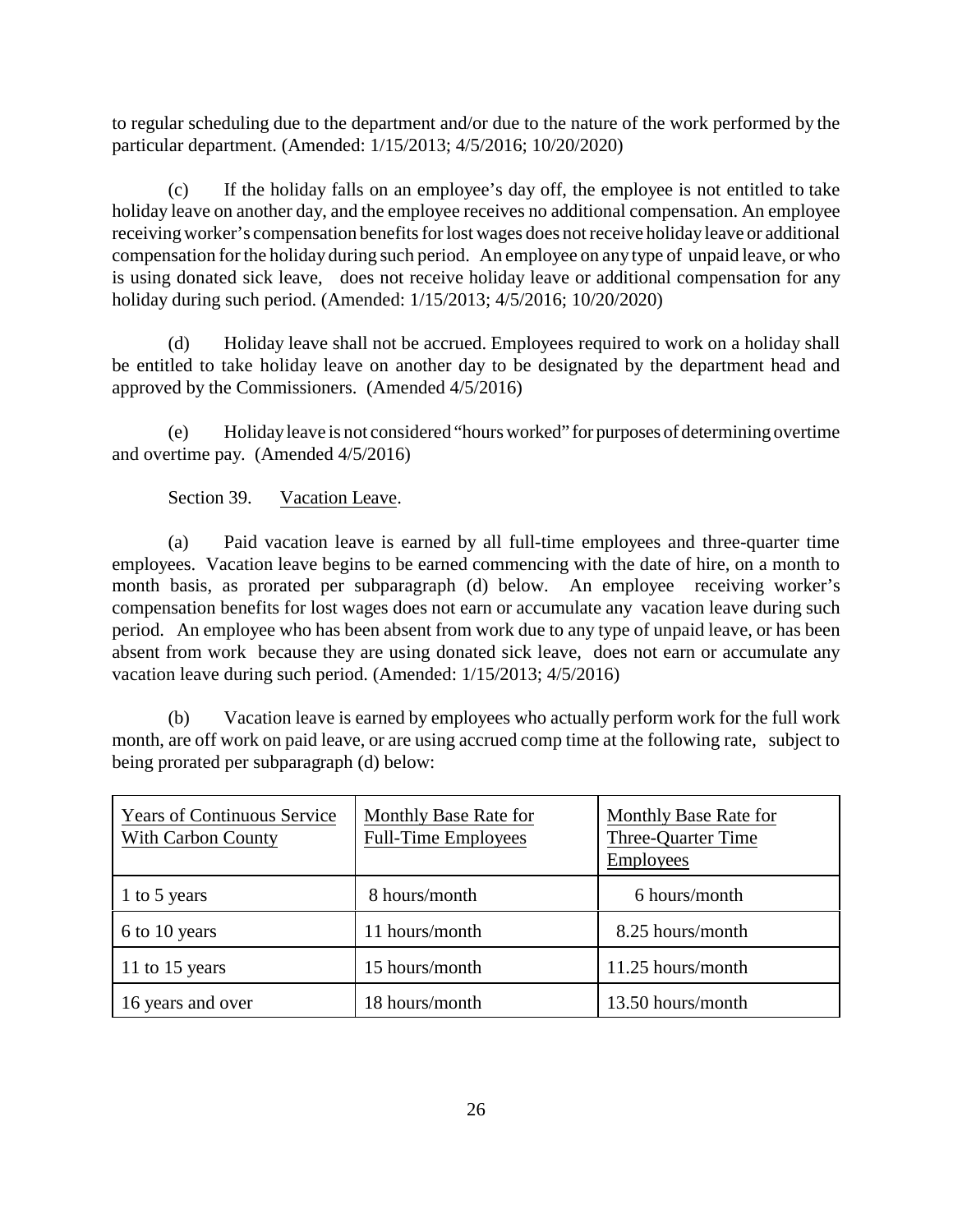to regular scheduling due to the department and/or due to the nature of the work performed by the particular department. (Amended: 1/15/2013; 4/5/2016; 10/20/2020)

(c) If the holiday falls on an employee's day off, the employee is not entitled to take holiday leave on another day, and the employee receives no additional compensation. An employee receiving worker's compensation benefits for lost wages does not receive holiday leave or additional compensation for the holiday during such period. An employee on any type of unpaid leave, or who is using donated sick leave, does not receive holiday leave or additional compensation for any holiday during such period. (Amended: 1/15/2013; 4/5/2016; 10/20/2020)

(d) Holiday leave shall not be accrued. Employees required to work on a holiday shall be entitled to take holiday leave on another day to be designated by the department head and approved by the Commissioners. (Amended 4/5/2016)

(e) Holiday leave is not considered "hours worked" for purposes of determining overtime and overtime pay. (Amended 4/5/2016)

Section 39. Vacation Leave.

(a) Paid vacation leave is earned by all full-time employees and three-quarter time employees. Vacation leave begins to be earned commencing with the date of hire, on a month to month basis, as prorated per subparagraph (d) below. An employee receiving worker's compensation benefits for lost wages does not earn or accumulate any vacation leave during such period. An employee who has been absent from work due to any type of unpaid leave, or has been absent from work because they are using donated sick leave, does not earn or accumulate any vacation leave during such period. (Amended: 1/15/2013; 4/5/2016)

(b) Vacation leave is earned by employees who actually perform work for the full work month, are off work on paid leave, or are using accrued comp time at the following rate, subject to being prorated per subparagraph (d) below:

| Years of Continuous Service With Carbon County | Monthly Base Rate for Full-Time Employees | Monthly Base Rate for Three-Quarter Time Employees |
|---|---|---|
| 1 to 5 years | 8 hours/month | 6 hours/month |
| 6 to 10 years | 11 hours/month | 8.25 hours/month |
| 11 to 15 years | 15 hours/month | 11.25 hours/month |
| 16 years and over | 18 hours/month | 13.50 hours/month |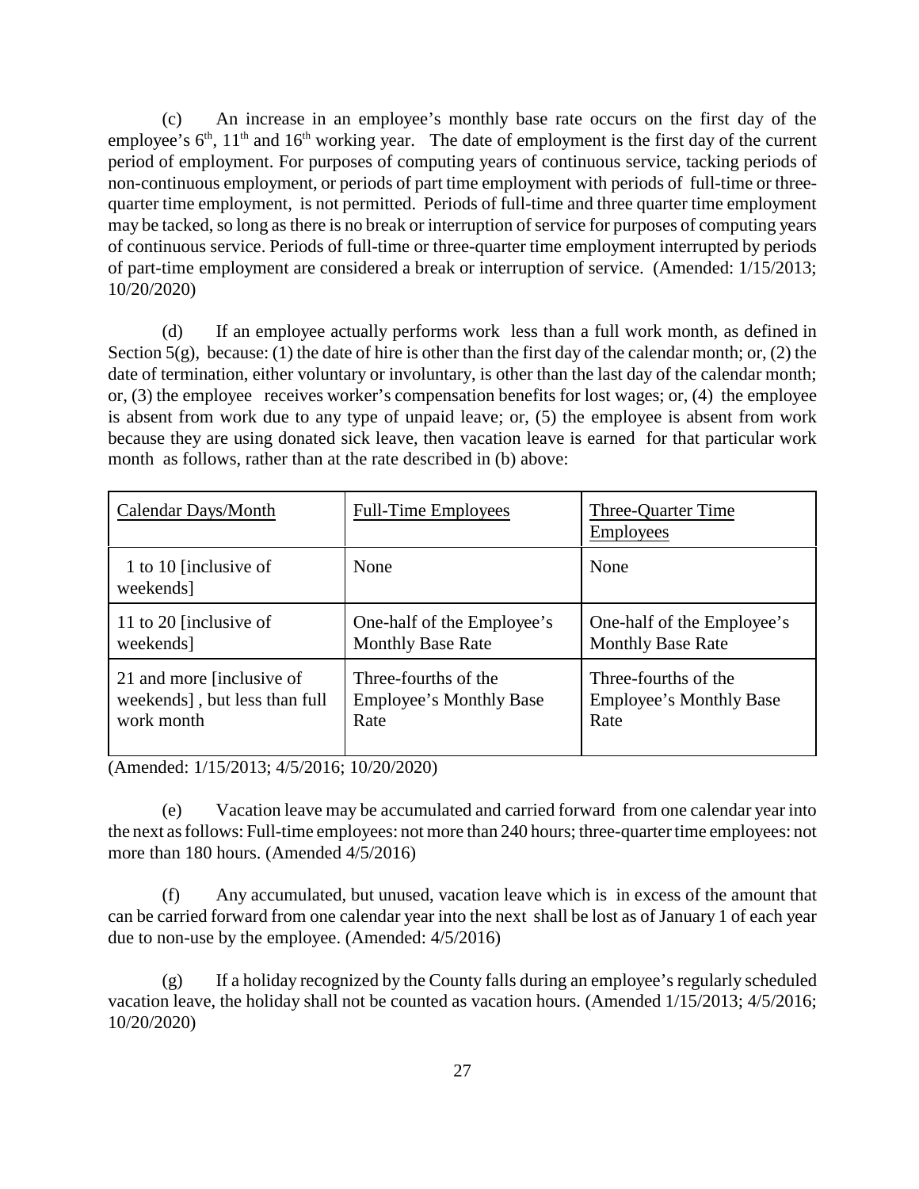(c) An increase in an employee's monthly base rate occurs on the first day of the employee's 6th, 11th and 16th working year. The date of employment is the first day of the current period of employment. For purposes of computing years of continuous service, tacking periods of non-continuous employment, or periods of part time employment with periods of full-time or three-quarter time employment, is not permitted. Periods of full-time and three quarter time employment may be tacked, so long as there is no break or interruption of service for purposes of computing years of continuous service. Periods of full-time or three-quarter time employment interrupted by periods of part-time employment are considered a break or interruption of service. (Amended: 1/15/2013; 10/20/2020)

(d) If an employee actually performs work less than a full work month, as defined in Section 5(g), because: (1) the date of hire is other than the first day of the calendar month; or, (2) the date of termination, either voluntary or involuntary, is other than the last day of the calendar month; or, (3) the employee receives worker's compensation benefits for lost wages; or, (4) the employee is absent from work due to any type of unpaid leave; or, (5) the employee is absent from work because they are using donated sick leave, then vacation leave is earned for that particular work month as follows, rather than at the rate described in (b) above:

| Calendar Days/Month | Full-Time Employees | Three-Quarter Time Employees |
|---|---|---|
| 1 to 10 [inclusive of weekends] | None | None |
| 11 to 20 [inclusive of weekends] | One-half of the Employee's Monthly Base Rate | One-half of the Employee's Monthly Base Rate |
| 21 and more [inclusive of weekends] , but less than full work month | Three-fourths of the Employee's Monthly Base Rate | Three-fourths of the Employee's Monthly Base Rate |

(Amended: 1/15/2013; 4/5/2016; 10/20/2020)

(e) Vacation leave may be accumulated and carried forward from one calendar year into the next as follows: Full-time employees: not more than 240 hours; three-quarter time employees: not more than 180 hours. (Amended 4/5/2016)

(f) Any accumulated, but unused, vacation leave which is in excess of the amount that can be carried forward from one calendar year into the next shall be lost as of January 1 of each year due to non-use by the employee. (Amended: 4/5/2016)

(g) If a holiday recognized by the County falls during an employee's regularly scheduled vacation leave, the holiday shall not be counted as vacation hours. (Amended 1/15/2013; 4/5/2016; 10/20/2020)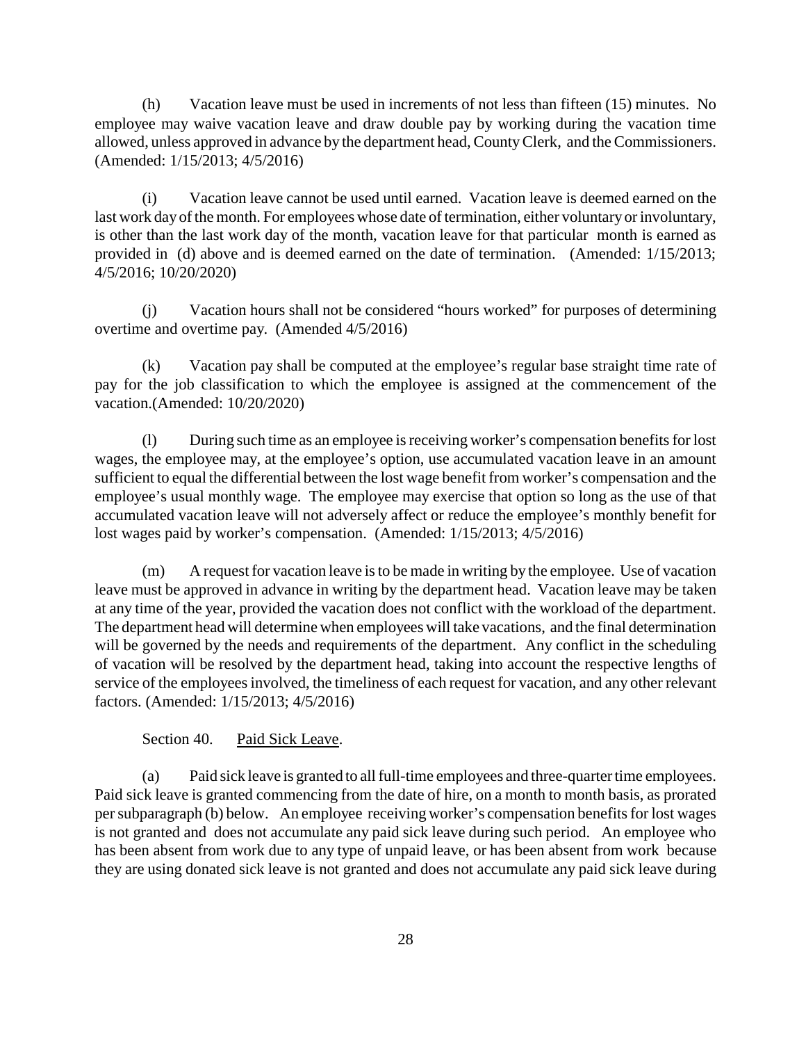(h) Vacation leave must be used in increments of not less than fifteen (15) minutes. No employee may waive vacation leave and draw double pay by working during the vacation time allowed, unless approved in advance by the department head, County Clerk, and the Commissioners. (Amended: 1/15/2013; 4/5/2016)

(i) Vacation leave cannot be used until earned. Vacation leave is deemed earned on the last work day of the month. For employees whose date of termination, either voluntary or involuntary, is other than the last work day of the month, vacation leave for that particular month is earned as provided in (d) above and is deemed earned on the date of termination. (Amended: 1/15/2013; 4/5/2016; 10/20/2020)

(j) Vacation hours shall not be considered "hours worked" for purposes of determining overtime and overtime pay. (Amended 4/5/2016)

(k) Vacation pay shall be computed at the employee's regular base straight time rate of pay for the job classification to which the employee is assigned at the commencement of the vacation.(Amended: 10/20/2020)

(l) During such time as an employee is receiving worker's compensation benefits for lost wages, the employee may, at the employee's option, use accumulated vacation leave in an amount sufficient to equal the differential between the lost wage benefit from worker's compensation and the employee's usual monthly wage. The employee may exercise that option so long as the use of that accumulated vacation leave will not adversely affect or reduce the employee's monthly benefit for lost wages paid by worker's compensation. (Amended: 1/15/2013; 4/5/2016)

(m) A request for vacation leave is to be made in writing by the employee. Use of vacation leave must be approved in advance in writing by the department head. Vacation leave may be taken at any time of the year, provided the vacation does not conflict with the workload of the department. The department head will determine when employees will take vacations, and the final determination will be governed by the needs and requirements of the department. Any conflict in the scheduling of vacation will be resolved by the department head, taking into account the respective lengths of service of the employees involved, the timeliness of each request for vacation, and any other relevant factors. (Amended: 1/15/2013; 4/5/2016)

Section 40. Paid Sick Leave.

(a) Paid sick leave is granted to all full-time employees and three-quarter time employees. Paid sick leave is granted commencing from the date of hire, on a month to month basis, as prorated per subparagraph (b) below. An employee receiving worker's compensation benefits for lost wages is not granted and does not accumulate any paid sick leave during such period. An employee who has been absent from work due to any type of unpaid leave, or has been absent from work because they are using donated sick leave is not granted and does not accumulate any paid sick leave during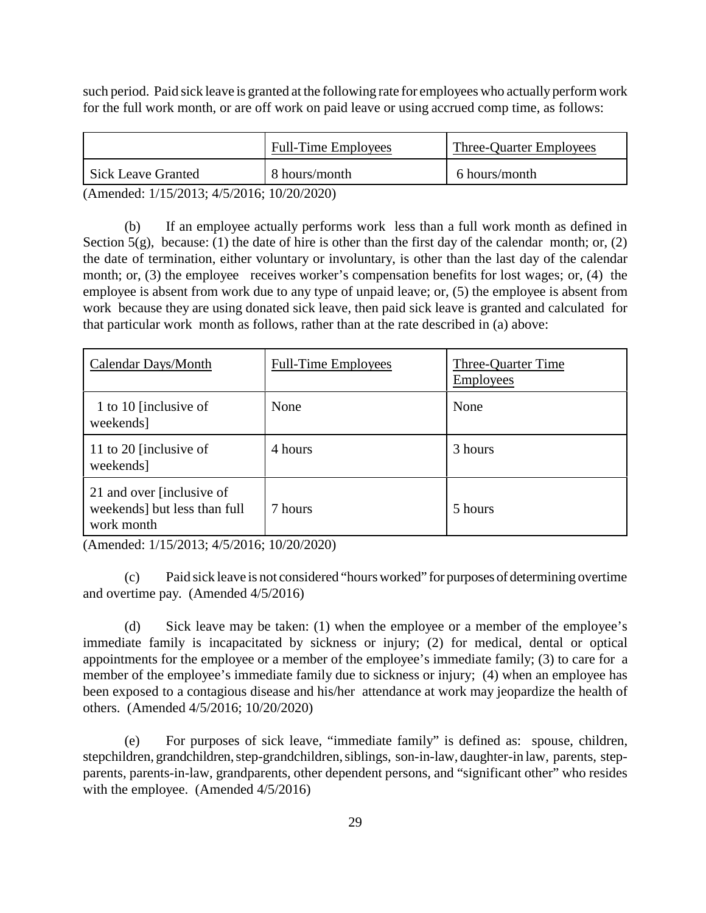such period. Paid sick leave is granted at the following rate for employees who actually perform work for the full work month, or are off work on paid leave or using accrued comp time, as follows:

| | Full-Time Employees | Three-Quarter Employees |
|---|---|---|
| Sick Leave Granted | 8 hours/month | 6 hours/month |

(Amended: 1/15/2013; 4/5/2016; 10/20/2020)

(b) If an employee actually performs work less than a full work month as defined in Section 5(g), because: (1) the date of hire is other than the first day of the calendar month; or, (2) the date of termination, either voluntary or involuntary, is other than the last day of the calendar month; or, (3) the employee receives worker's compensation benefits for lost wages; or, (4) the employee is absent from work due to any type of unpaid leave; or, (5) the employee is absent from work because they are using donated sick leave, then paid sick leave is granted and calculated for that particular work month as follows, rather than at the rate described in (a) above:

| Calendar Days/Month | Full-Time Employees | Three-Quarter Time Employees |
|---|---|---|
| 1 to 10 [inclusive of weekends] | None | None |
| 11 to 20 [inclusive of weekends] | 4 hours | 3 hours |
| 21 and over [inclusive of weekends] but less than full work month | 7 hours | 5 hours |

(Amended: 1/15/2013; 4/5/2016; 10/20/2020)

(c) Paid sick leave is not considered "hours worked" for purposes of determining overtime and overtime pay. (Amended 4/5/2016)

(d) Sick leave may be taken: (1) when the employee or a member of the employee's immediate family is incapacitated by sickness or injury; (2) for medical, dental or optical appointments for the employee or a member of the employee's immediate family; (3) to care for a member of the employee's immediate family due to sickness or injury; (4) when an employee has been exposed to a contagious disease and his/her attendance at work may jeopardize the health of others. (Amended 4/5/2016; 10/20/2020)

(e) For purposes of sick leave, "immediate family" is defined as: spouse, children, stepchildren, grandchildren, step-grandchildren, siblings, son-in-law, daughter-in law, parents, step-parents, parents-in-law, grandparents, other dependent persons, and "significant other" who resides with the employee. (Amended 4/5/2016)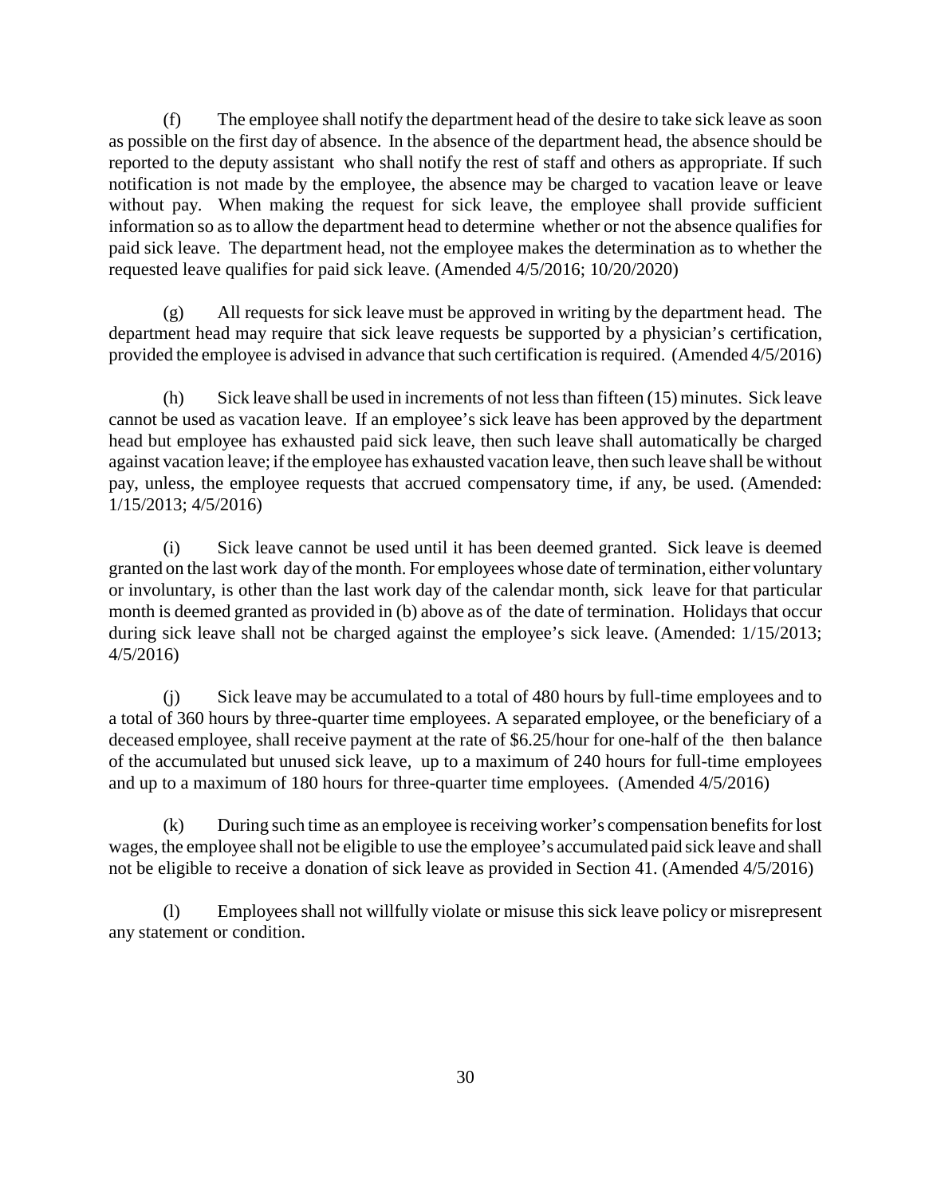(f) The employee shall notify the department head of the desire to take sick leave as soon as possible on the first day of absence. In the absence of the department head, the absence should be reported to the deputy assistant who shall notify the rest of staff and others as appropriate. If such notification is not made by the employee, the absence may be charged to vacation leave or leave without pay. When making the request for sick leave, the employee shall provide sufficient information so as to allow the department head to determine whether or not the absence qualifies for paid sick leave. The department head, not the employee makes the determination as to whether the requested leave qualifies for paid sick leave. (Amended 4/5/2016; 10/20/2020)

(g) All requests for sick leave must be approved in writing by the department head. The department head may require that sick leave requests be supported by a physician's certification, provided the employee is advised in advance that such certification is required. (Amended 4/5/2016)

(h) Sick leave shall be used in increments of not less than fifteen (15) minutes. Sick leave cannot be used as vacation leave. If an employee's sick leave has been approved by the department head but employee has exhausted paid sick leave, then such leave shall automatically be charged against vacation leave; if the employee has exhausted vacation leave, then such leave shall be without pay, unless, the employee requests that accrued compensatory time, if any, be used. (Amended: 1/15/2013; 4/5/2016)

(i) Sick leave cannot be used until it has been deemed granted. Sick leave is deemed granted on the last work day of the month. For employees whose date of termination, either voluntary or involuntary, is other than the last work day of the calendar month, sick leave for that particular month is deemed granted as provided in (b) above as of the date of termination. Holidays that occur during sick leave shall not be charged against the employee's sick leave. (Amended: 1/15/2013; 4/5/2016)

(j) Sick leave may be accumulated to a total of 480 hours by full-time employees and to a total of 360 hours by three-quarter time employees. A separated employee, or the beneficiary of a deceased employee, shall receive payment at the rate of $6.25/hour for one-half of the then balance of the accumulated but unused sick leave, up to a maximum of 240 hours for full-time employees and up to a maximum of 180 hours for three-quarter time employees. (Amended 4/5/2016)

(k) During such time as an employee is receiving worker's compensation benefits for lost wages, the employee shall not be eligible to use the employee's accumulated paid sick leave and shall not be eligible to receive a donation of sick leave as provided in Section 41. (Amended 4/5/2016)

(l) Employees shall not willfully violate or misuse this sick leave policy or misrepresent any statement or condition.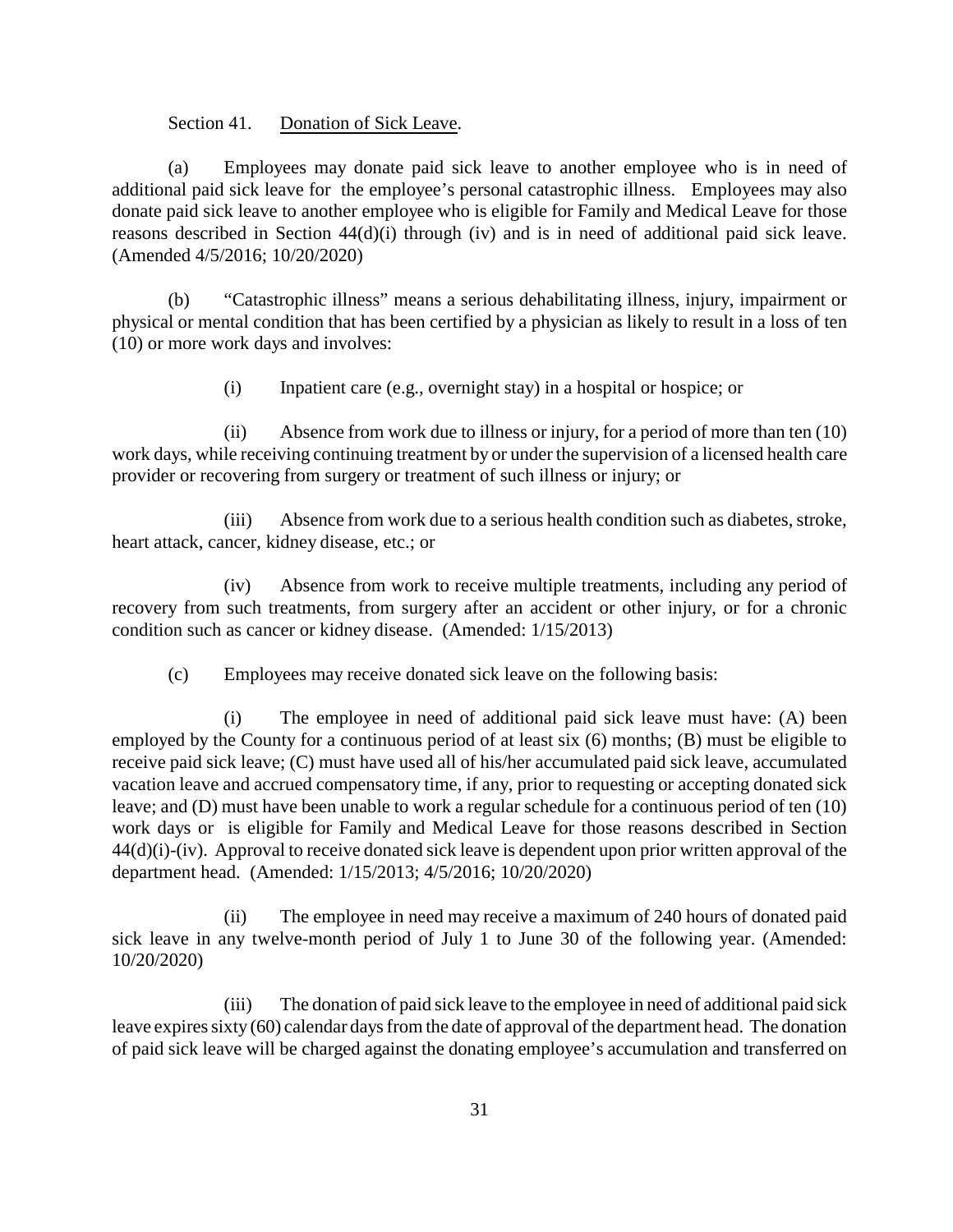Section 41. Donation of Sick Leave.

(a) Employees may donate paid sick leave to another employee who is in need of additional paid sick leave for the employee's personal catastrophic illness. Employees may also donate paid sick leave to another employee who is eligible for Family and Medical Leave for those reasons described in Section 44(d)(i) through (iv) and is in need of additional paid sick leave. (Amended 4/5/2016; 10/20/2020)

(b) "Catastrophic illness" means a serious dehabilitating illness, injury, impairment or physical or mental condition that has been certified by a physician as likely to result in a loss of ten (10) or more work days and involves:

(i) Inpatient care (e.g., overnight stay) in a hospital or hospice; or

(ii) Absence from work due to illness or injury, for a period of more than ten (10) work days, while receiving continuing treatment by or under the supervision of a licensed health care provider or recovering from surgery or treatment of such illness or injury; or

(iii) Absence from work due to a serious health condition such as diabetes, stroke, heart attack, cancer, kidney disease, etc.; or

(iv) Absence from work to receive multiple treatments, including any period of recovery from such treatments, from surgery after an accident or other injury, or for a chronic condition such as cancer or kidney disease. (Amended: 1/15/2013)

(c) Employees may receive donated sick leave on the following basis:

(i) The employee in need of additional paid sick leave must have: (A) been employed by the County for a continuous period of at least six (6) months; (B) must be eligible to receive paid sick leave; (C) must have used all of his/her accumulated paid sick leave, accumulated vacation leave and accrued compensatory time, if any, prior to requesting or accepting donated sick leave; and (D) must have been unable to work a regular schedule for a continuous period of ten (10) work days or is eligible for Family and Medical Leave for those reasons described in Section 44(d)(i)-(iv). Approval to receive donated sick leave is dependent upon prior written approval of the department head. (Amended: 1/15/2013; 4/5/2016; 10/20/2020)

(ii) The employee in need may receive a maximum of 240 hours of donated paid sick leave in any twelve-month period of July 1 to June 30 of the following year. (Amended: 10/20/2020)

(iii) The donation of paid sick leave to the employee in need of additional paid sick leave expires sixty (60) calendar days from the date of approval of the department head. The donation of paid sick leave will be charged against the donating employee's accumulation and transferred on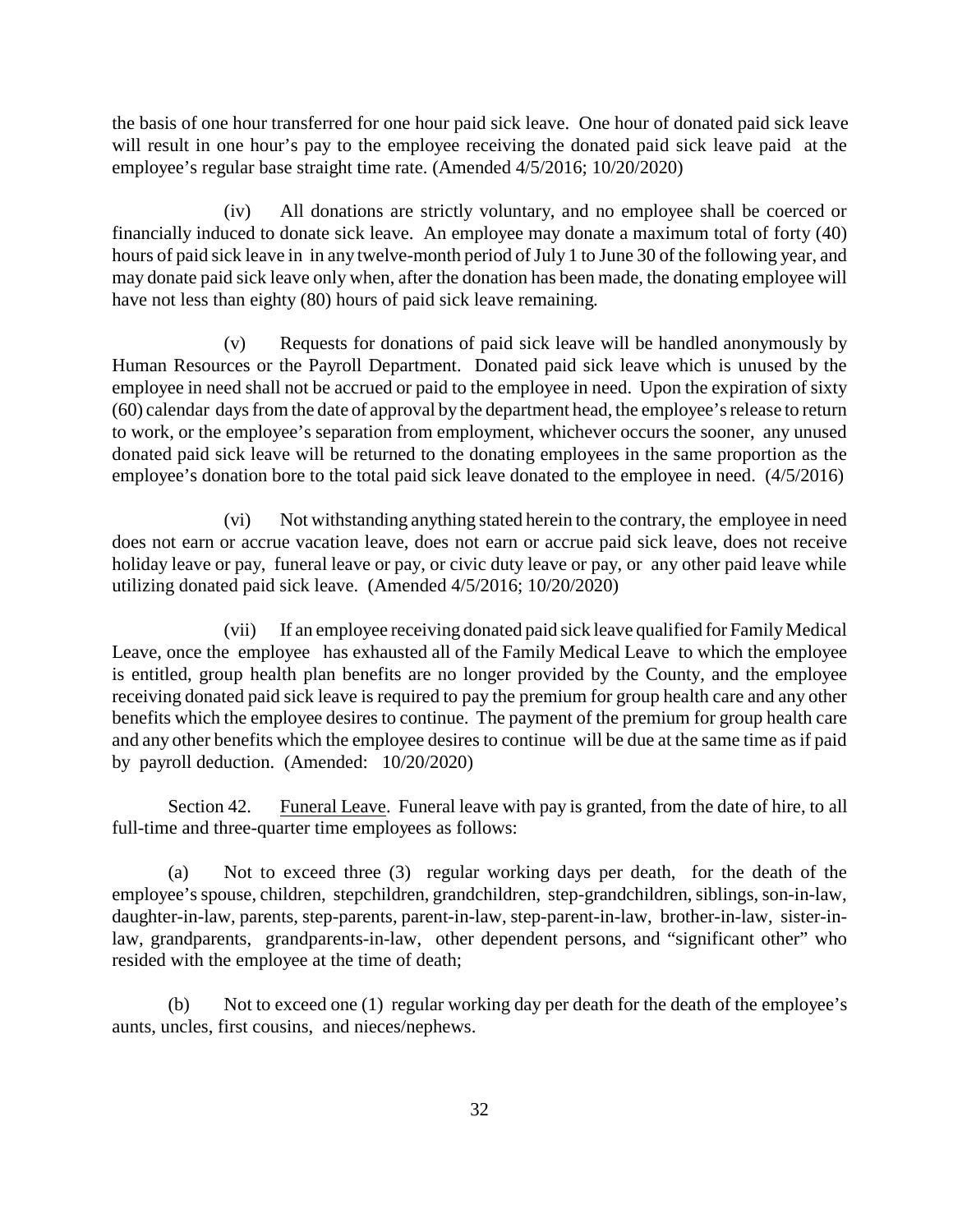the basis of one hour transferred for one hour paid sick leave. One hour of donated paid sick leave will result in one hour's pay to the employee receiving the donated paid sick leave paid at the employee's regular base straight time rate. (Amended 4/5/2016; 10/20/2020)

(iv) All donations are strictly voluntary, and no employee shall be coerced or financially induced to donate sick leave. An employee may donate a maximum total of forty (40) hours of paid sick leave in in any twelve-month period of July 1 to June 30 of the following year, and may donate paid sick leave only when, after the donation has been made, the donating employee will have not less than eighty (80) hours of paid sick leave remaining.

(v) Requests for donations of paid sick leave will be handled anonymously by Human Resources or the Payroll Department. Donated paid sick leave which is unused by the employee in need shall not be accrued or paid to the employee in need. Upon the expiration of sixty (60) calendar days from the date of approval by the department head, the employee's release to return to work, or the employee's separation from employment, whichever occurs the sooner, any unused donated paid sick leave will be returned to the donating employees in the same proportion as the employee's donation bore to the total paid sick leave donated to the employee in need. (4/5/2016)

(vi) Not withstanding anything stated herein to the contrary, the employee in need does not earn or accrue vacation leave, does not earn or accrue paid sick leave, does not receive holiday leave or pay, funeral leave or pay, or civic duty leave or pay, or any other paid leave while utilizing donated paid sick leave. (Amended 4/5/2016; 10/20/2020)

(vii) If an employee receiving donated paid sick leave qualified for Family Medical Leave, once the employee has exhausted all of the Family Medical Leave to which the employee is entitled, group health plan benefits are no longer provided by the County, and the employee receiving donated paid sick leave is required to pay the premium for group health care and any other benefits which the employee desires to continue. The payment of the premium for group health care and any other benefits which the employee desires to continue will be due at the same time as if paid by payroll deduction. (Amended: 10/20/2020)

Section 42. Funeral Leave. Funeral leave with pay is granted, from the date of hire, to all full-time and three-quarter time employees as follows:

(a) Not to exceed three (3) regular working days per death, for the death of the employee's spouse, children, stepchildren, grandchildren, step-grandchildren, siblings, son-in-law, daughter-in-law, parents, step-parents, parent-in-law, step-parent-in-law, brother-in-law, sister-in-law, grandparents, grandparents-in-law, other dependent persons, and "significant other" who resided with the employee at the time of death;

(b) Not to exceed one (1) regular working day per death for the death of the employee's aunts, uncles, first cousins, and nieces/nephews.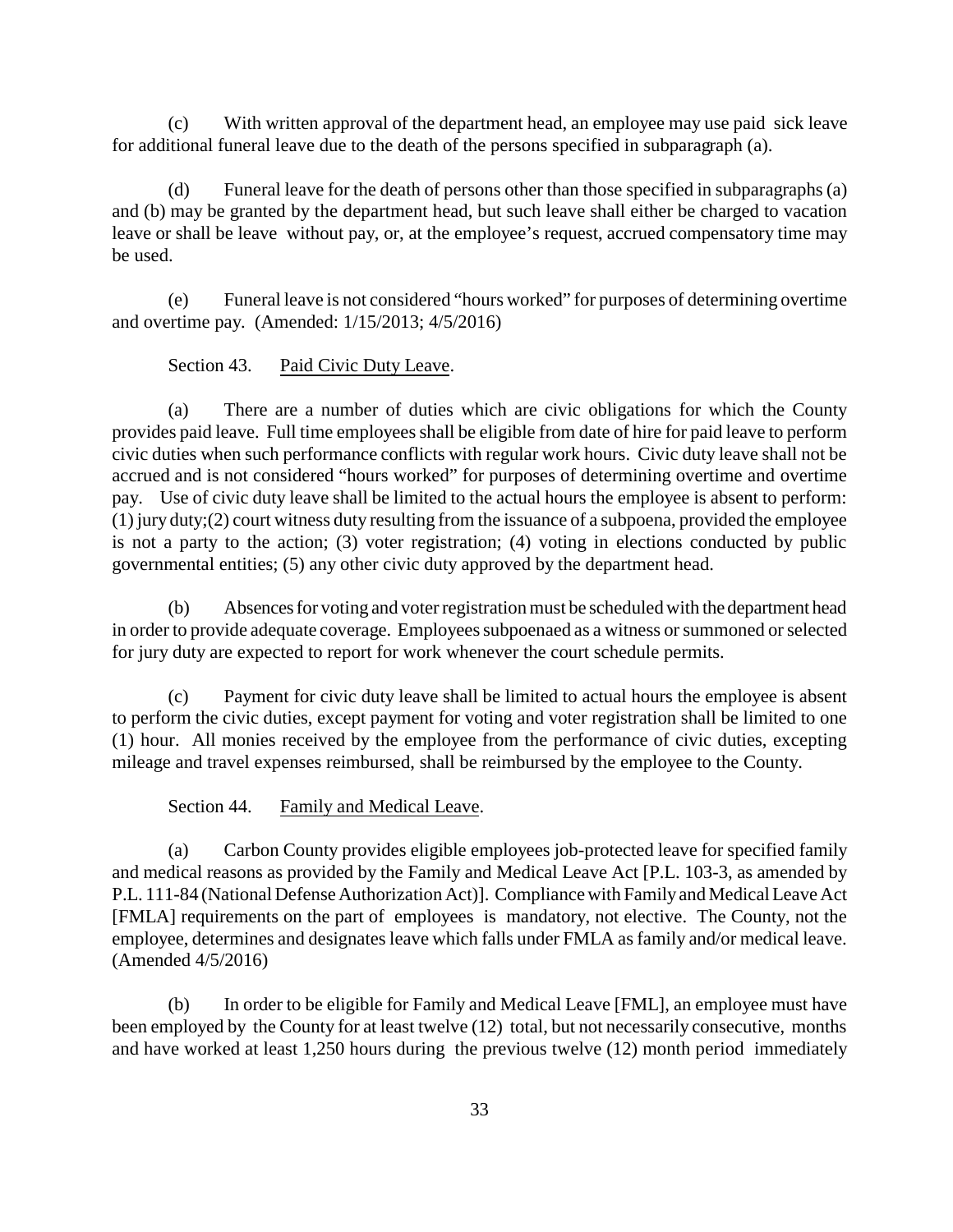(c) With written approval of the department head, an employee may use paid sick leave for additional funeral leave due to the death of the persons specified in subparagraph (a).

(d) Funeral leave for the death of persons other than those specified in subparagraphs (a) and (b) may be granted by the department head, but such leave shall either be charged to vacation leave or shall be leave without pay, or, at the employee's request, accrued compensatory time may be used.

(e) Funeral leave is not considered "hours worked" for purposes of determining overtime and overtime pay. (Amended: 1/15/2013; 4/5/2016)

Section 43. Paid Civic Duty Leave.

(a) There are a number of duties which are civic obligations for which the County provides paid leave. Full time employees shall be eligible from date of hire for paid leave to perform civic duties when such performance conflicts with regular work hours. Civic duty leave shall not be accrued and is not considered "hours worked" for purposes of determining overtime and overtime pay. Use of civic duty leave shall be limited to the actual hours the employee is absent to perform: (1) jury duty;(2) court witness duty resulting from the issuance of a subpoena, provided the employee is not a party to the action; (3) voter registration; (4) voting in elections conducted by public governmental entities; (5) any other civic duty approved by the department head.

(b) Absences for voting and voter registration must be scheduled with the department head in order to provide adequate coverage. Employees subpoenaed as a witness or summoned or selected for jury duty are expected to report for work whenever the court schedule permits.

(c) Payment for civic duty leave shall be limited to actual hours the employee is absent to perform the civic duties, except payment for voting and voter registration shall be limited to one (1) hour. All monies received by the employee from the performance of civic duties, excepting mileage and travel expenses reimbursed, shall be reimbursed by the employee to the County.

Section 44. Family and Medical Leave.

(a) Carbon County provides eligible employees job-protected leave for specified family and medical reasons as provided by the Family and Medical Leave Act [P.L. 103-3, as amended by P.L. 111-84 (National Defense Authorization Act)]. Compliance with Family and Medical Leave Act [FMLA] requirements on the part of employees is mandatory, not elective. The County, not the employee, determines and designates leave which falls under FMLA as family and/or medical leave. (Amended 4/5/2016)

(b) In order to be eligible for Family and Medical Leave [FML], an employee must have been employed by the County for at least twelve (12) total, but not necessarily consecutive, months and have worked at least 1,250 hours during the previous twelve (12) month period immediately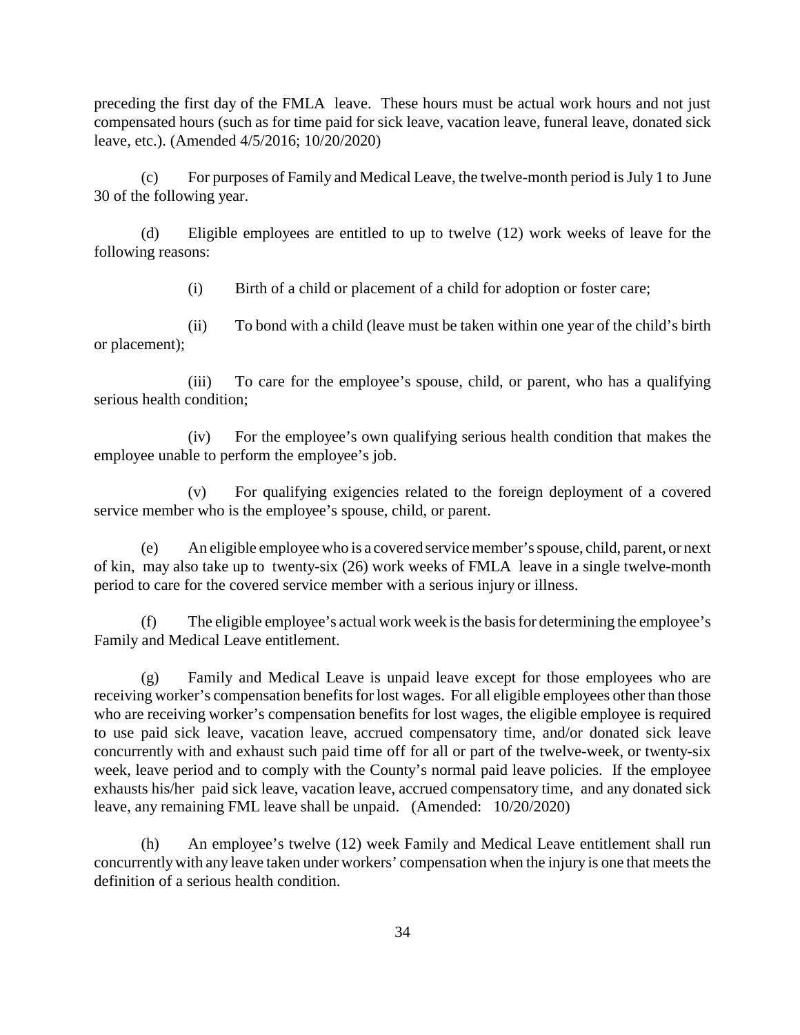preceding the first day of the FMLA leave. These hours must be actual work hours and not just compensated hours (such as for time paid for sick leave, vacation leave, funeral leave, donated sick leave, etc.). (Amended 4/5/2016; 10/20/2020)

(c) For purposes of Family and Medical Leave, the twelve-month period is July 1 to June 30 of the following year.

(d) Eligible employees are entitled to up to twelve (12) work weeks of leave for the following reasons:

(i) Birth of a child or placement of a child for adoption or foster care;

(ii) To bond with a child (leave must be taken within one year of the child's birth or placement);

(iii) To care for the employee's spouse, child, or parent, who has a qualifying serious health condition;

(iv) For the employee's own qualifying serious health condition that makes the employee unable to perform the employee's job.

(v) For qualifying exigencies related to the foreign deployment of a covered service member who is the employee's spouse, child, or parent.

(e) An eligible employee who is a covered service member's spouse, child, parent, or next of kin, may also take up to twenty-six (26) work weeks of FMLA leave in a single twelve-month period to care for the covered service member with a serious injury or illness.

(f) The eligible employee's actual work week is the basis for determining the employee's Family and Medical Leave entitlement.

(g) Family and Medical Leave is unpaid leave except for those employees who are receiving worker's compensation benefits for lost wages. For all eligible employees other than those who are receiving worker's compensation benefits for lost wages, the eligible employee is required to use paid sick leave, vacation leave, accrued compensatory time, and/or donated sick leave concurrently with and exhaust such paid time off for all or part of the twelve-week, or twenty-six week, leave period and to comply with the County's normal paid leave policies. If the employee exhausts his/her paid sick leave, vacation leave, accrued compensatory time, and any donated sick leave, any remaining FML leave shall be unpaid. (Amended: 10/20/2020)

(h) An employee's twelve (12) week Family and Medical Leave entitlement shall run concurrently with any leave taken under workers' compensation when the injury is one that meets the definition of a serious health condition.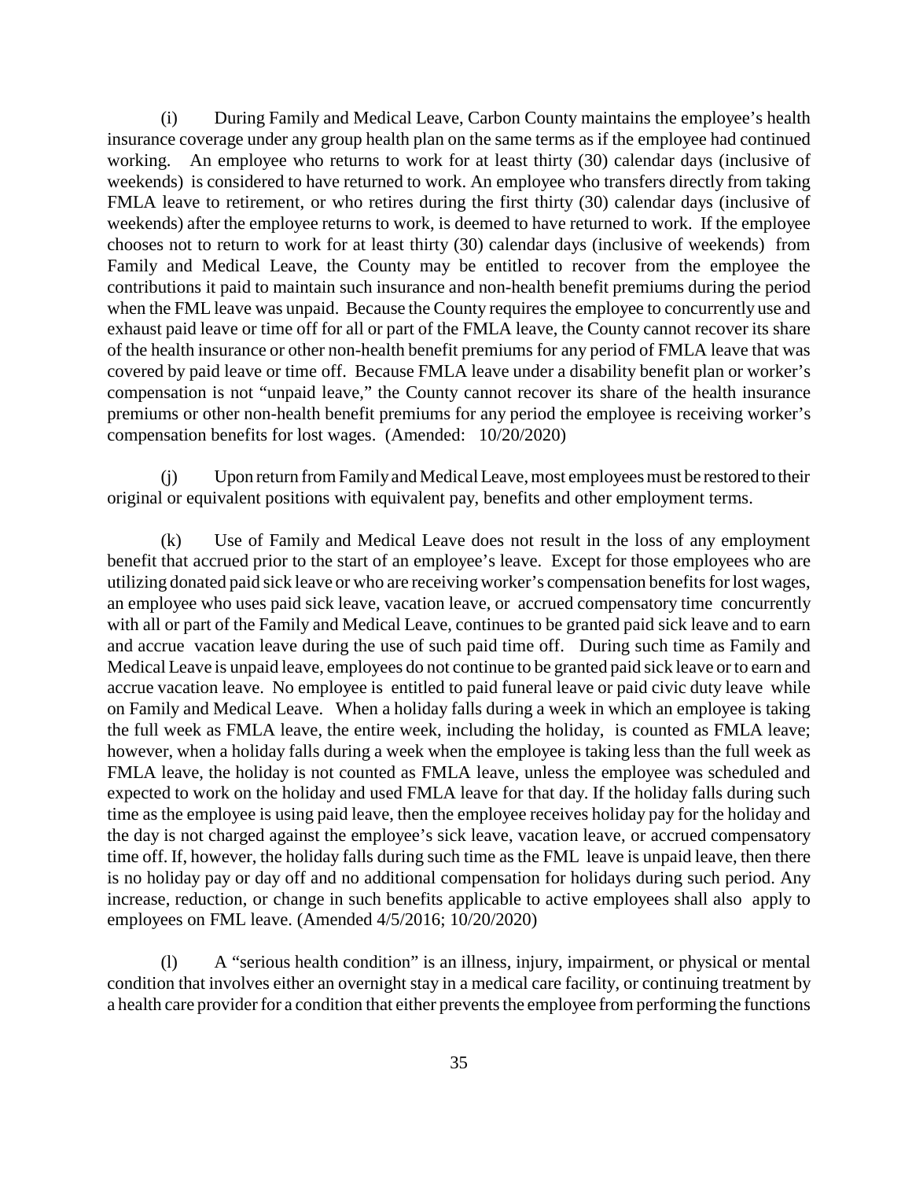(i) During Family and Medical Leave, Carbon County maintains the employee's health insurance coverage under any group health plan on the same terms as if the employee had continued working. An employee who returns to work for at least thirty (30) calendar days (inclusive of weekends) is considered to have returned to work. An employee who transfers directly from taking FMLA leave to retirement, or who retires during the first thirty (30) calendar days (inclusive of weekends) after the employee returns to work, is deemed to have returned to work. If the employee chooses not to return to work for at least thirty (30) calendar days (inclusive of weekends) from Family and Medical Leave, the County may be entitled to recover from the employee the contributions it paid to maintain such insurance and non-health benefit premiums during the period when the FML leave was unpaid. Because the County requires the employee to concurrently use and exhaust paid leave or time off for all or part of the FMLA leave, the County cannot recover its share of the health insurance or other non-health benefit premiums for any period of FMLA leave that was covered by paid leave or time off. Because FMLA leave under a disability benefit plan or worker's compensation is not "unpaid leave," the County cannot recover its share of the health insurance premiums or other non-health benefit premiums for any period the employee is receiving worker's compensation benefits for lost wages. (Amended: 10/20/2020)

(j) Upon return from Family and Medical Leave, most employees must be restored to their original or equivalent positions with equivalent pay, benefits and other employment terms.

(k) Use of Family and Medical Leave does not result in the loss of any employment benefit that accrued prior to the start of an employee's leave. Except for those employees who are utilizing donated paid sick leave or who are receiving worker's compensation benefits for lost wages, an employee who uses paid sick leave, vacation leave, or accrued compensatory time concurrently with all or part of the Family and Medical Leave, continues to be granted paid sick leave and to earn and accrue vacation leave during the use of such paid time off. During such time as Family and Medical Leave is unpaid leave, employees do not continue to be granted paid sick leave or to earn and accrue vacation leave. No employee is entitled to paid funeral leave or paid civic duty leave while on Family and Medical Leave. When a holiday falls during a week in which an employee is taking the full week as FMLA leave, the entire week, including the holiday, is counted as FMLA leave; however, when a holiday falls during a week when the employee is taking less than the full week as FMLA leave, the holiday is not counted as FMLA leave, unless the employee was scheduled and expected to work on the holiday and used FMLA leave for that day. If the holiday falls during such time as the employee is using paid leave, then the employee receives holiday pay for the holiday and the day is not charged against the employee's sick leave, vacation leave, or accrued compensatory time off. If, however, the holiday falls during such time as the FML leave is unpaid leave, then there is no holiday pay or day off and no additional compensation for holidays during such period. Any increase, reduction, or change in such benefits applicable to active employees shall also apply to employees on FML leave. (Amended 4/5/2016; 10/20/2020)

(l) A "serious health condition" is an illness, injury, impairment, or physical or mental condition that involves either an overnight stay in a medical care facility, or continuing treatment by a health care provider for a condition that either prevents the employee from performing the functions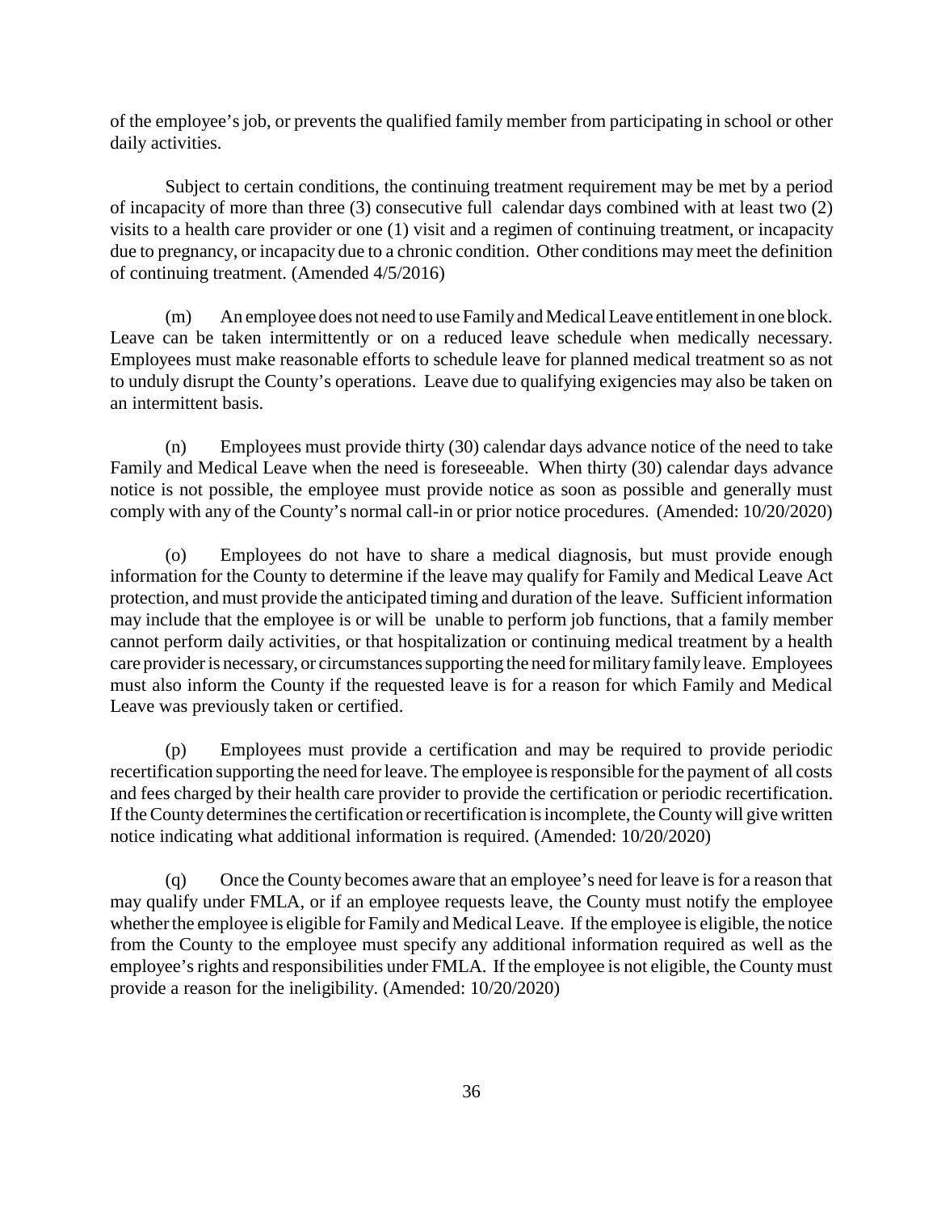of the employee's job, or prevents the qualified family member from participating in school or other daily activities.

Subject to certain conditions, the continuing treatment requirement may be met by a period of incapacity of more than three (3) consecutive full calendar days combined with at least two (2) visits to a health care provider or one (1) visit and a regimen of continuing treatment, or incapacity due to pregnancy, or incapacity due to a chronic condition. Other conditions may meet the definition of continuing treatment. (Amended 4/5/2016)

(m) An employee does not need to use Family and Medical Leave entitlement in one block. Leave can be taken intermittently or on a reduced leave schedule when medically necessary. Employees must make reasonable efforts to schedule leave for planned medical treatment so as not to unduly disrupt the County's operations. Leave due to qualifying exigencies may also be taken on an intermittent basis.

(n) Employees must provide thirty (30) calendar days advance notice of the need to take Family and Medical Leave when the need is foreseeable. When thirty (30) calendar days advance notice is not possible, the employee must provide notice as soon as possible and generally must comply with any of the County's normal call-in or prior notice procedures. (Amended: 10/20/2020)

(o) Employees do not have to share a medical diagnosis, but must provide enough information for the County to determine if the leave may qualify for Family and Medical Leave Act protection, and must provide the anticipated timing and duration of the leave. Sufficient information may include that the employee is or will be unable to perform job functions, that a family member cannot perform daily activities, or that hospitalization or continuing medical treatment by a health care provider is necessary, or circumstances supporting the need for military family leave. Employees must also inform the County if the requested leave is for a reason for which Family and Medical Leave was previously taken or certified.

(p) Employees must provide a certification and may be required to provide periodic recertification supporting the need for leave. The employee is responsible for the payment of all costs and fees charged by their health care provider to provide the certification or periodic recertification. If the County determines the certification or recertification is incomplete, the County will give written notice indicating what additional information is required. (Amended: 10/20/2020)

(q) Once the County becomes aware that an employee's need for leave is for a reason that may qualify under FMLA, or if an employee requests leave, the County must notify the employee whether the employee is eligible for Family and Medical Leave. If the employee is eligible, the notice from the County to the employee must specify any additional information required as well as the employee's rights and responsibilities under FMLA. If the employee is not eligible, the County must provide a reason for the ineligibility. (Amended: 10/20/2020)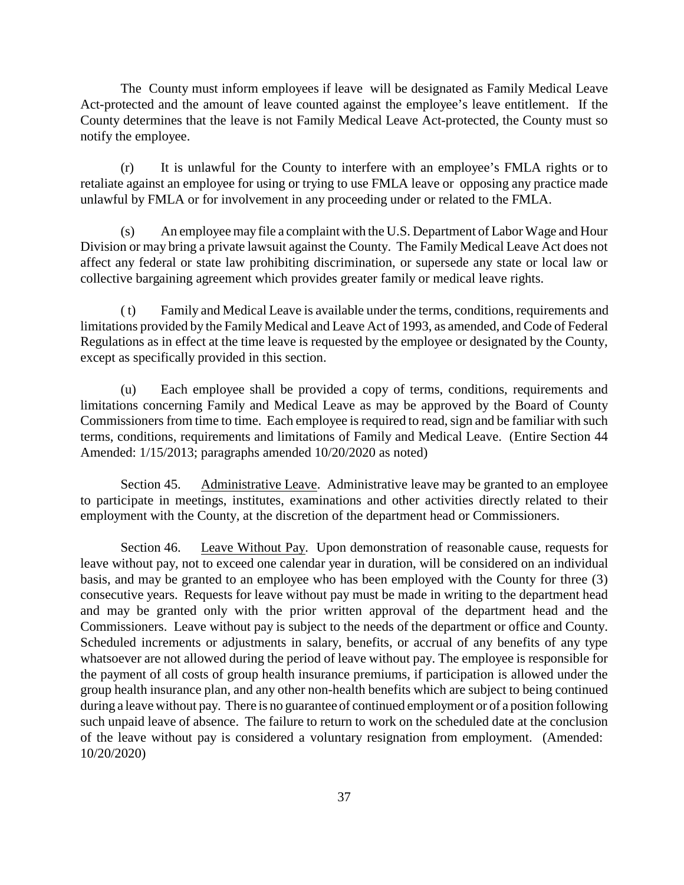The County must inform employees if leave will be designated as Family Medical Leave Act-protected and the amount of leave counted against the employee's leave entitlement. If the County determines that the leave is not Family Medical Leave Act-protected, the County must so notify the employee.

(r) It is unlawful for the County to interfere with an employee's FMLA rights or to retaliate against an employee for using or trying to use FMLA leave or opposing any practice made unlawful by FMLA or for involvement in any proceeding under or related to the FMLA.

(s) An employee may file a complaint with the U.S. Department of Labor Wage and Hour Division or may bring a private lawsuit against the County. The Family Medical Leave Act does not affect any federal or state law prohibiting discrimination, or supersede any state or local law or collective bargaining agreement which provides greater family or medical leave rights.

( t) Family and Medical Leave is available under the terms, conditions, requirements and limitations provided by the Family Medical and Leave Act of 1993, as amended, and Code of Federal Regulations as in effect at the time leave is requested by the employee or designated by the County, except as specifically provided in this section.

(u) Each employee shall be provided a copy of terms, conditions, requirements and limitations concerning Family and Medical Leave as may be approved by the Board of County Commissioners from time to time. Each employee is required to read, sign and be familiar with such terms, conditions, requirements and limitations of Family and Medical Leave. (Entire Section 44 Amended: 1/15/2013; paragraphs amended 10/20/2020 as noted)

Section 45. Administrative Leave. Administrative leave may be granted to an employee to participate in meetings, institutes, examinations and other activities directly related to their employment with the County, at the discretion of the department head or Commissioners.

Section 46. Leave Without Pay. Upon demonstration of reasonable cause, requests for leave without pay, not to exceed one calendar year in duration, will be considered on an individual basis, and may be granted to an employee who has been employed with the County for three (3) consecutive years. Requests for leave without pay must be made in writing to the department head and may be granted only with the prior written approval of the department head and the Commissioners. Leave without pay is subject to the needs of the department or office and County. Scheduled increments or adjustments in salary, benefits, or accrual of any benefits of any type whatsoever are not allowed during the period of leave without pay. The employee is responsible for the payment of all costs of group health insurance premiums, if participation is allowed under the group health insurance plan, and any other non-health benefits which are subject to being continued during a leave without pay. There is no guarantee of continued employment or of a position following such unpaid leave of absence. The failure to return to work on the scheduled date at the conclusion of the leave without pay is considered a voluntary resignation from employment. (Amended: 10/20/2020)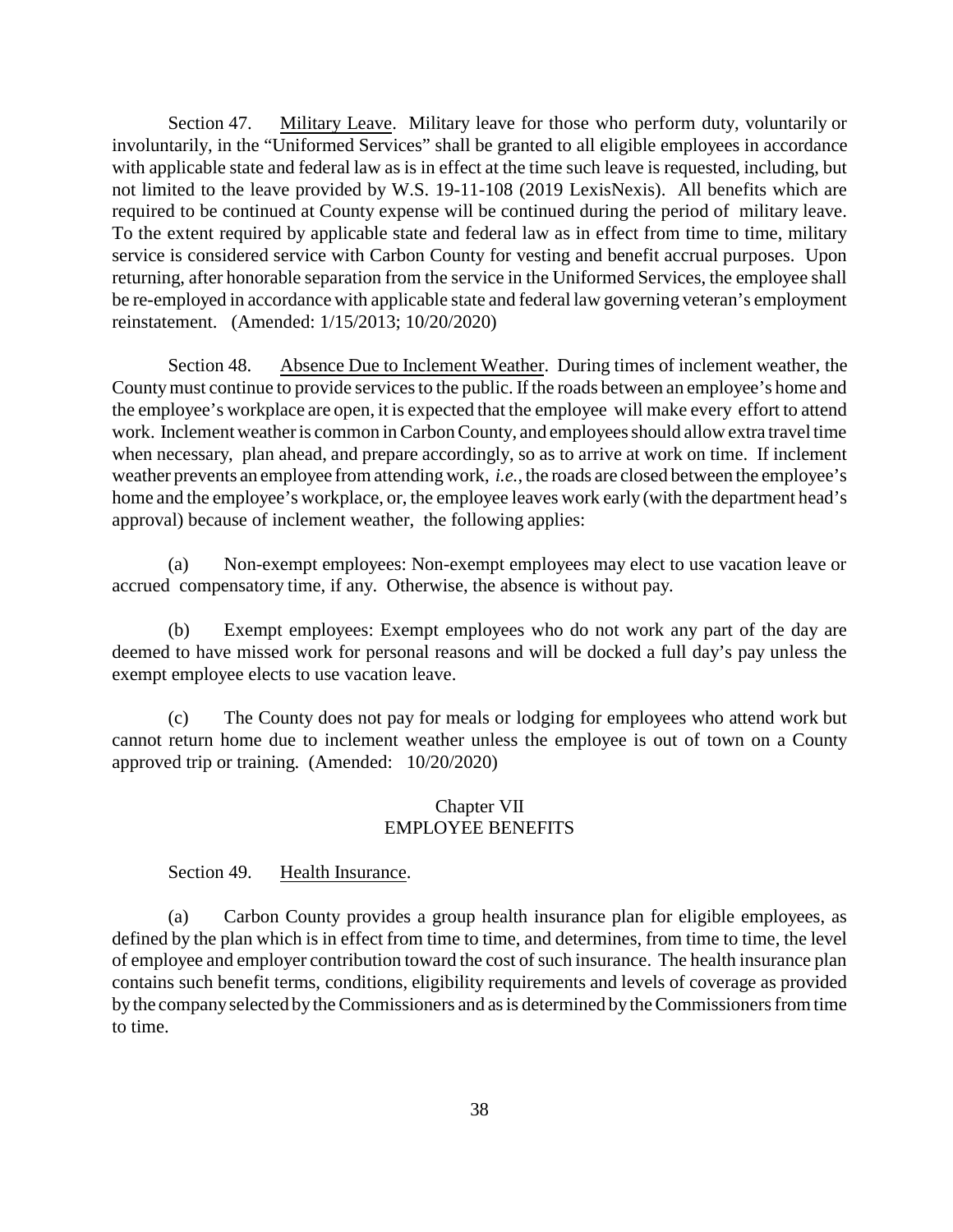Section 47. Military Leave. Military leave for those who perform duty, voluntarily or involuntarily, in the "Uniformed Services" shall be granted to all eligible employees in accordance with applicable state and federal law as is in effect at the time such leave is requested, including, but not limited to the leave provided by W.S. 19-11-108 (2019 LexisNexis). All benefits which are required to be continued at County expense will be continued during the period of military leave. To the extent required by applicable state and federal law as in effect from time to time, military service is considered service with Carbon County for vesting and benefit accrual purposes. Upon returning, after honorable separation from the service in the Uniformed Services, the employee shall be re-employed in accordance with applicable state and federal law governing veteran's employment reinstatement. (Amended: 1/15/2013; 10/20/2020)

Section 48. Absence Due to Inclement Weather. During times of inclement weather, the County must continue to provide services to the public. If the roads between an employee's home and the employee's workplace are open, it is expected that the employee will make every effort to attend work. Inclement weather is common in Carbon County, and employees should allow extra travel time when necessary, plan ahead, and prepare accordingly, so as to arrive at work on time. If inclement weather prevents an employee from attending work, *i.e.*, the roads are closed between the employee's home and the employee's workplace, or, the employee leaves work early (with the department head's approval) because of inclement weather, the following applies:

(a) Non-exempt employees: Non-exempt employees may elect to use vacation leave or accrued compensatory time, if any. Otherwise, the absence is without pay.

(b) Exempt employees: Exempt employees who do not work any part of the day are deemed to have missed work for personal reasons and will be docked a full day's pay unless the exempt employee elects to use vacation leave.

(c) The County does not pay for meals or lodging for employees who attend work but cannot return home due to inclement weather unless the employee is out of town on a County approved trip or training. (Amended: 10/20/2020)

## Chapter VII
## EMPLOYEE BENEFITS

Section 49. Health Insurance.

(a) Carbon County provides a group health insurance plan for eligible employees, as defined by the plan which is in effect from time to time, and determines, from time to time, the level of employee and employer contribution toward the cost of such insurance. The health insurance plan contains such benefit terms, conditions, eligibility requirements and levels of coverage as provided by the company selected by the Commissioners and as is determined by the Commissioners from time to time.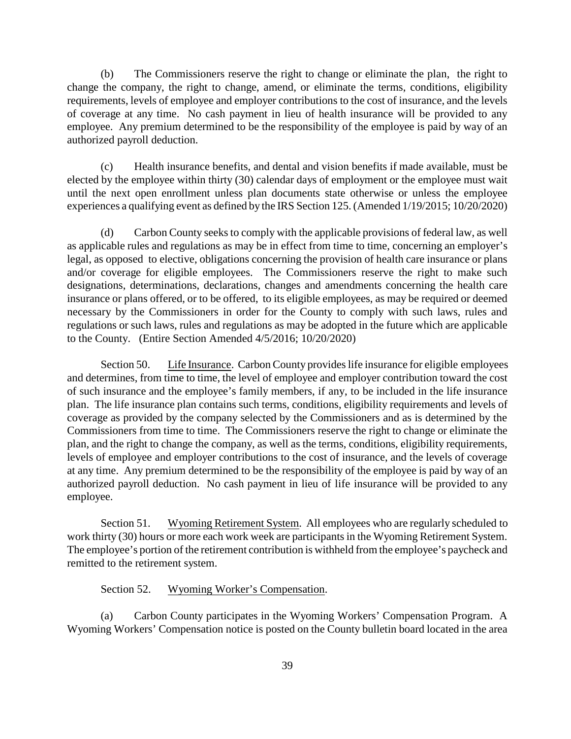(b) The Commissioners reserve the right to change or eliminate the plan, the right to change the company, the right to change, amend, or eliminate the terms, conditions, eligibility requirements, levels of employee and employer contributions to the cost of insurance, and the levels of coverage at any time. No cash payment in lieu of health insurance will be provided to any employee. Any premium determined to be the responsibility of the employee is paid by way of an authorized payroll deduction.

(c) Health insurance benefits, and dental and vision benefits if made available, must be elected by the employee within thirty (30) calendar days of employment or the employee must wait until the next open enrollment unless plan documents state otherwise or unless the employee experiences a qualifying event as defined by the IRS Section 125. (Amended 1/19/2015; 10/20/2020)

(d) Carbon County seeks to comply with the applicable provisions of federal law, as well as applicable rules and regulations as may be in effect from time to time, concerning an employer's legal, as opposed to elective, obligations concerning the provision of health care insurance or plans and/or coverage for eligible employees. The Commissioners reserve the right to make such designations, determinations, declarations, changes and amendments concerning the health care insurance or plans offered, or to be offered, to its eligible employees, as may be required or deemed necessary by the Commissioners in order for the County to comply with such laws, rules and regulations or such laws, rules and regulations as may be adopted in the future which are applicable to the County. (Entire Section Amended 4/5/2016; 10/20/2020)

Section 50. Life Insurance. Carbon County provides life insurance for eligible employees and determines, from time to time, the level of employee and employer contribution toward the cost of such insurance and the employee's family members, if any, to be included in the life insurance plan. The life insurance plan contains such terms, conditions, eligibility requirements and levels of coverage as provided by the company selected by the Commissioners and as is determined by the Commissioners from time to time. The Commissioners reserve the right to change or eliminate the plan, and the right to change the company, as well as the terms, conditions, eligibility requirements, levels of employee and employer contributions to the cost of insurance, and the levels of coverage at any time. Any premium determined to be the responsibility of the employee is paid by way of an authorized payroll deduction. No cash payment in lieu of life insurance will be provided to any employee.

Section 51. Wyoming Retirement System. All employees who are regularly scheduled to work thirty (30) hours or more each work week are participants in the Wyoming Retirement System. The employee's portion of the retirement contribution is withheld from the employee's paycheck and remitted to the retirement system.

Section 52. Wyoming Worker's Compensation.

(a) Carbon County participates in the Wyoming Workers' Compensation Program. A Wyoming Workers' Compensation notice is posted on the County bulletin board located in the area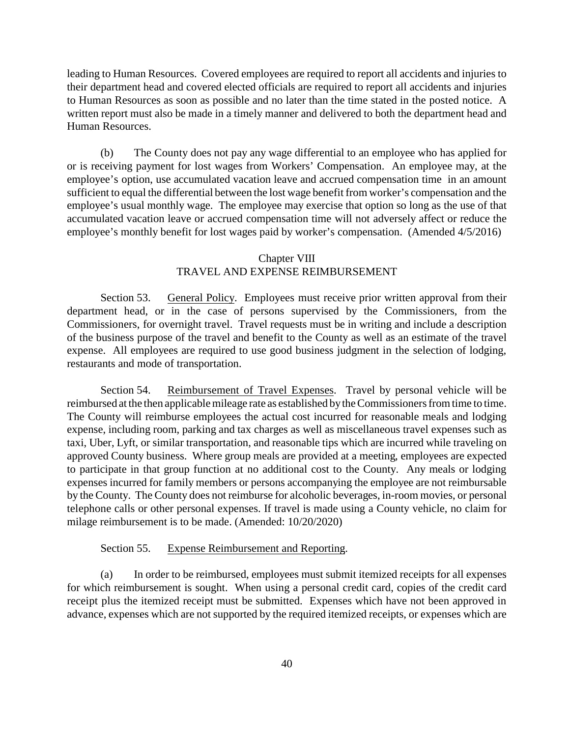leading to Human Resources. Covered employees are required to report all accidents and injuries to their department head and covered elected officials are required to report all accidents and injuries to Human Resources as soon as possible and no later than the time stated in the posted notice. A written report must also be made in a timely manner and delivered to both the department head and Human Resources.

(b) The County does not pay any wage differential to an employee who has applied for or is receiving payment for lost wages from Workers' Compensation. An employee may, at the employee's option, use accumulated vacation leave and accrued compensation time in an amount sufficient to equal the differential between the lost wage benefit from worker's compensation and the employee's usual monthly wage. The employee may exercise that option so long as the use of that accumulated vacation leave or accrued compensation time will not adversely affect or reduce the employee's monthly benefit for lost wages paid by worker's compensation. (Amended 4/5/2016)

## Chapter VIII
## TRAVEL AND EXPENSE REIMBURSEMENT

Section 53. General Policy. Employees must receive prior written approval from their department head, or in the case of persons supervised by the Commissioners, from the Commissioners, for overnight travel. Travel requests must be in writing and include a description of the business purpose of the travel and benefit to the County as well as an estimate of the travel expense. All employees are required to use good business judgment in the selection of lodging, restaurants and mode of transportation.

Section 54. Reimbursement of Travel Expenses. Travel by personal vehicle will be reimbursed at the then applicable mileage rate as established by the Commissioners from time to time. The County will reimburse employees the actual cost incurred for reasonable meals and lodging expense, including room, parking and tax charges as well as miscellaneous travel expenses such as taxi, Uber, Lyft, or similar transportation, and reasonable tips which are incurred while traveling on approved County business. Where group meals are provided at a meeting, employees are expected to participate in that group function at no additional cost to the County. Any meals or lodging expenses incurred for family members or persons accompanying the employee are not reimbursable by the County. The County does not reimburse for alcoholic beverages, in-room movies, or personal telephone calls or other personal expenses. If travel is made using a County vehicle, no claim for milage reimbursement is to be made. (Amended: 10/20/2020)

Section 55. Expense Reimbursement and Reporting.

(a) In order to be reimbursed, employees must submit itemized receipts for all expenses for which reimbursement is sought. When using a personal credit card, copies of the credit card receipt plus the itemized receipt must be submitted. Expenses which have not been approved in advance, expenses which are not supported by the required itemized receipts, or expenses which are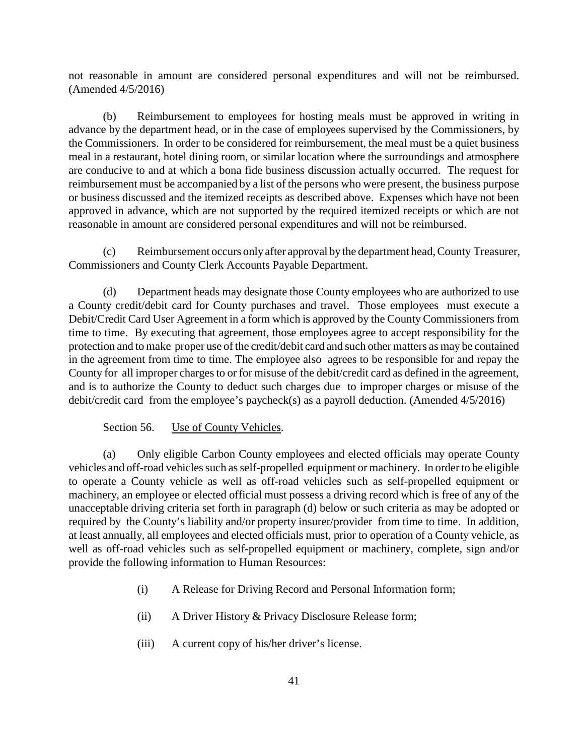not reasonable in amount are considered personal expenditures and will not be reimbursed. (Amended 4/5/2016)

(b) Reimbursement to employees for hosting meals must be approved in writing in advance by the department head, or in the case of employees supervised by the Commissioners, by the Commissioners. In order to be considered for reimbursement, the meal must be a quiet business meal in a restaurant, hotel dining room, or similar location where the surroundings and atmosphere are conducive to and at which a bona fide business discussion actually occurred. The request for reimbursement must be accompanied by a list of the persons who were present, the business purpose or business discussed and the itemized receipts as described above. Expenses which have not been approved in advance, which are not supported by the required itemized receipts or which are not reasonable in amount are considered personal expenditures and will not be reimbursed.

(c) Reimbursement occurs only after approval by the department head, County Treasurer, Commissioners and County Clerk Accounts Payable Department.

(d) Department heads may designate those County employees who are authorized to use a County credit/debit card for County purchases and travel. Those employees must execute a Debit/Credit Card User Agreement in a form which is approved by the County Commissioners from time to time. By executing that agreement, those employees agree to accept responsibility for the protection and to make proper use of the credit/debit card and such other matters as may be contained in the agreement from time to time. The employee also agrees to be responsible for and repay the County for all improper charges to or for misuse of the debit/credit card as defined in the agreement, and is to authorize the County to deduct such charges due to improper charges or misuse of the debit/credit card from the employee's paycheck(s) as a payroll deduction. (Amended 4/5/2016)

Section 56. Use of County Vehicles.

(a) Only eligible Carbon County employees and elected officials may operate County vehicles and off-road vehicles such as self-propelled equipment or machinery. In order to be eligible to operate a County vehicle as well as off-road vehicles such as self-propelled equipment or machinery, an employee or elected official must possess a driving record which is free of any of the unacceptable driving criteria set forth in paragraph (d) below or such criteria as may be adopted or required by the County's liability and/or property insurer/provider from time to time. In addition, at least annually, all employees and elected officials must, prior to operation of a County vehicle, as well as off-road vehicles such as self-propelled equipment or machinery, complete, sign and/or provide the following information to Human Resources:

(i) A Release for Driving Record and Personal Information form;

(ii) A Driver History & Privacy Disclosure Release form;

(iii) A current copy of his/her driver's license.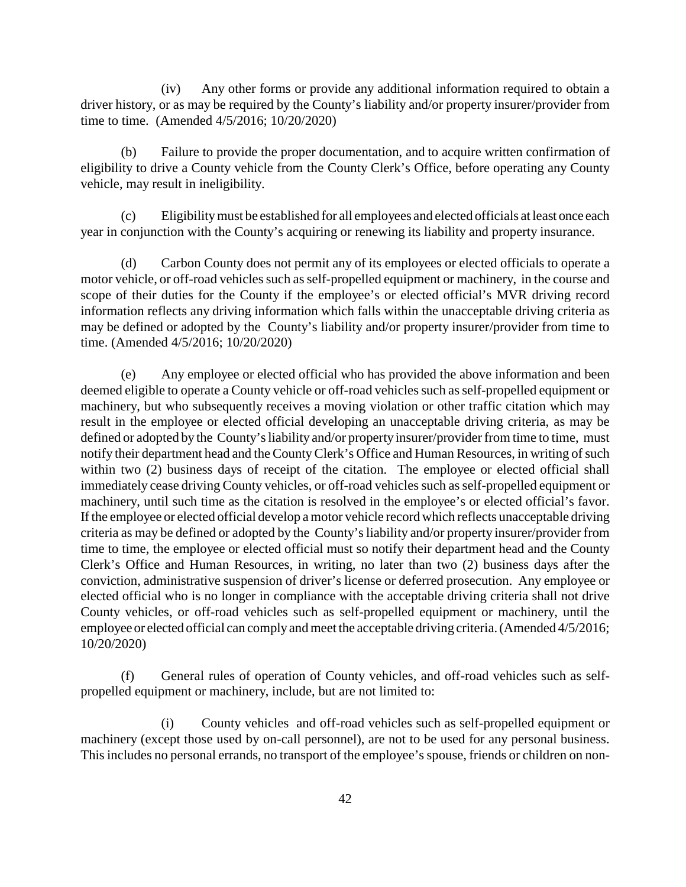(iv) Any other forms or provide any additional information required to obtain a driver history, or as may be required by the County's liability and/or property insurer/provider from time to time. (Amended 4/5/2016; 10/20/2020)

(b) Failure to provide the proper documentation, and to acquire written confirmation of eligibility to drive a County vehicle from the County Clerk's Office, before operating any County vehicle, may result in ineligibility.

(c) Eligibility must be established for all employees and elected officials at least once each year in conjunction with the County's acquiring or renewing its liability and property insurance.

(d) Carbon County does not permit any of its employees or elected officials to operate a motor vehicle, or off-road vehicles such as self-propelled equipment or machinery, in the course and scope of their duties for the County if the employee's or elected official's MVR driving record information reflects any driving information which falls within the unacceptable driving criteria as may be defined or adopted by the County's liability and/or property insurer/provider from time to time. (Amended 4/5/2016; 10/20/2020)

(e) Any employee or elected official who has provided the above information and been deemed eligible to operate a County vehicle or off-road vehicles such as self-propelled equipment or machinery, but who subsequently receives a moving violation or other traffic citation which may result in the employee or elected official developing an unacceptable driving criteria, as may be defined or adopted by the County's liability and/or property insurer/provider from time to time, must notify their department head and the County Clerk's Office and Human Resources, in writing of such within two (2) business days of receipt of the citation. The employee or elected official shall immediately cease driving County vehicles, or off-road vehicles such as self-propelled equipment or machinery, until such time as the citation is resolved in the employee's or elected official's favor. If the employee or elected official develop a motor vehicle record which reflects unacceptable driving criteria as may be defined or adopted by the County's liability and/or property insurer/provider from time to time, the employee or elected official must so notify their department head and the County Clerk's Office and Human Resources, in writing, no later than two (2) business days after the conviction, administrative suspension of driver's license or deferred prosecution. Any employee or elected official who is no longer in compliance with the acceptable driving criteria shall not drive County vehicles, or off-road vehicles such as self-propelled equipment or machinery, until the employee or elected official can comply and meet the acceptable driving criteria. (Amended 4/5/2016; 10/20/2020)

(f) General rules of operation of County vehicles, and off-road vehicles such as self-propelled equipment or machinery, include, but are not limited to:

(i) County vehicles and off-road vehicles such as self-propelled equipment or machinery (except those used by on-call personnel), are not to be used for any personal business. This includes no personal errands, no transport of the employee's spouse, friends or children on non-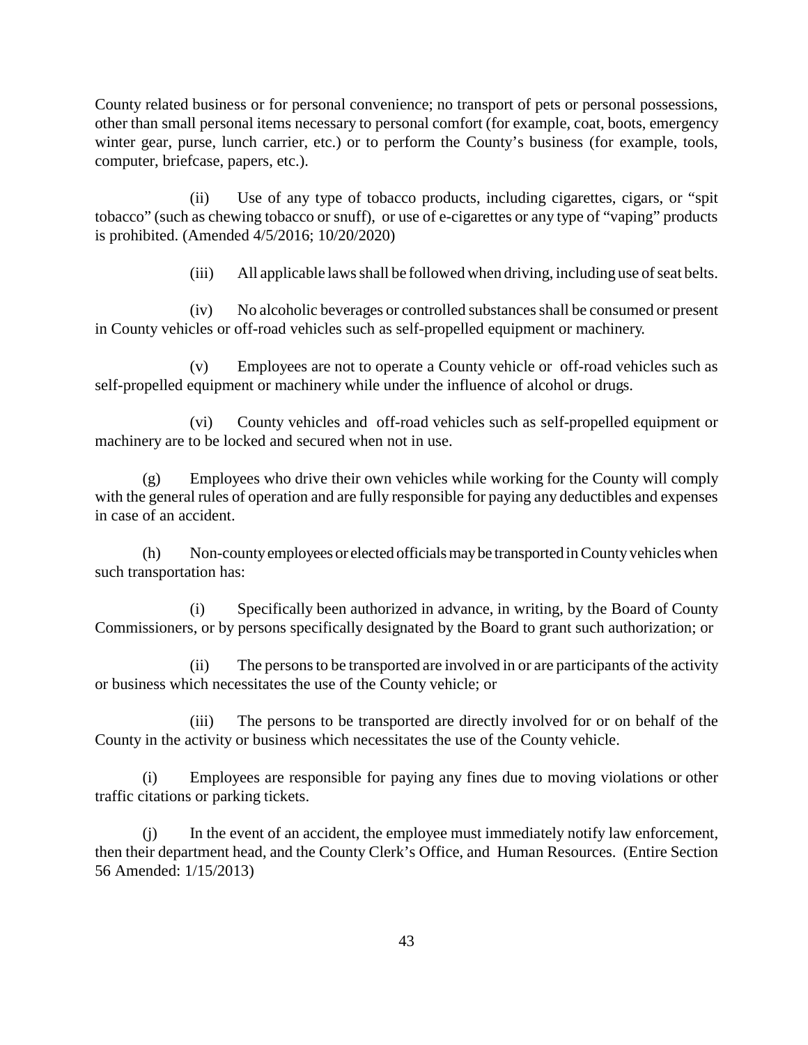County related business or for personal convenience; no transport of pets or personal possessions, other than small personal items necessary to personal comfort (for example, coat, boots, emergency winter gear, purse, lunch carrier, etc.) or to perform the County's business (for example, tools, computer, briefcase, papers, etc.).

(ii) Use of any type of tobacco products, including cigarettes, cigars, or "spit tobacco" (such as chewing tobacco or snuff), or use of e-cigarettes or any type of "vaping" products is prohibited. (Amended 4/5/2016; 10/20/2020)

(iii) All applicable laws shall be followed when driving, including use of seat belts.

(iv) No alcoholic beverages or controlled substances shall be consumed or present in County vehicles or off-road vehicles such as self-propelled equipment or machinery.

(v) Employees are not to operate a County vehicle or off-road vehicles such as self-propelled equipment or machinery while under the influence of alcohol or drugs.

(vi) County vehicles and off-road vehicles such as self-propelled equipment or machinery are to be locked and secured when not in use.

(g) Employees who drive their own vehicles while working for the County will comply with the general rules of operation and are fully responsible for paying any deductibles and expenses in case of an accident.

(h) Non-county employees or elected officials may be transported in County vehicles when such transportation has:

(i) Specifically been authorized in advance, in writing, by the Board of County Commissioners, or by persons specifically designated by the Board to grant such authorization; or

(ii) The persons to be transported are involved in or are participants of the activity or business which necessitates the use of the County vehicle; or

(iii) The persons to be transported are directly involved for or on behalf of the County in the activity or business which necessitates the use of the County vehicle.

(i) Employees are responsible for paying any fines due to moving violations or other traffic citations or parking tickets.

(j) In the event of an accident, the employee must immediately notify law enforcement, then their department head, and the County Clerk's Office, and Human Resources. (Entire Section 56 Amended: 1/15/2013)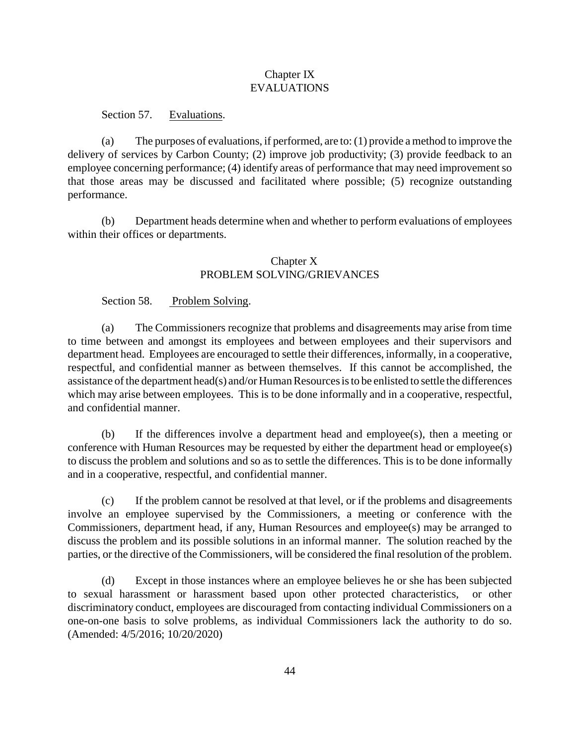## Chapter IX
## EVALUATIONS

Section 57. Evaluations.

(a) The purposes of evaluations, if performed, are to: (1) provide a method to improve the delivery of services by Carbon County; (2) improve job productivity; (3) provide feedback to an employee concerning performance; (4) identify areas of performance that may need improvement so that those areas may be discussed and facilitated where possible; (5) recognize outstanding performance.

(b) Department heads determine when and whether to perform evaluations of employees within their offices or departments.

## Chapter X
## PROBLEM SOLVING/GRIEVANCES

Section 58. Problem Solving.

(a) The Commissioners recognize that problems and disagreements may arise from time to time between and amongst its employees and between employees and their supervisors and department head. Employees are encouraged to settle their differences, informally, in a cooperative, respectful, and confidential manner as between themselves. If this cannot be accomplished, the assistance of the department head(s) and/or Human Resources is to be enlisted to settle the differences which may arise between employees. This is to be done informally and in a cooperative, respectful, and confidential manner.

(b) If the differences involve a department head and employee(s), then a meeting or conference with Human Resources may be requested by either the department head or employee(s) to discuss the problem and solutions and so as to settle the differences. This is to be done informally and in a cooperative, respectful, and confidential manner.

(c) If the problem cannot be resolved at that level, or if the problems and disagreements involve an employee supervised by the Commissioners, a meeting or conference with the Commissioners, department head, if any, Human Resources and employee(s) may be arranged to discuss the problem and its possible solutions in an informal manner. The solution reached by the parties, or the directive of the Commissioners, will be considered the final resolution of the problem.

(d) Except in those instances where an employee believes he or she has been subjected to sexual harassment or harassment based upon other protected characteristics, or other discriminatory conduct, employees are discouraged from contacting individual Commissioners on a one-on-one basis to solve problems, as individual Commissioners lack the authority to do so. (Amended: 4/5/2016; 10/20/2020)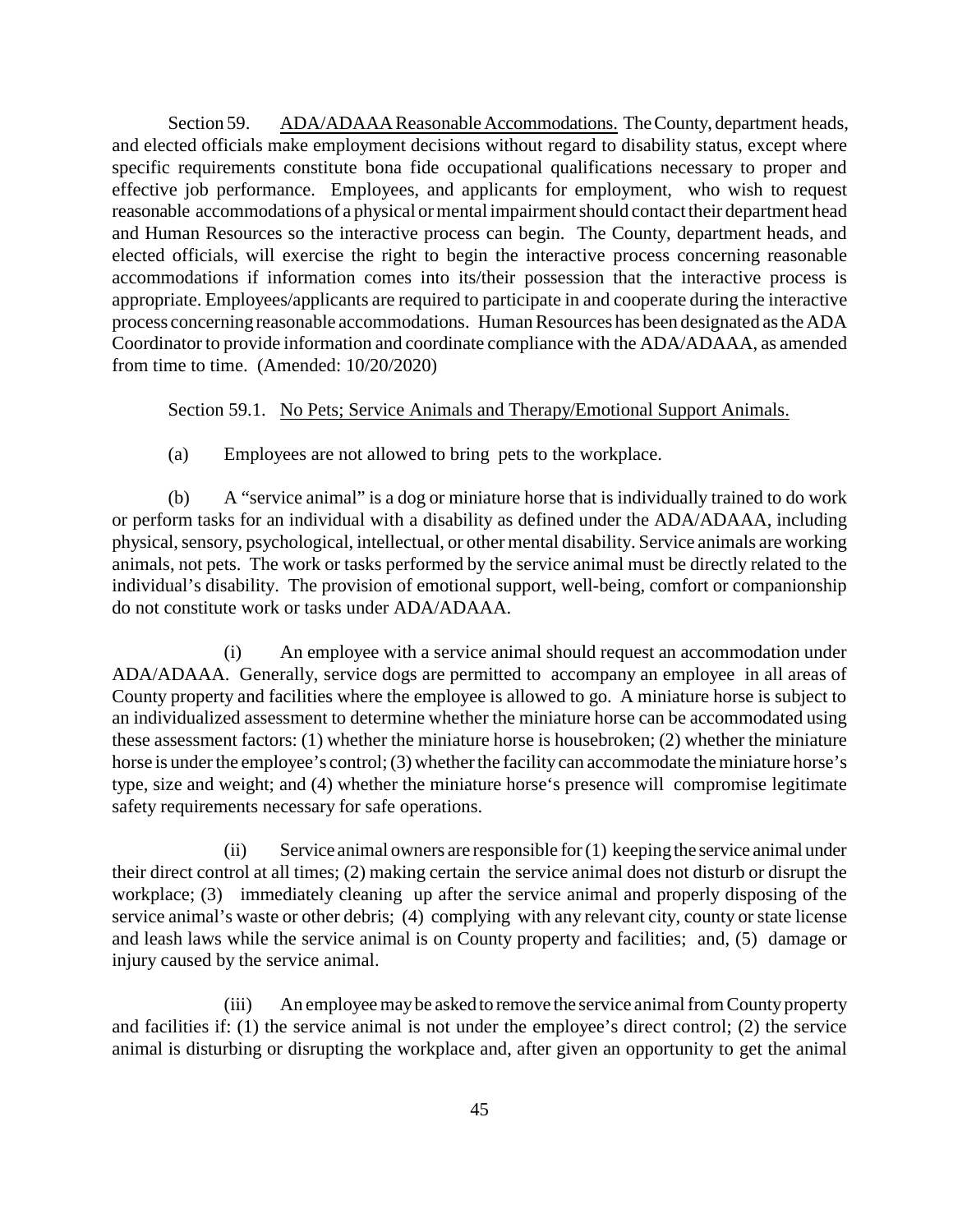Section 59. <u>ADA/ADAAA Reasonable Accommodations.</u> The County, department heads, and elected officials make employment decisions without regard to disability status, except where specific requirements constitute bona fide occupational qualifications necessary to proper and effective job performance. Employees, and applicants for employment, who wish to request reasonable accommodations of a physical or mental impairment should contact their department head and Human Resources so the interactive process can begin. The County, department heads, and elected officials, will exercise the right to begin the interactive process concerning reasonable accommodations if information comes into its/their possession that the interactive process is appropriate. Employees/applicants are required to participate in and cooperate during the interactive process concerning reasonable accommodations. Human Resources has been designated as the ADA Coordinator to provide information and coordinate compliance with the ADA/ADAAA, as amended from time to time. (Amended: 10/20/2020)

Section 59.1. <u>No Pets; Service Animals and Therapy/Emotional Support Animals.</u>

(a) Employees are not allowed to bring pets to the workplace.

(b) A "service animal" is a dog or miniature horse that is individually trained to do work or perform tasks for an individual with a disability as defined under the ADA/ADAAA, including physical, sensory, psychological, intellectual, or other mental disability. Service animals are working animals, not pets. The work or tasks performed by the service animal must be directly related to the individual's disability. The provision of emotional support, well-being, comfort or companionship do not constitute work or tasks under ADA/ADAAA.

(i) An employee with a service animal should request an accommodation under ADA/ADAAA. Generally, service dogs are permitted to accompany an employee in all areas of County property and facilities where the employee is allowed to go. A miniature horse is subject to an individualized assessment to determine whether the miniature horse can be accommodated using these assessment factors: (1) whether the miniature horse is housebroken; (2) whether the miniature horse is under the employee's control; (3) whether the facility can accommodate the miniature horse's type, size and weight; and (4) whether the miniature horse's presence will compromise legitimate safety requirements necessary for safe operations.

(ii) Service animal owners are responsible for (1) keeping the service animal under their direct control at all times; (2) making certain the service animal does not disturb or disrupt the workplace; (3) immediately cleaning up after the service animal and properly disposing of the service animal's waste or other debris; (4) complying with any relevant city, county or state license and leash laws while the service animal is on County property and facilities; and, (5) damage or injury caused by the service animal.

(iii) An employee may be asked to remove the service animal from County property and facilities if: (1) the service animal is not under the employee's direct control; (2) the service animal is disturbing or disrupting the workplace and, after given an opportunity to get the animal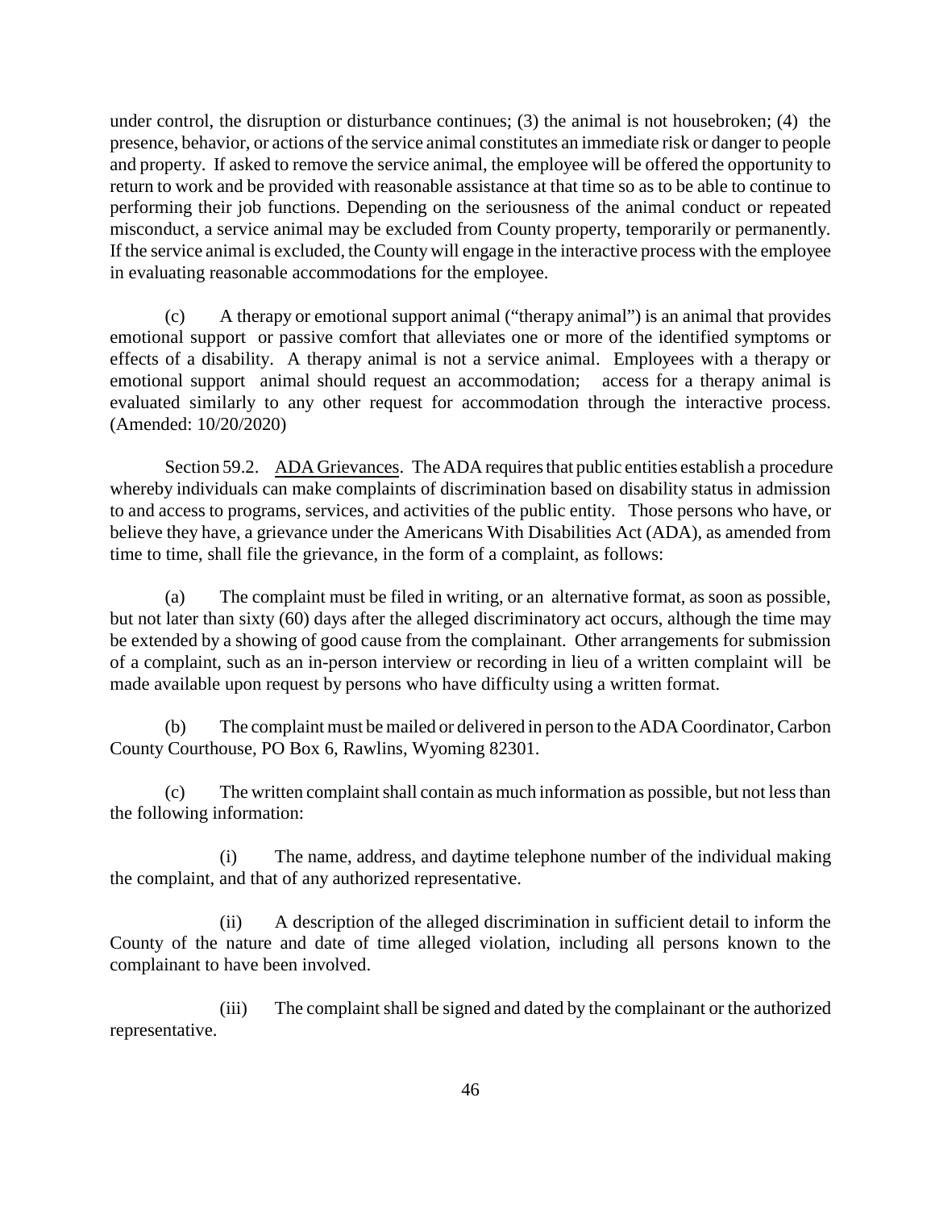under control, the disruption or disturbance continues; (3) the animal is not housebroken; (4) the presence, behavior, or actions of the service animal constitutes an immediate risk or danger to people and property. If asked to remove the service animal, the employee will be offered the opportunity to return to work and be provided with reasonable assistance at that time so as to be able to continue to performing their job functions. Depending on the seriousness of the animal conduct or repeated misconduct, a service animal may be excluded from County property, temporarily or permanently. If the service animal is excluded, the County will engage in the interactive process with the employee in evaluating reasonable accommodations for the employee.

(c) A therapy or emotional support animal ("therapy animal") is an animal that provides emotional support or passive comfort that alleviates one or more of the identified symptoms or effects of a disability. A therapy animal is not a service animal. Employees with a therapy or emotional support animal should request an accommodation; access for a therapy animal is evaluated similarly to any other request for accommodation through the interactive process. (Amended: 10/20/2020)

Section 59.2. ADA Grievances. The ADA requires that public entities establish a procedure whereby individuals can make complaints of discrimination based on disability status in admission to and access to programs, services, and activities of the public entity. Those persons who have, or believe they have, a grievance under the Americans With Disabilities Act (ADA), as amended from time to time, shall file the grievance, in the form of a complaint, as follows:

(a) The complaint must be filed in writing, or an alternative format, as soon as possible, but not later than sixty (60) days after the alleged discriminatory act occurs, although the time may be extended by a showing of good cause from the complainant. Other arrangements for submission of a complaint, such as an in-person interview or recording in lieu of a written complaint will be made available upon request by persons who have difficulty using a written format.

(b) The complaint must be mailed or delivered in person to the ADA Coordinator, Carbon County Courthouse, PO Box 6, Rawlins, Wyoming 82301.

(c) The written complaint shall contain as much information as possible, but not less than the following information:

(i) The name, address, and daytime telephone number of the individual making the complaint, and that of any authorized representative.

(ii) A description of the alleged discrimination in sufficient detail to inform the County of the nature and date of time alleged violation, including all persons known to the complainant to have been involved.

(iii) The complaint shall be signed and dated by the complainant or the authorized representative.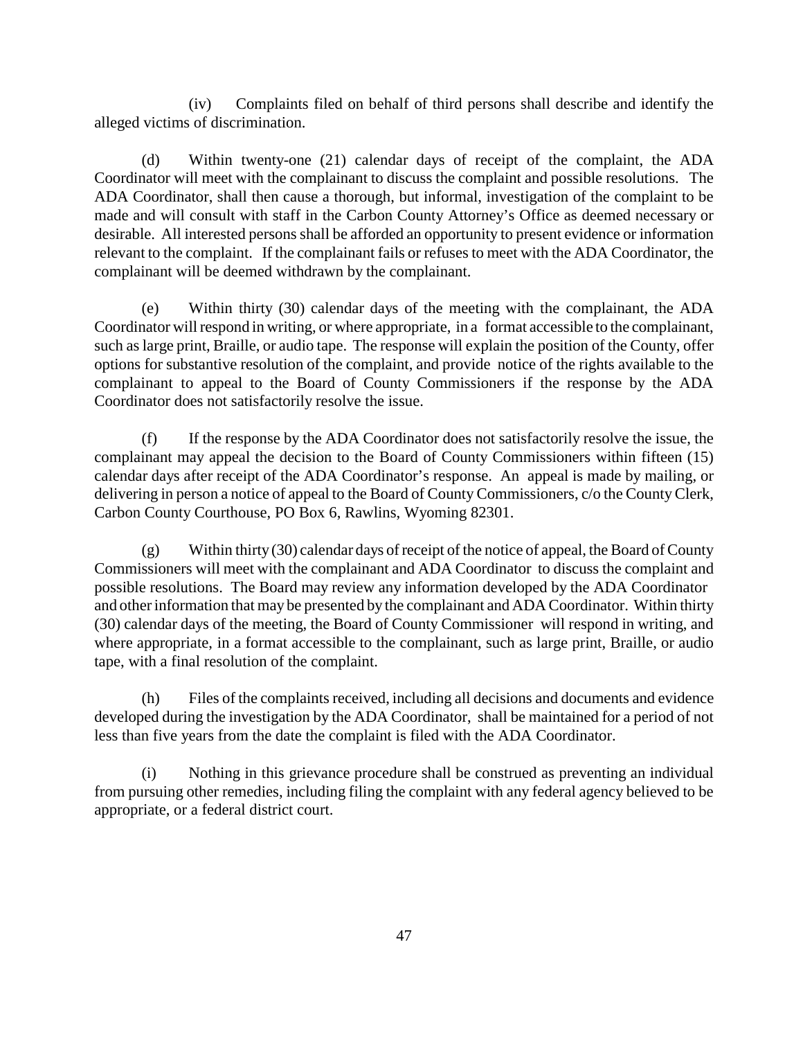(iv) Complaints filed on behalf of third persons shall describe and identify the alleged victims of discrimination.

(d) Within twenty-one (21) calendar days of receipt of the complaint, the ADA Coordinator will meet with the complainant to discuss the complaint and possible resolutions. The ADA Coordinator, shall then cause a thorough, but informal, investigation of the complaint to be made and will consult with staff in the Carbon County Attorney's Office as deemed necessary or desirable. All interested persons shall be afforded an opportunity to present evidence or information relevant to the complaint. If the complainant fails or refuses to meet with the ADA Coordinator, the complainant will be deemed withdrawn by the complainant.

(e) Within thirty (30) calendar days of the meeting with the complainant, the ADA Coordinator will respond in writing, or where appropriate, in a format accessible to the complainant, such as large print, Braille, or audio tape. The response will explain the position of the County, offer options for substantive resolution of the complaint, and provide notice of the rights available to the complainant to appeal to the Board of County Commissioners if the response by the ADA Coordinator does not satisfactorily resolve the issue.

(f) If the response by the ADA Coordinator does not satisfactorily resolve the issue, the complainant may appeal the decision to the Board of County Commissioners within fifteen (15) calendar days after receipt of the ADA Coordinator's response. An appeal is made by mailing, or delivering in person a notice of appeal to the Board of County Commissioners, c/o the County Clerk, Carbon County Courthouse, PO Box 6, Rawlins, Wyoming 82301.

(g) Within thirty (30) calendar days of receipt of the notice of appeal, the Board of County Commissioners will meet with the complainant and ADA Coordinator to discuss the complaint and possible resolutions. The Board may review any information developed by the ADA Coordinator and other information that may be presented by the complainant and ADA Coordinator. Within thirty (30) calendar days of the meeting, the Board of County Commissioner will respond in writing, and where appropriate, in a format accessible to the complainant, such as large print, Braille, or audio tape, with a final resolution of the complaint.

(h) Files of the complaints received, including all decisions and documents and evidence developed during the investigation by the ADA Coordinator, shall be maintained for a period of not less than five years from the date the complaint is filed with the ADA Coordinator.

(i) Nothing in this grievance procedure shall be construed as preventing an individual from pursuing other remedies, including filing the complaint with any federal agency believed to be appropriate, or a federal district court.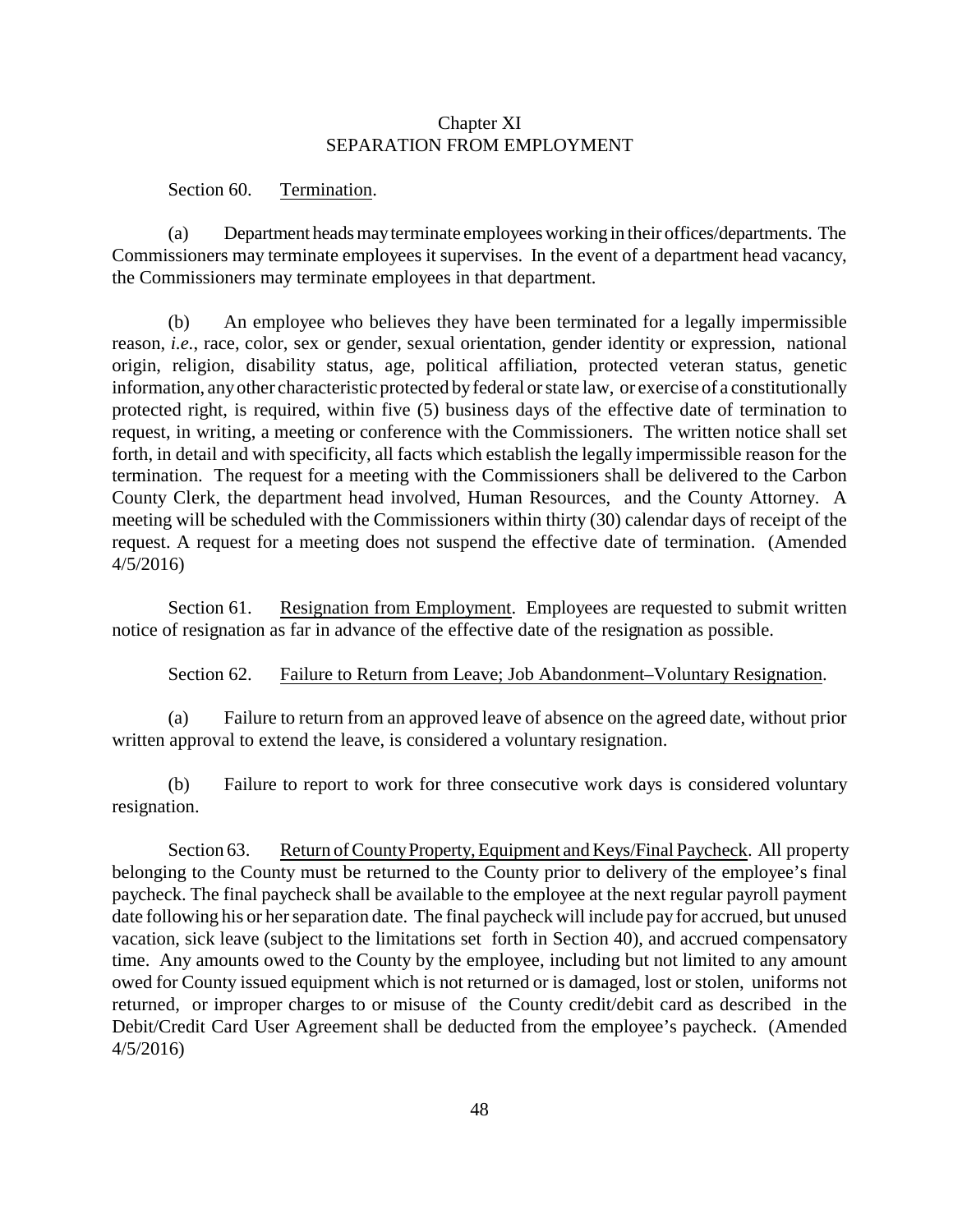## Chapter XI
## SEPARATION FROM EMPLOYMENT

Section 60. Termination.

(a) Department heads may terminate employees working in their offices/departments. The Commissioners may terminate employees it supervises. In the event of a department head vacancy, the Commissioners may terminate employees in that department.

(b) An employee who believes they have been terminated for a legally impermissible reason, *i.e.*, race, color, sex or gender, sexual orientation, gender identity or expression, national origin, religion, disability status, age, political affiliation, protected veteran status, genetic information, any other characteristic protected by federal or state law, or exercise of a constitutionally protected right, is required, within five (5) business days of the effective date of termination to request, in writing, a meeting or conference with the Commissioners. The written notice shall set forth, in detail and with specificity, all facts which establish the legally impermissible reason for the termination. The request for a meeting with the Commissioners shall be delivered to the Carbon County Clerk, the department head involved, Human Resources, and the County Attorney. A meeting will be scheduled with the Commissioners within thirty (30) calendar days of receipt of the request. A request for a meeting does not suspend the effective date of termination. (Amended 4/5/2016)

Section 61. Resignation from Employment. Employees are requested to submit written notice of resignation as far in advance of the effective date of the resignation as possible.

Section 62. Failure to Return from Leave; Job Abandonment–Voluntary Resignation.

(a) Failure to return from an approved leave of absence on the agreed date, without prior written approval to extend the leave, is considered a voluntary resignation.

(b) Failure to report to work for three consecutive work days is considered voluntary resignation.

Section 63. Return of County Property, Equipment and Keys/Final Paycheck. All property belonging to the County must be returned to the County prior to delivery of the employee's final paycheck. The final paycheck shall be available to the employee at the next regular payroll payment date following his or her separation date. The final paycheck will include pay for accrued, but unused vacation, sick leave (subject to the limitations set forth in Section 40), and accrued compensatory time. Any amounts owed to the County by the employee, including but not limited to any amount owed for County issued equipment which is not returned or is damaged, lost or stolen, uniforms not returned, or improper charges to or misuse of the County credit/debit card as described in the Debit/Credit Card User Agreement shall be deducted from the employee's paycheck. (Amended 4/5/2016)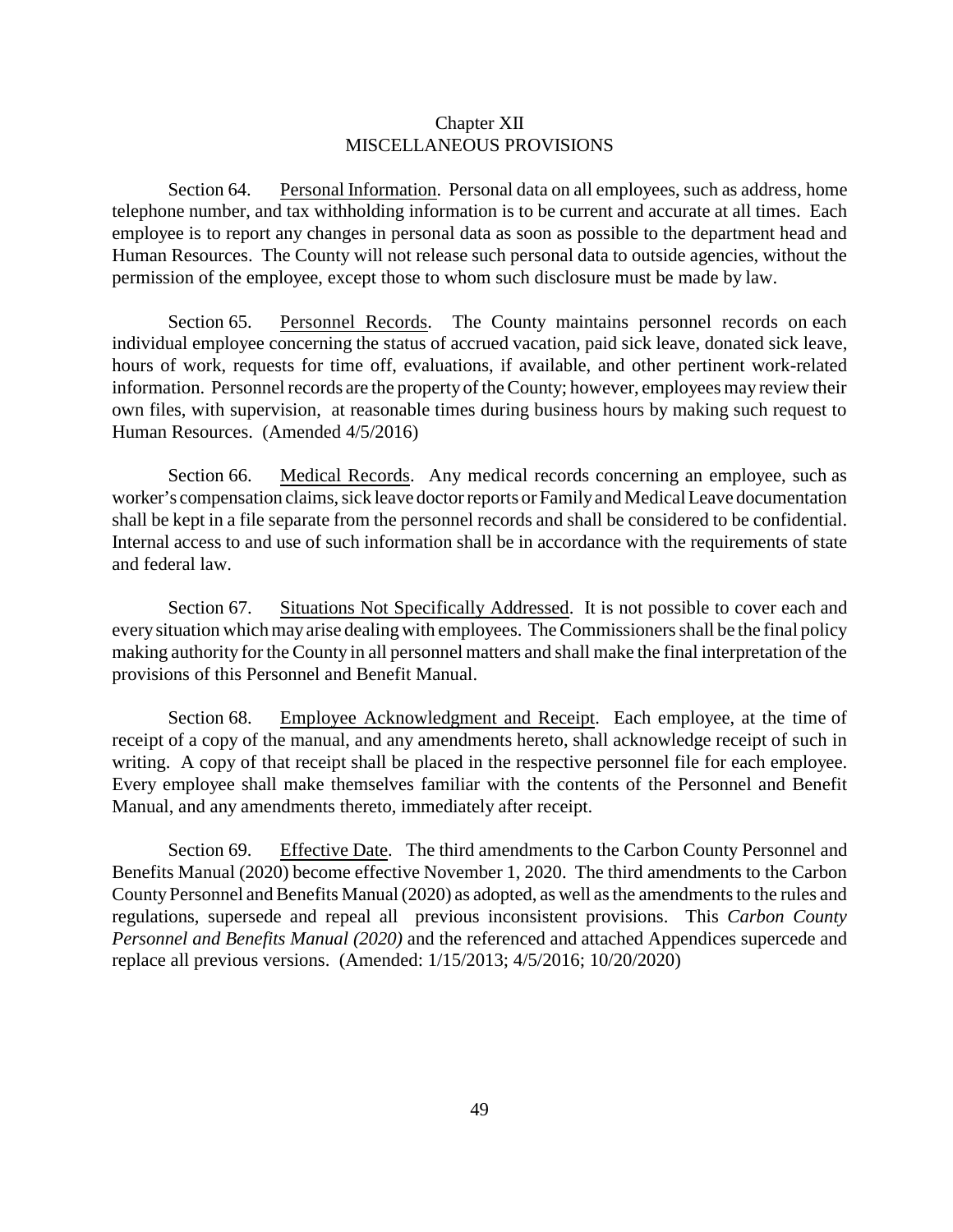## Chapter XII
## MISCELLANEOUS PROVISIONS

Section 64. Personal Information. Personal data on all employees, such as address, home telephone number, and tax withholding information is to be current and accurate at all times. Each employee is to report any changes in personal data as soon as possible to the department head and Human Resources. The County will not release such personal data to outside agencies, without the permission of the employee, except those to whom such disclosure must be made by law.

Section 65. Personnel Records. The County maintains personnel records on each individual employee concerning the status of accrued vacation, paid sick leave, donated sick leave, hours of work, requests for time off, evaluations, if available, and other pertinent work-related information. Personnel records are the property of the County; however, employees may review their own files, with supervision, at reasonable times during business hours by making such request to Human Resources. (Amended 4/5/2016)

Section 66. Medical Records. Any medical records concerning an employee, such as worker's compensation claims, sick leave doctor reports or Family and Medical Leave documentation shall be kept in a file separate from the personnel records and shall be considered to be confidential. Internal access to and use of such information shall be in accordance with the requirements of state and federal law.

Section 67. Situations Not Specifically Addressed. It is not possible to cover each and every situation which may arise dealing with employees. The Commissioners shall be the final policy making authority for the County in all personnel matters and shall make the final interpretation of the provisions of this Personnel and Benefit Manual.

Section 68. Employee Acknowledgment and Receipt. Each employee, at the time of receipt of a copy of the manual, and any amendments hereto, shall acknowledge receipt of such in writing. A copy of that receipt shall be placed in the respective personnel file for each employee. Every employee shall make themselves familiar with the contents of the Personnel and Benefit Manual, and any amendments thereto, immediately after receipt.

Section 69. Effective Date. The third amendments to the Carbon County Personnel and Benefits Manual (2020) become effective November 1, 2020. The third amendments to the Carbon County Personnel and Benefits Manual (2020) as adopted, as well as the amendments to the rules and regulations, supersede and repeal all previous inconsistent provisions. This *Carbon County Personnel and Benefits Manual (2020)* and the referenced and attached Appendices supercede and replace all previous versions. (Amended: 1/15/2013; 4/5/2016; 10/20/2020)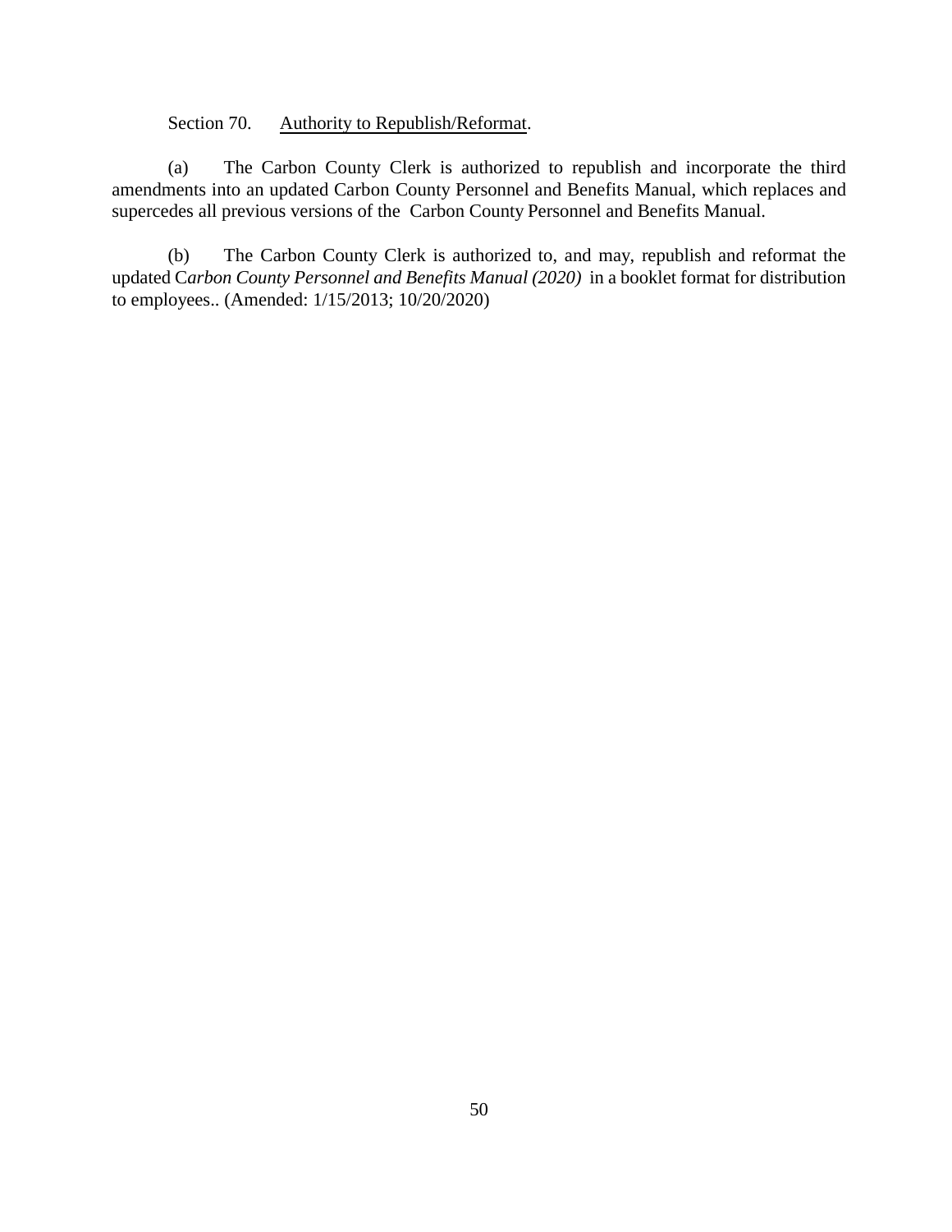Section 70. Authority to Republish/Reformat.

(a) The Carbon County Clerk is authorized to republish and incorporate the third amendments into an updated Carbon County Personnel and Benefits Manual, which replaces and supercedes all previous versions of the Carbon County Personnel and Benefits Manual.

(b) The Carbon County Clerk is authorized to, and may, republish and reformat the updated C*arbon County Personnel and Benefits Manual (2020)* in a booklet format for distribution to employees.. (Amended: 1/15/2013; 10/20/2020)